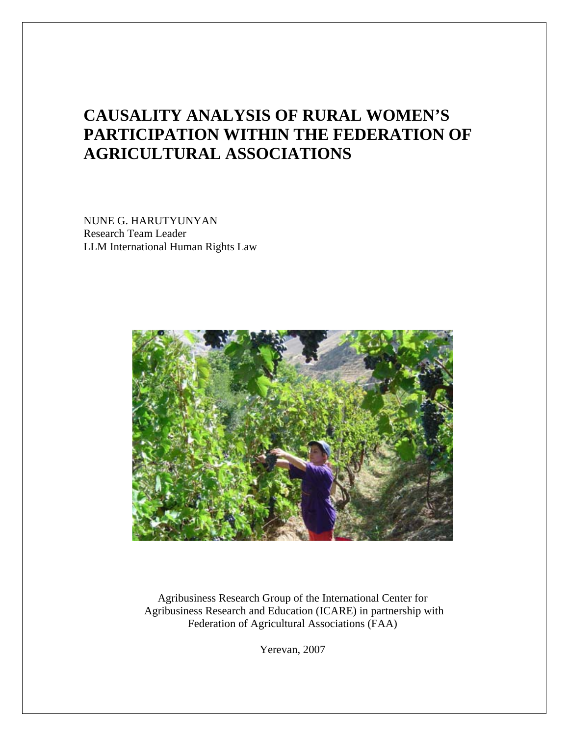# CAUSALITY ANALYSIS OF RURAL WOMEN'S PARTICIPATION WITHIN THE FEDERATION OF AGRICULTURAL ASSOCIATIONS

NUNE G. HARUTYUNYAN
Research Team Leader
LLM International Human Rights Law

Agribusiness Research Group of the International Center for Agribusiness Research and Education (ICARE) in partnership with Federation of Agricultural Associations (FAA)

Yerevan, 2007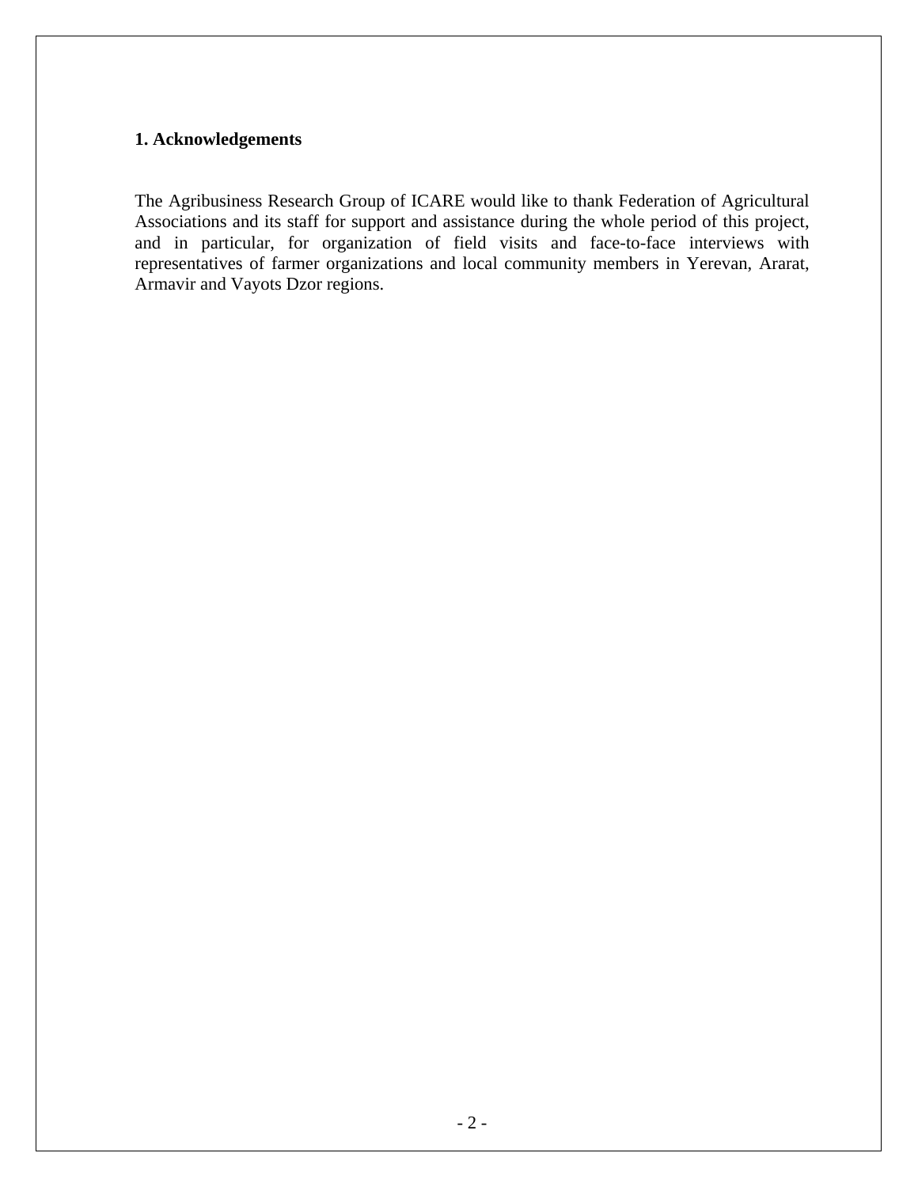## 1. Acknowledgements

The Agribusiness Research Group of ICARE would like to thank Federation of Agricultural Associations and its staff for support and assistance during the whole period of this project, and in particular, for organization of field visits and face-to-face interviews with representatives of farmer organizations and local community members in Yerevan, Ararat, Armavir and Vayots Dzor regions.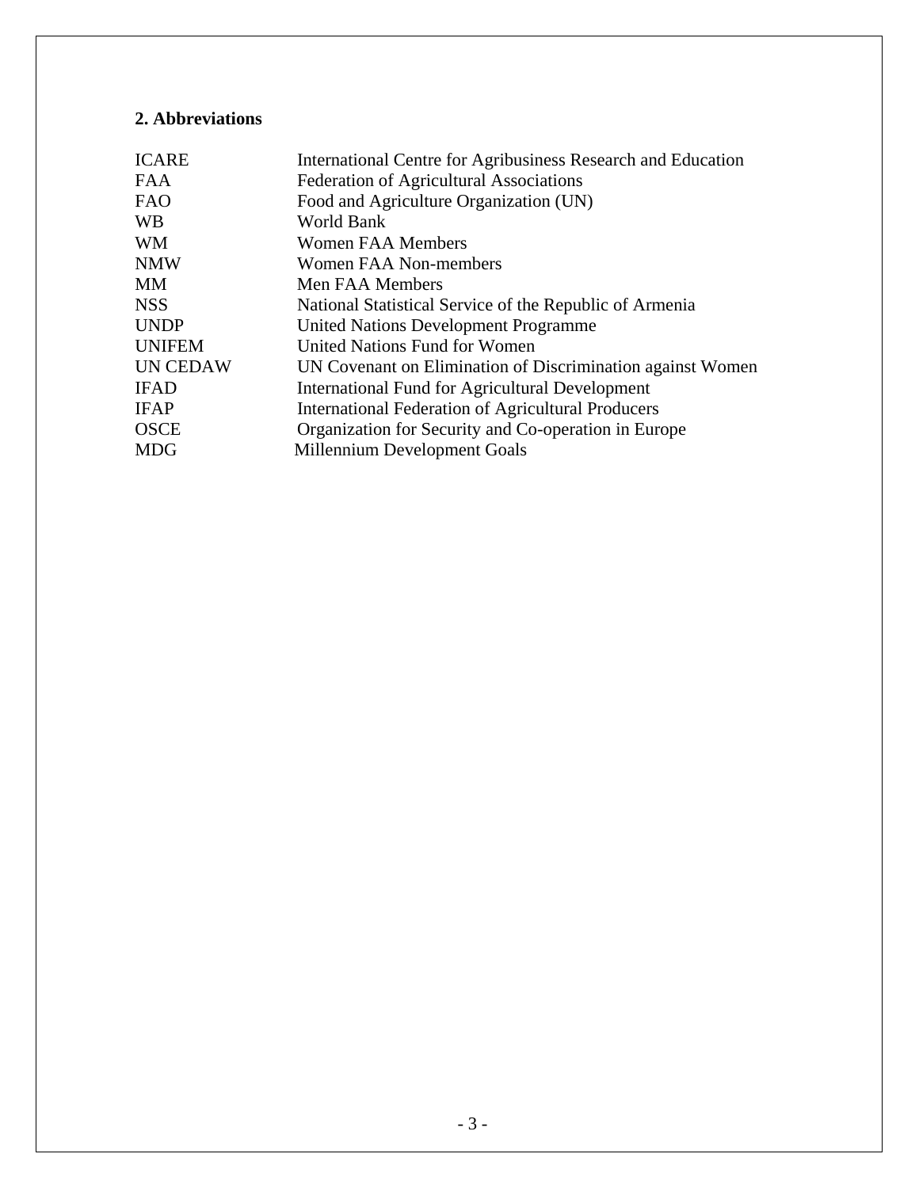## 2. Abbreviations

| | |
|---|---|
| ICARE | International Centre for Agribusiness Research and Education |
| FAA | Federation of Agricultural Associations |
| FAO | Food and Agriculture Organization (UN) |
| WB | World Bank |
| WM | Women FAA Members |
| NMW | Women FAA Non-members |
| MM | Men FAA Members |
| NSS | National Statistical Service of the Republic of Armenia |
| UNDP | United Nations Development Programme |
| UNIFEM | United Nations Fund for Women |
| UN CEDAW | UN Covenant on Elimination of Discrimination against Women |
| IFAD | International Fund for Agricultural Development |
| IFAP | International Federation of Agricultural Producers |
| OSCE | Organization for Security and Co-operation in Europe |
| MDG | Millennium Development Goals |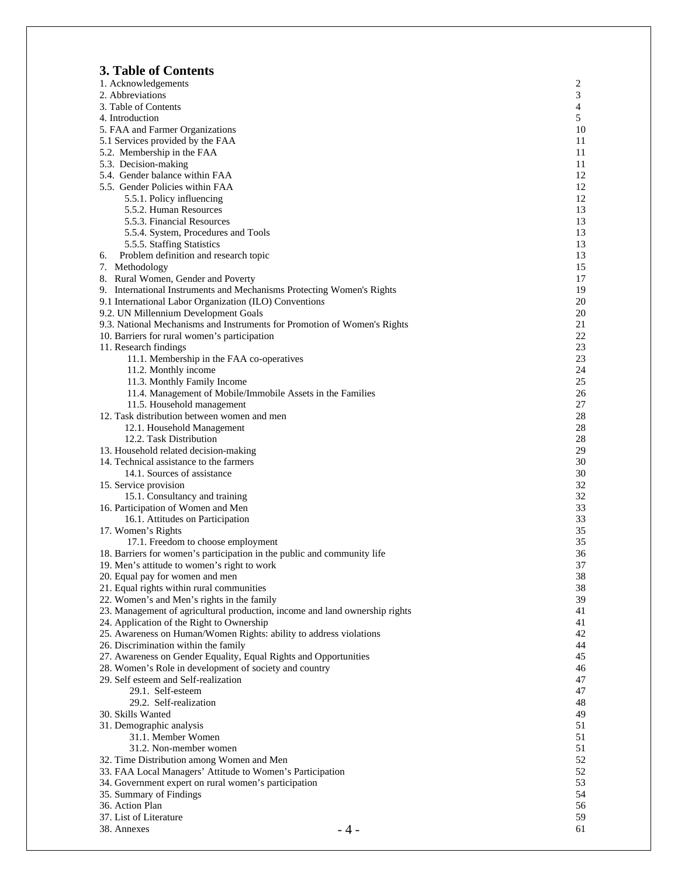## 3. Table of Contents

| | |
|---|---|
| 1. Acknowledgements | 2 |
| 2. Abbreviations | 3 |
| 3. Table of Contents | 4 |
| 4. Introduction | 5 |
| 5. FAA and Farmer Organizations | 10 |
| 5.1 Services provided by the FAA | 11 |
| 5.2. Membership in the FAA | 11 |
| 5.3. Decision-making | 11 |
| 5.4. Gender balance within FAA | 12 |
| 5.5. Gender Policies within FAA | 12 |
| 5.5.1. Policy influencing | 12 |
| 5.5.2. Human Resources | 13 |
| 5.5.3. Financial Resources | 13 |
| 5.5.4. System, Procedures and Tools | 13 |
| 5.5.5. Staffing Statistics | 13 |
| 6. Problem definition and research topic | 13 |
| 7. Methodology | 15 |
| 8. Rural Women, Gender and Poverty | 17 |
| 9. International Instruments and Mechanisms Protecting Women's Rights | 19 |
| 9.1 International Labor Organization (ILO) Conventions | 20 |
| 9.2. UN Millennium Development Goals | 20 |
| 9.3. National Mechanisms and Instruments for Promotion of Women's Rights | 21 |
| 10. Barriers for rural women's participation | 22 |
| 11. Research findings | 23 |
| 11.1. Membership in the FAA co-operatives | 23 |
| 11.2. Monthly income | 24 |
| 11.3. Monthly Family Income | 25 |
| 11.4. Management of Mobile/Immobile Assets in the Families | 26 |
| 11.5. Household management | 27 |
| 12. Task distribution between women and men | 28 |
| 12.1. Household Management | 28 |
| 12.2. Task Distribution | 28 |
| 13. Household related decision-making | 29 |
| 14. Technical assistance to the farmers | 30 |
| 14.1. Sources of assistance | 30 |
| 15. Service provision | 32 |
| 15.1. Consultancy and training | 32 |
| 16. Participation of Women and Men | 33 |
| 16.1. Attitudes on Participation | 33 |
| 17. Women's Rights | 35 |
| 17.1. Freedom to choose employment | 35 |
| 18. Barriers for women's participation in the public and community life | 36 |
| 19. Men's attitude to women's right to work | 37 |
| 20. Equal pay for women and men | 38 |
| 21. Equal rights within rural communities | 38 |
| 22. Women's and Men's rights in the family | 39 |
| 23. Management of agricultural production, income and land ownership rights | 41 |
| 24. Application of the Right to Ownership | 41 |
| 25. Awareness on Human/Women Rights: ability to address violations | 42 |
| 26. Discrimination within the family | 44 |
| 27. Awareness on Gender Equality, Equal Rights and Opportunities | 45 |
| 28. Women's Role in development of society and country | 46 |
| 29. Self esteem and Self-realization | 47 |
| 29.1. Self-esteem | 47 |
| 29.2. Self-realization | 48 |
| 30. Skills Wanted | 49 |
| 31. Demographic analysis | 51 |
| 31.1. Member Women | 51 |
| 31.2. Non-member women | 51 |
| 32. Time Distribution among Women and Men | 52 |
| 33. FAA Local Managers' Attitude to Women's Participation | 52 |
| 34. Government expert on rural women's participation | 53 |
| 35. Summary of Findings | 54 |
| 36. Action Plan | 56 |
| 37. List of Literature | 59 |
| 38. Annexes | 61 |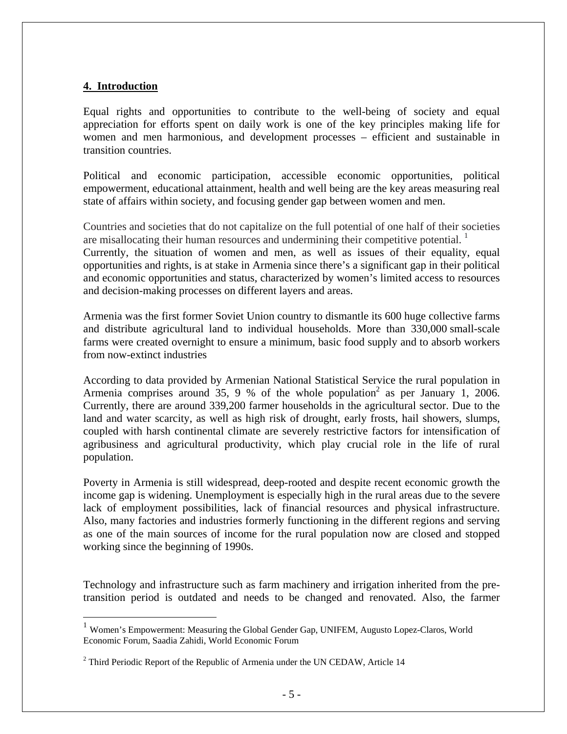## 4. Introduction

Equal rights and opportunities to contribute to the well-being of society and equal appreciation for efforts spent on daily work is one of the key principles making life for women and men harmonious, and development processes – efficient and sustainable in transition countries.

Political and economic participation, accessible economic opportunities, political empowerment, educational attainment, health and well being are the key areas measuring real state of affairs within society, and focusing gender gap between women and men.

Countries and societies that do not capitalize on the full potential of one half of their societies are misallocating their human resources and undermining their competitive potential. [1]
Currently, the situation of women and men, as well as issues of their equality, equal opportunities and rights, is at stake in Armenia since there's a significant gap in their political and economic opportunities and status, characterized by women's limited access to resources and decision-making processes on different layers and areas.

Armenia was the first former Soviet Union country to dismantle its 600 huge collective farms and distribute agricultural land to individual households. More than 330,000 small-scale farms were created overnight to ensure a minimum, basic food supply and to absorb workers from now-extinct industries

According to data provided by Armenian National Statistical Service the rural population in Armenia comprises around 35, 9 % of the whole population[2] as per January 1, 2006. Currently, there are around 339,200 farmer households in the agricultural sector. Due to the land and water scarcity, as well as high risk of drought, early frosts, hail showers, slumps, coupled with harsh continental climate are severely restrictive factors for intensification of agribusiness and agricultural productivity, which play crucial role in the life of rural population.

Poverty in Armenia is still widespread, deep-rooted and despite recent economic growth the income gap is widening. Unemployment is especially high in the rural areas due to the severe lack of employment possibilities, lack of financial resources and physical infrastructure. Also, many factories and industries formerly functioning in the different regions and serving as one of the main sources of income for the rural population now are closed and stopped working since the beginning of 1990s.

Technology and infrastructure such as farm machinery and irrigation inherited from the pre-transition period is outdated and needs to be changed and renovated. Also, the farmer

---

[1] Women's Empowerment: Measuring the Global Gender Gap, UNIFEM, Augusto Lopez-Claros, World Economic Forum, Saadia Zahidi, World Economic Forum

[2] Third Periodic Report of the Republic of Armenia under the UN CEDAW, Article 14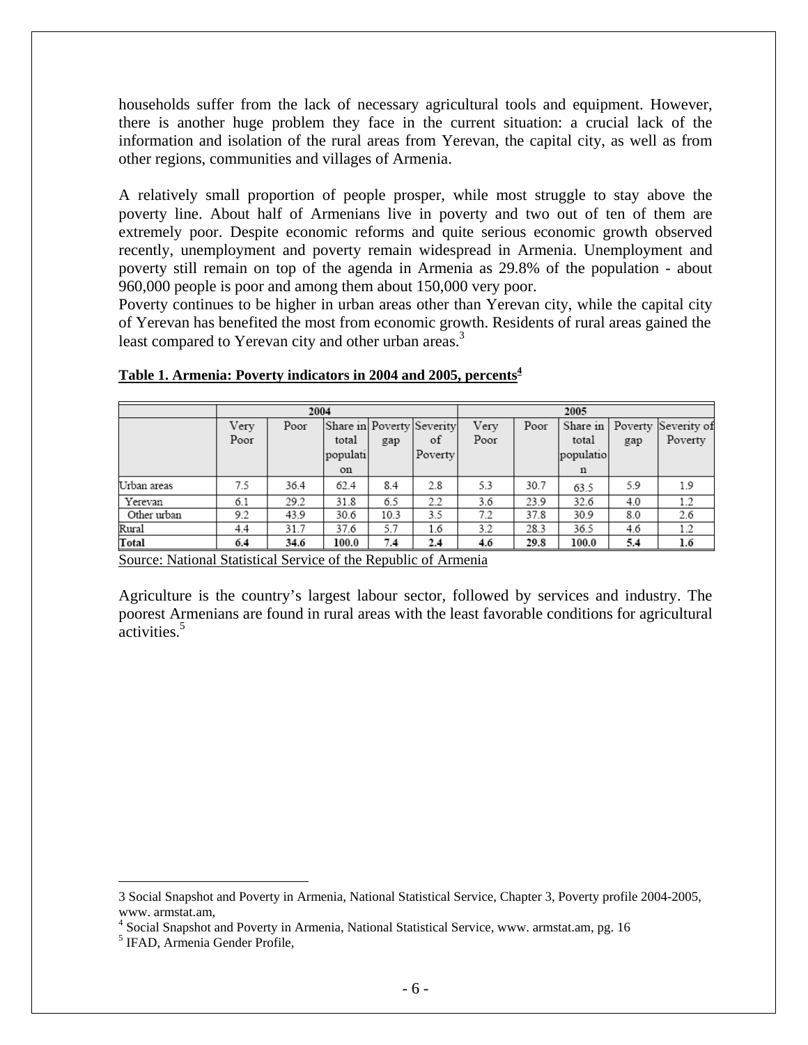households suffer from the lack of necessary agricultural tools and equipment. However, there is another huge problem they face in the current situation: a crucial lack of the information and isolation of the rural areas from Yerevan, the capital city, as well as from other regions, communities and villages of Armenia.

A relatively small proportion of people prosper, while most struggle to stay above the poverty line. About half of Armenians live in poverty and two out of ten of them are extremely poor. Despite economic reforms and quite serious economic growth observed recently, unemployment and poverty remain widespread in Armenia. Unemployment and poverty still remain on top of the agenda in Armenia as 29.8% of the population - about 960,000 people is poor and among them about 150,000 very poor.
Poverty continues to be higher in urban areas other than Yerevan city, while the capital city of Yerevan has benefited the most from economic growth. Residents of rural areas gained the least compared to Yerevan city and other urban areas.[3]

**Table 1. Armenia: Poverty indicators in 2004 and 2005, percents[4]**

| | 2004 | | | | | 2005 | | | | |
|---|---|---|---|---|---|---|---|---|---|---|
| | Very Poor | Poor | Share in total population | Poverty gap | Severity of Poverty | Very Poor | Poor | Share in total population | Poverty gap | Severity of Poverty |
| Urban areas | 7.5 | 36.4 | 62.4 | 8.4 | 2.8 | 5.3 | 30.7 | 63.5 | 5.9 | 1.9 |
| Yerevan | 6.1 | 29.2 | 31.8 | 6.5 | 2.2 | 3.6 | 23.9 | 32.6 | 4.0 | 1.2 |
| Other urban | 9.2 | 43.9 | 30.6 | 10.3 | 3.5 | 7.2 | 37.8 | 30.9 | 8.0 | 2.6 |
| Rural | 4.4 | 31.7 | 37.6 | 5.7 | 1.6 | 3.2 | 28.3 | 36.5 | 4.6 | 1.2 |
| **Total** | **6.4** | **34.6** | **100.0** | **7.4** | **2.4** | **4.6** | **29.8** | **100.0** | **5.4** | **1.6** |

Source: National Statistical Service of the Republic of Armenia

Agriculture is the country's largest labour sector, followed by services and industry. The poorest Armenians are found in rural areas with the least favorable conditions for agricultural activities.[5]

---

3 Social Snapshot and Poverty in Armenia, National Statistical Service, Chapter 3, Poverty profile 2004-2005, www. armstat.am,

4 Social Snapshot and Poverty in Armenia, National Statistical Service, www. armstat.am, pg. 16

5 IFAD, Armenia Gender Profile,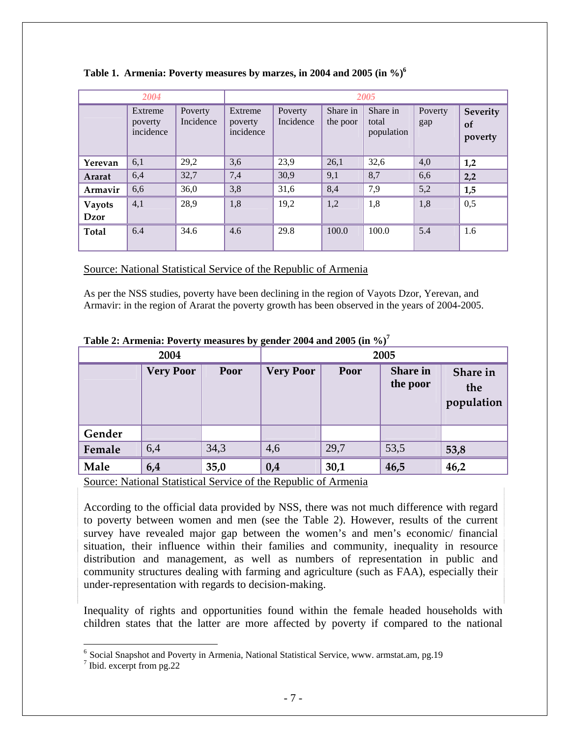**Table 1. Armenia: Poverty measures by marzes, in 2004 and 2005 (in %)[6]**

| | *2004* | | *2005* | | | | | |
|---|---|---|---|---|---|---|---|---|
| | Extreme poverty incidence | Poverty Incidence | Extreme poverty incidence | Poverty Incidence | Share in the poor | Share in total population | Poverty gap | **Severity of poverty** |
| **Yerevan** | 6,1 | 29,2 | 3,6 | 23,9 | 26,1 | 32,6 | 4,0 | **1,2** |
| **Ararat** | 6,4 | 32,7 | 7,4 | 30,9 | 9,1 | 8,7 | 6,6 | **2,2** |
| **Armavir** | 6,6 | 36,0 | 3,8 | 31,6 | 8,4 | 7,9 | 5,2 | **1,5** |
| **Vayots Dzor** | 4,1 | 28,9 | 1,8 | 19,2 | 1,2 | 1,8 | 1,8 | 0,5 |
| **Total** | 6.4 | 34.6 | 4.6 | 29.8 | 100.0 | 100.0 | 5.4 | 1.6 |

Source: National Statistical Service of the Republic of Armenia

As per the NSS studies, poverty have been declining in the region of Vayots Dzor, Yerevan, and Armavir: in the region of Ararat the poverty growth has been observed in the years of 2004-2005.

**Table 2: Armenia: Poverty measures by gender 2004 and 2005 (in %)[7]**

| | **2004** | | **2005** | | | |
|---|---|---|---|---|---|---|
| | **Very Poor** | **Poor** | **Very Poor** | **Poor** | **Share in the poor** | **Share in the population** |
| **Gender** | | | | | | |
| **Female** | 6,4 | 34,3 | 4,6 | 29,7 | 53,5 | **53,8** |
| **Male** | **6,4** | **35,0** | **0,4** | **30,1** | **46,5** | **46,2** |

Source: National Statistical Service of the Republic of Armenia

According to the official data provided by NSS, there was not much difference with regard to poverty between women and men (see the Table 2). However, results of the current survey have revealed major gap between the women's and men's economic/ financial situation, their influence within their families and community, inequality in resource distribution and management, as well as numbers of representation in public and community structures dealing with farming and agriculture (such as FAA), especially their under-representation with regards to decision-making.

Inequality of rights and opportunities found within the female headed households with children states that the latter are more affected by poverty if compared to the national

[6] Social Snapshot and Poverty in Armenia, National Statistical Service, www.armstat.am, pg.19

[7] Ibid. excerpt from pg.22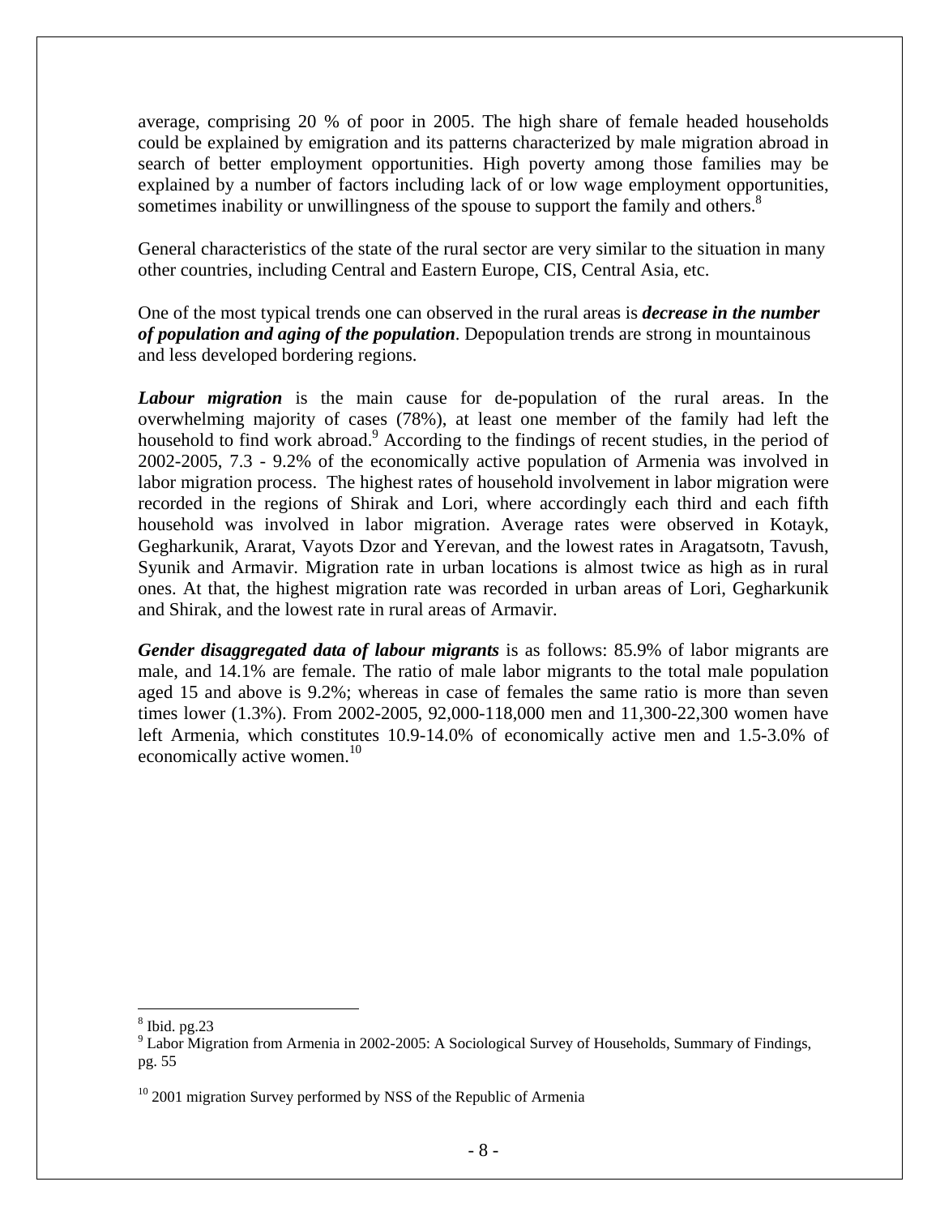average, comprising 20 % of poor in 2005. The high share of female headed households could be explained by emigration and its patterns characterized by male migration abroad in search of better employment opportunities. High poverty among those families may be explained by a number of factors including lack of or low wage employment opportunities, sometimes inability or unwillingness of the spouse to support the family and others.[8]

General characteristics of the state of the rural sector are very similar to the situation in many other countries, including Central and Eastern Europe, CIS, Central Asia, etc.

One of the most typical trends one can observed in the rural areas is ***decrease in the number of population and aging of the population***. Depopulation trends are strong in mountainous and less developed bordering regions.

***Labour migration*** is the main cause for de-population of the rural areas. In the overwhelming majority of cases (78%), at least one member of the family had left the household to find work abroad.[9] According to the findings of recent studies, in the period of 2002-2005, 7.3 - 9.2% of the economically active population of Armenia was involved in labor migration process. The highest rates of household involvement in labor migration were recorded in the regions of Shirak and Lori, where accordingly each third and each fifth household was involved in labor migration. Average rates were observed in Kotayk, Gegharkunik, Ararat, Vayots Dzor and Yerevan, and the lowest rates in Aragatsotn, Tavush, Syunik and Armavir. Migration rate in urban locations is almost twice as high as in rural ones. At that, the highest migration rate was recorded in urban areas of Lori, Gegharkunik and Shirak, and the lowest rate in rural areas of Armavir.

***Gender disaggregated data of labour migrants*** is as follows: 85.9% of labor migrants are male, and 14.1% are female. The ratio of male labor migrants to the total male population aged 15 and above is 9.2%; whereas in case of females the same ratio is more than seven times lower (1.3%). From 2002-2005, 92,000-118,000 men and 11,300-22,300 women have left Armenia, which constitutes 10.9-14.0% of economically active men and 1.5-3.0% of economically active women.[10]

---

[8] Ibid. pg.23

[9] Labor Migration from Armenia in 2002-2005: A Sociological Survey of Households, Summary of Findings, pg. 55

[10] 2001 migration Survey performed by NSS of the Republic of Armenia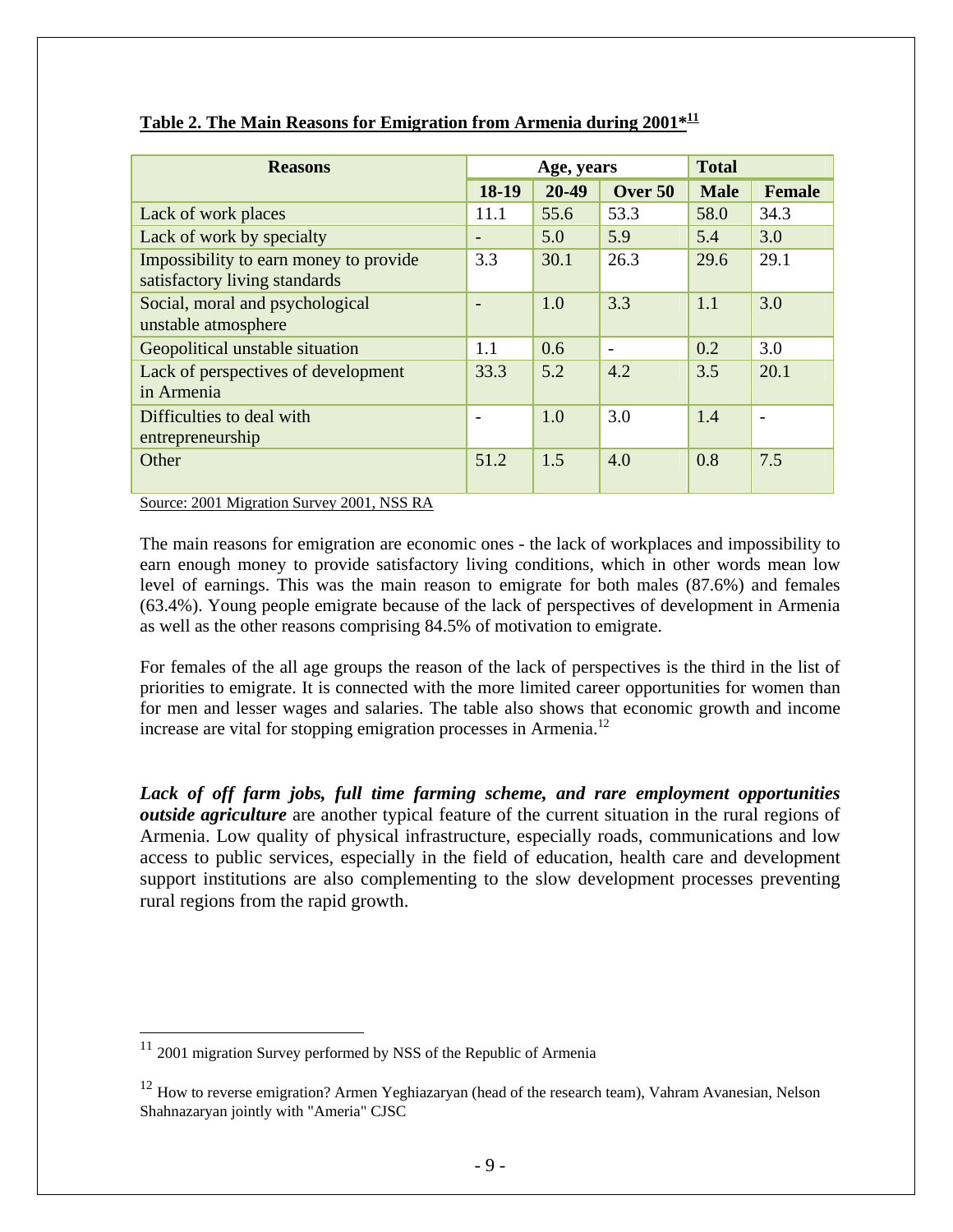**Table 2. The Main Reasons for Emigration from Armenia during 2001*[11]**

| Reasons | Age, years | | | Total | |
|---|---|---|---|---|---|
| | 18-19 | 20-49 | Over 50 | Male | Female |
| Lack of work places | 11.1 | 55.6 | 53.3 | 58.0 | 34.3 |
| Lack of work by specialty | - | 5.0 | 5.9 | 5.4 | 3.0 |
| Impossibility to earn money to provide satisfactory living standards | 3.3 | 30.1 | 26.3 | 29.6 | 29.1 |
| Social, moral and psychological unstable atmosphere | - | 1.0 | 3.3 | 1.1 | 3.0 |
| Geopolitical unstable situation | 1.1 | 0.6 | - | 0.2 | 3.0 |
| Lack of perspectives of development in Armenia | 33.3 | 5.2 | 4.2 | 3.5 | 20.1 |
| Difficulties to deal with entrepreneurship | - | 1.0 | 3.0 | 1.4 | - |
| Other | 51.2 | 1.5 | 4.0 | 0.8 | 7.5 |

Source: 2001 Migration Survey 2001, NSS RA

The main reasons for emigration are economic ones - the lack of workplaces and impossibility to earn enough money to provide satisfactory living conditions, which in other words mean low level of earnings. This was the main reason to emigrate for both males (87.6%) and females (63.4%). Young people emigrate because of the lack of perspectives of development in Armenia as well as the other reasons comprising 84.5% of motivation to emigrate.

For females of the all age groups the reason of the lack of perspectives is the third in the list of priorities to emigrate. It is connected with the more limited career opportunities for women than for men and lesser wages and salaries. The table also shows that economic growth and income increase are vital for stopping emigration processes in Armenia.[12]

***Lack of off farm jobs, full time farming scheme, and rare employment opportunities outside agriculture*** are another typical feature of the current situation in the rural regions of Armenia. Low quality of physical infrastructure, especially roads, communications and low access to public services, especially in the field of education, health care and development support institutions are also complementing to the slow development processes preventing rural regions from the rapid growth.

---

[11] 2001 migration Survey performed by NSS of the Republic of Armenia

[12] How to reverse emigration? Armen Yeghiazaryan (head of the research team), Vahram Avanesian, Nelson Shahnazaryan jointly with "Ameria" CJSC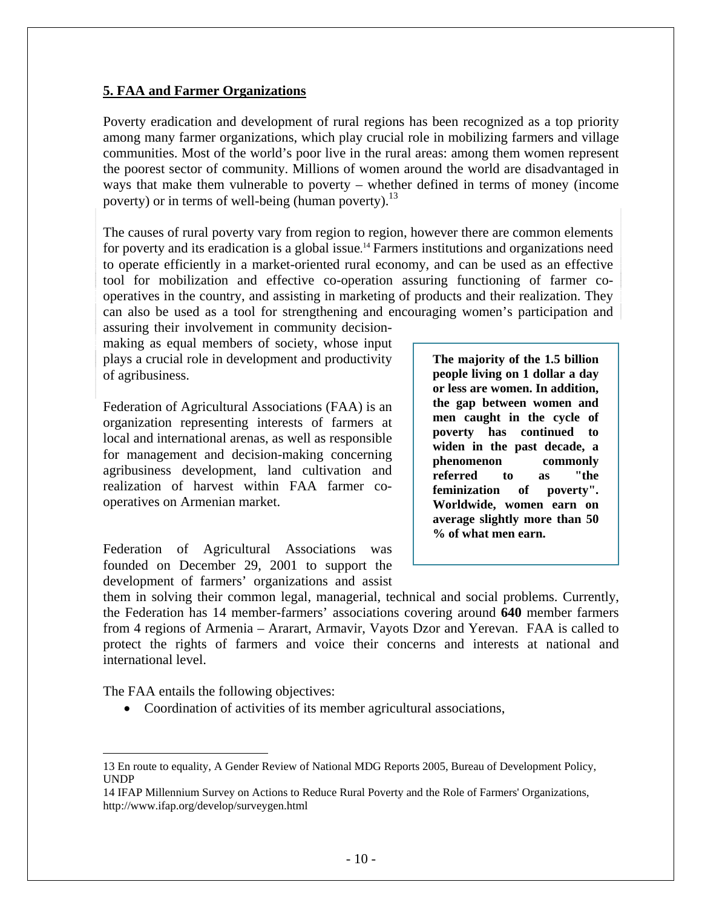## 5. FAA and Farmer Organizations

Poverty eradication and development of rural regions has been recognized as a top priority among many farmer organizations, which play crucial role in mobilizing farmers and village communities. Most of the world's poor live in the rural areas: among them women represent the poorest sector of community. Millions of women around the world are disadvantaged in ways that make them vulnerable to poverty – whether defined in terms of money (income poverty) or in terms of well-being (human poverty).[13]

The causes of rural poverty vary from region to region, however there are common elements for poverty and its eradication is a global issue.[14] Farmers institutions and organizations need to operate efficiently in a market-oriented rural economy, and can be used as an effective tool for mobilization and effective co-operation assuring functioning of farmer co-operatives in the country, and assisting in marketing of products and their realization. They can also be used as a tool for strengthening and encouraging women's participation and assuring their involvement in community decision-making as equal members of society, whose input plays a crucial role in development and productivity of agribusiness.

**The majority of the 1.5 billion people living on 1 dollar a day or less are women. In addition, the gap between women and men caught in the cycle of poverty has continued to widen in the past decade, a phenomenon commonly referred to as "the feminization of poverty". Worldwide, women earn on average slightly more than 50 % of what men earn.**

Federation of Agricultural Associations (FAA) is an organization representing interests of farmers at local and international arenas, as well as responsible for management and decision-making concerning agribusiness development, land cultivation and realization of harvest within FAA farmer co-operatives on Armenian market.

Federation of Agricultural Associations was founded on December 29, 2001 to support the development of farmers' organizations and assist them in solving their common legal, managerial, technical and social problems. Currently, the Federation has 14 member-farmers' associations covering around **640** member farmers from 4 regions of Armenia – Ararart, Armavir, Vayots Dzor and Yerevan. FAA is called to protect the rights of farmers and voice their concerns and interests at national and international level.

The FAA entails the following objectives:

- Coordination of activities of its member agricultural associations,

---

13 En route to equality, A Gender Review of National MDG Reports 2005, Bureau of Development Policy, UNDP

14 IFAP Millennium Survey on Actions to Reduce Rural Poverty and the Role of Farmers' Organizations, http://www.ifap.org/develop/surveygen.html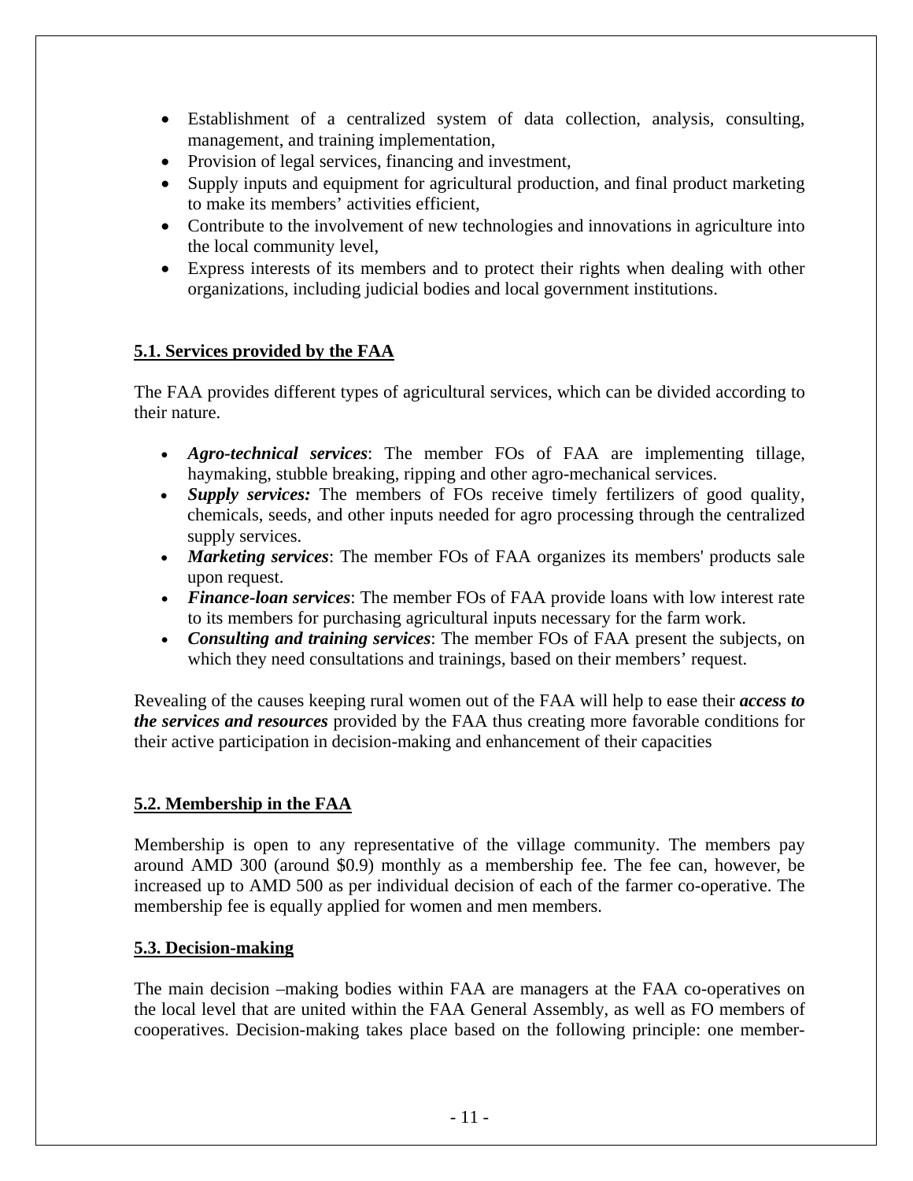- Establishment of a centralized system of data collection, analysis, consulting, management, and training implementation,
- Provision of legal services, financing and investment,
- Supply inputs and equipment for agricultural production, and final product marketing to make its members' activities efficient,
- Contribute to the involvement of new technologies and innovations in agriculture into the local community level,
- Express interests of its members and to protect their rights when dealing with other organizations, including judicial bodies and local government institutions.

## 5.1. Services provided by the FAA

The FAA provides different types of agricultural services, which can be divided according to their nature.

- ***Agro-technical services***: The member FOs of FAA are implementing tillage, haymaking, stubble breaking, ripping and other agro-mechanical services.
- ***Supply services:*** The members of FOs receive timely fertilizers of good quality, chemicals, seeds, and other inputs needed for agro processing through the centralized supply services.
- ***Marketing services***: The member FOs of FAA organizes its members' products sale upon request.
- ***Finance-loan services***: The member FOs of FAA provide loans with low interest rate to its members for purchasing agricultural inputs necessary for the farm work.
- ***Consulting and training services***: The member FOs of FAA present the subjects, on which they need consultations and trainings, based on their members' request.

Revealing of the causes keeping rural women out of the FAA will help to ease their ***access to the services and resources*** provided by the FAA thus creating more favorable conditions for their active participation in decision-making and enhancement of their capacities

## 5.2. Membership in the FAA

Membership is open to any representative of the village community. The members pay around AMD 300 (around $0.9) monthly as a membership fee. The fee can, however, be increased up to AMD 500 as per individual decision of each of the farmer co-operative. The membership fee is equally applied for women and men members.

## 5.3. Decision-making

The main decision –making bodies within FAA are managers at the FAA co-operatives on the local level that are united within the FAA General Assembly, as well as FO members of cooperatives. Decision-making takes place based on the following principle: one member-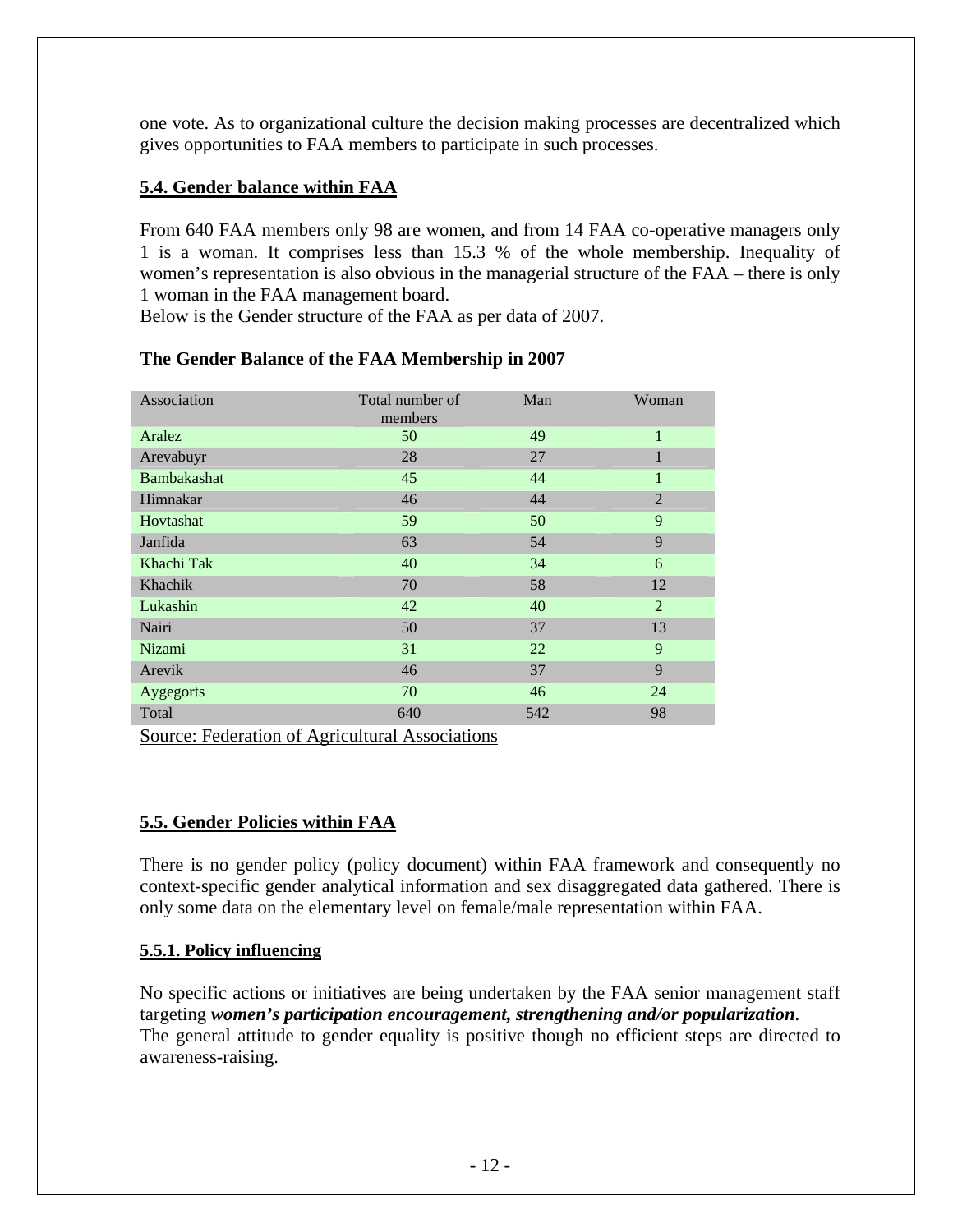one vote. As to organizational culture the decision making processes are decentralized which gives opportunities to FAA members to participate in such processes.

## 5.4. Gender balance within FAA

From 640 FAA members only 98 are women, and from 14 FAA co-operative managers only 1 is a woman. It comprises less than 15.3 % of the whole membership. Inequality of women's representation is also obvious in the managerial structure of the FAA – there is only 1 woman in the FAA management board.

Below is the Gender structure of the FAA as per data of 2007.

**The Gender Balance of the FAA Membership in 2007**

| Association | Total number of members | Man | Woman |
|---|---|---|---|
| Aralez | 50 | 49 | 1 |
| Arevabuyr | 28 | 27 | 1 |
| Bambakashat | 45 | 44 | 1 |
| Himnakar | 46 | 44 | 2 |
| Hovtashat | 59 | 50 | 9 |
| Janfida | 63 | 54 | 9 |
| Khachi Tak | 40 | 34 | 6 |
| Khachik | 70 | 58 | 12 |
| Lukashin | 42 | 40 | 2 |
| Nairi | 50 | 37 | 13 |
| Nizami | 31 | 22 | 9 |
| Arevik | 46 | 37 | 9 |
| Aygegorts | 70 | 46 | 24 |
| Total | 640 | 542 | 98 |

Source: Federation of Agricultural Associations

## 5.5. Gender Policies within FAA

There is no gender policy (policy document) within FAA framework and consequently no context-specific gender analytical information and sex disaggregated data gathered. There is only some data on the elementary level on female/male representation within FAA.

### 5.5.1. Policy influencing

No specific actions or initiatives are being undertaken by the FAA senior management staff targeting ***women's participation encouragement, strengthening and/or popularization***.

The general attitude to gender equality is positive though no efficient steps are directed to awareness-raising.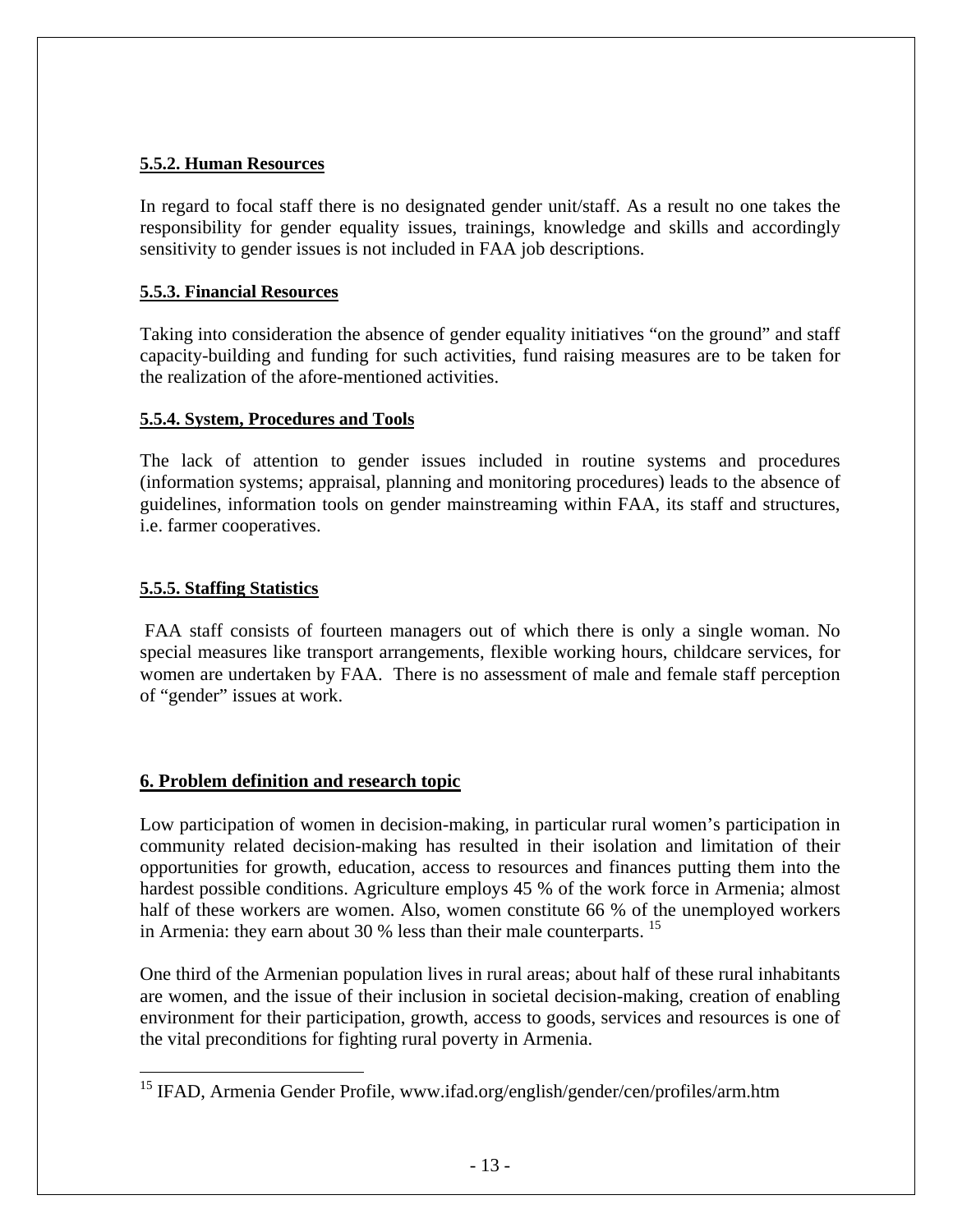#### 5.5.2. Human Resources

In regard to focal staff there is no designated gender unit/staff. As a result no one takes the responsibility for gender equality issues, trainings, knowledge and skills and accordingly sensitivity to gender issues is not included in FAA job descriptions.

#### 5.5.3. Financial Resources

Taking into consideration the absence of gender equality initiatives "on the ground" and staff capacity-building and funding for such activities, fund raising measures are to be taken for the realization of the afore-mentioned activities.

#### 5.5.4. System, Procedures and Tools

The lack of attention to gender issues included in routine systems and procedures (information systems; appraisal, planning and monitoring procedures) leads to the absence of guidelines, information tools on gender mainstreaming within FAA, its staff and structures, i.e. farmer cooperatives.

#### 5.5.5. Staffing Statistics

FAA staff consists of fourteen managers out of which there is only a single woman. No special measures like transport arrangements, flexible working hours, childcare services, for women are undertaken by FAA. There is no assessment of male and female staff perception of "gender" issues at work.

## 6. Problem definition and research topic

Low participation of women in decision-making, in particular rural women's participation in community related decision-making has resulted in their isolation and limitation of their opportunities for growth, education, access to resources and finances putting them into the hardest possible conditions. Agriculture employs 45 % of the work force in Armenia; almost half of these workers are women. Also, women constitute 66 % of the unemployed workers in Armenia: they earn about 30 % less than their male counterparts. [15]

One third of the Armenian population lives in rural areas; about half of these rural inhabitants are women, and the issue of their inclusion in societal decision-making, creation of enabling environment for their participation, growth, access to goods, services and resources is one of the vital preconditions for fighting rural poverty in Armenia.

---

[15] IFAD, Armenia Gender Profile, www.ifad.org/english/gender/cen/profiles/arm.htm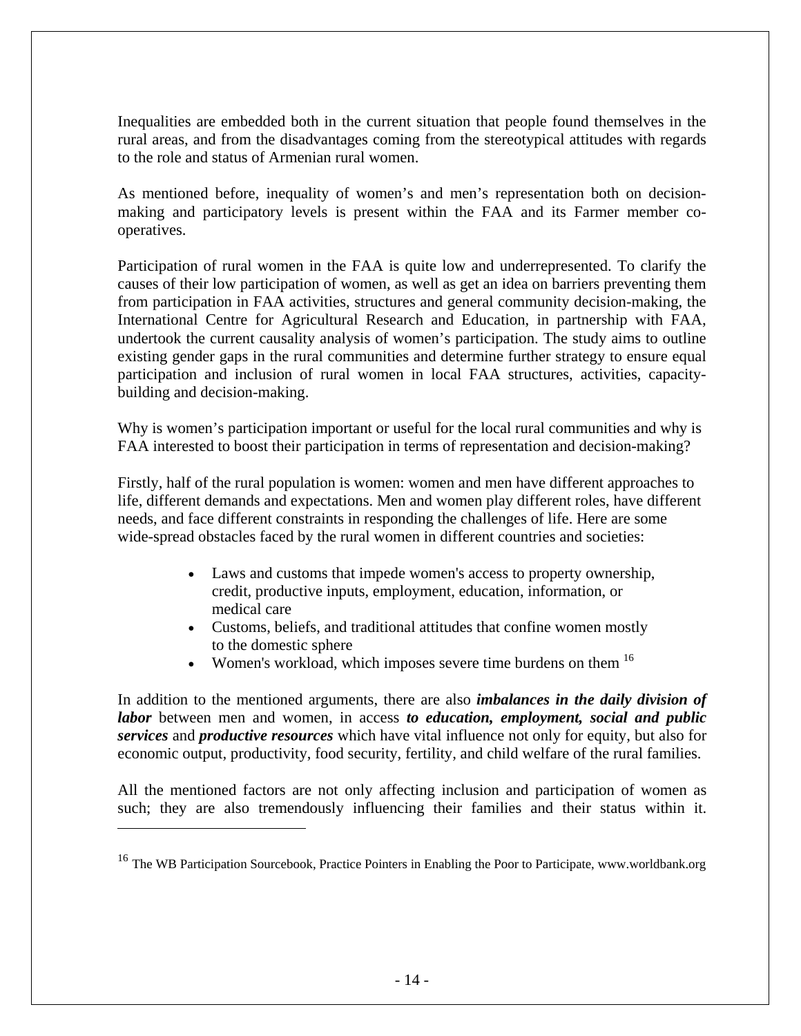Inequalities are embedded both in the current situation that people found themselves in the rural areas, and from the disadvantages coming from the stereotypical attitudes with regards to the role and status of Armenian rural women.

As mentioned before, inequality of women's and men's representation both on decision-making and participatory levels is present within the FAA and its Farmer member co-operatives.

Participation of rural women in the FAA is quite low and underrepresented. To clarify the causes of their low participation of women, as well as get an idea on barriers preventing them from participation in FAA activities, structures and general community decision-making, the International Centre for Agricultural Research and Education, in partnership with FAA, undertook the current causality analysis of women's participation. The study aims to outline existing gender gaps in the rural communities and determine further strategy to ensure equal participation and inclusion of rural women in local FAA structures, activities, capacity-building and decision-making.

Why is women's participation important or useful for the local rural communities and why is FAA interested to boost their participation in terms of representation and decision-making?

Firstly, half of the rural population is women: women and men have different approaches to life, different demands and expectations. Men and women play different roles, have different needs, and face different constraints in responding the challenges of life. Here are some wide-spread obstacles faced by the rural women in different countries and societies:

- Laws and customs that impede women's access to property ownership, credit, productive inputs, employment, education, information, or medical care
- Customs, beliefs, and traditional attitudes that confine women mostly to the domestic sphere
- Women's workload, which imposes severe time burdens on them [16]

In addition to the mentioned arguments, there are also ***imbalances in the daily division of labor*** between men and women, in access ***to education, employment, social and public services*** and ***productive resources*** which have vital influence not only for equity, but also for economic output, productivity, food security, fertility, and child welfare of the rural families.

All the mentioned factors are not only affecting inclusion and participation of women as such; they are also tremendously influencing their families and their status within it.

[16] The WB Participation Sourcebook, Practice Pointers in Enabling the Poor to Participate, www.worldbank.org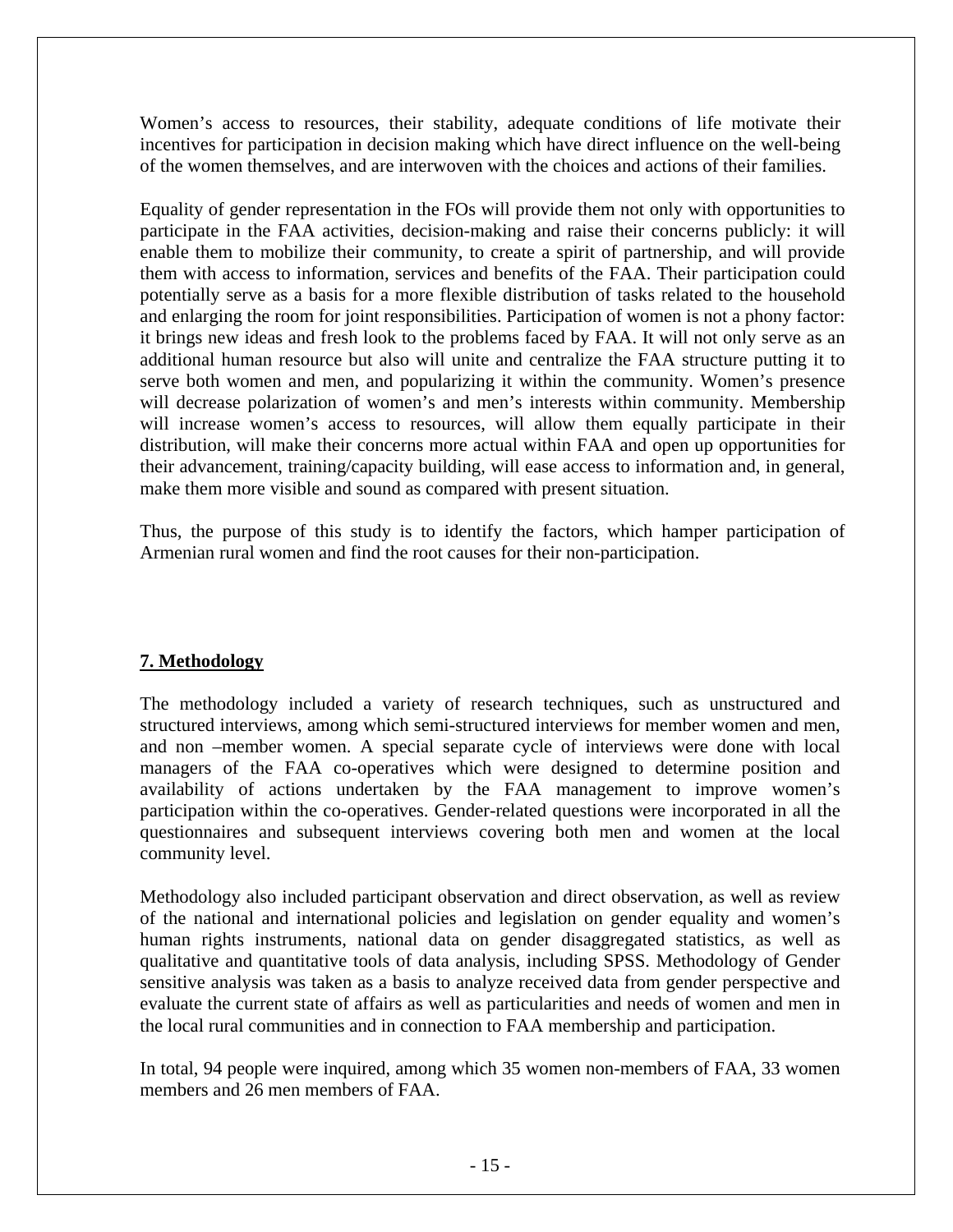Women's access to resources, their stability, adequate conditions of life motivate their incentives for participation in decision making which have direct influence on the well-being of the women themselves, and are interwoven with the choices and actions of their families.

Equality of gender representation in the FOs will provide them not only with opportunities to participate in the FAA activities, decision-making and raise their concerns publicly: it will enable them to mobilize their community, to create a spirit of partnership, and will provide them with access to information, services and benefits of the FAA. Their participation could potentially serve as a basis for a more flexible distribution of tasks related to the household and enlarging the room for joint responsibilities. Participation of women is not a phony factor: it brings new ideas and fresh look to the problems faced by FAA. It will not only serve as an additional human resource but also will unite and centralize the FAA structure putting it to serve both women and men, and popularizing it within the community. Women's presence will decrease polarization of women's and men's interests within community. Membership will increase women's access to resources, will allow them equally participate in their distribution, will make their concerns more actual within FAA and open up opportunities for their advancement, training/capacity building, will ease access to information and, in general, make them more visible and sound as compared with present situation.

Thus, the purpose of this study is to identify the factors, which hamper participation of Armenian rural women and find the root causes for their non-participation.

## 7. Methodology

The methodology included a variety of research techniques, such as unstructured and structured interviews, among which semi-structured interviews for member women and men, and non –member women. A special separate cycle of interviews were done with local managers of the FAA co-operatives which were designed to determine position and availability of actions undertaken by the FAA management to improve women's participation within the co-operatives. Gender-related questions were incorporated in all the questionnaires and subsequent interviews covering both men and women at the local community level.

Methodology also included participant observation and direct observation, as well as review of the national and international policies and legislation on gender equality and women's human rights instruments, national data on gender disaggregated statistics, as well as qualitative and quantitative tools of data analysis, including SPSS. Methodology of Gender sensitive analysis was taken as a basis to analyze received data from gender perspective and evaluate the current state of affairs as well as particularities and needs of women and men in the local rural communities and in connection to FAA membership and participation.

In total, 94 people were inquired, among which 35 women non-members of FAA, 33 women members and 26 men members of FAA.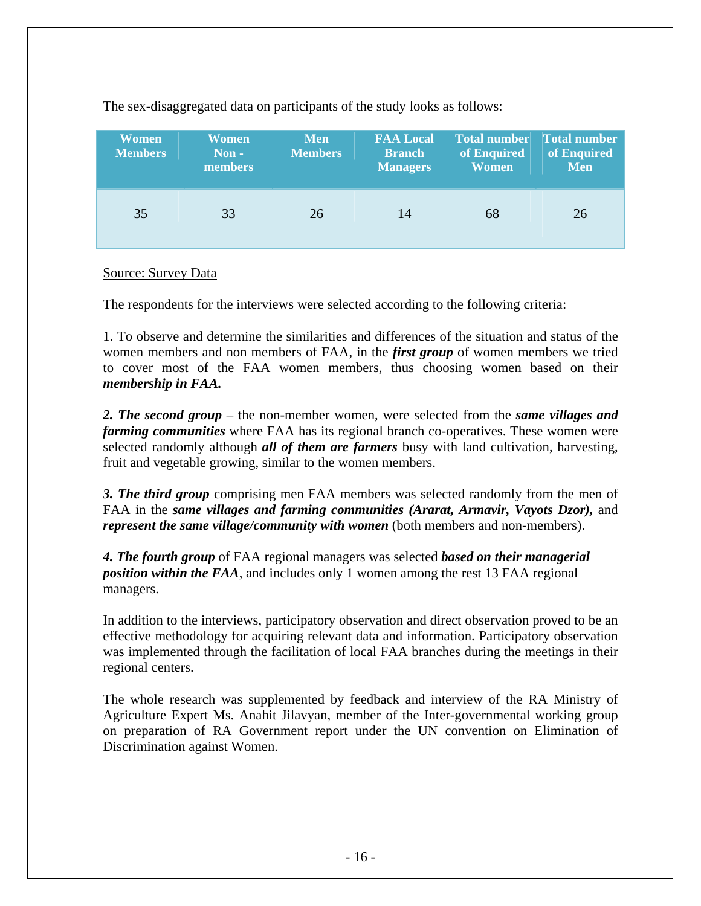The sex-disaggregated data on participants of the study looks as follows:

| Women Members | Women Non - members | Men Members | FAA Local Branch Managers | Total number of Enquired Women | Total number of Enquired Men |
|---|---|---|---|---|---|
| 35 | 33 | 26 | 14 | 68 | 26 |

Source: Survey Data

The respondents for the interviews were selected according to the following criteria:

1. To observe and determine the similarities and differences of the situation and status of the women members and non members of FAA, in the ***first group*** of women members we tried to cover most of the FAA women members, thus choosing women based on their ***membership in FAA.***

***2. The second group*** – the non-member women, were selected from the ***same villages and farming communities*** where FAA has its regional branch co-operatives. These women were selected randomly although ***all of them are farmers*** busy with land cultivation, harvesting, fruit and vegetable growing, similar to the women members.

***3. The third group*** comprising men FAA members was selected randomly from the men of FAA in the ***same villages and farming communities (Ararat, Armavir, Vayots Dzor),*** and ***represent the same village/community with women*** (both members and non-members).

***4. The fourth group*** of FAA regional managers was selected ***based on their managerial position within the FAA***, and includes only 1 women among the rest 13 FAA regional managers.

In addition to the interviews, participatory observation and direct observation proved to be an effective methodology for acquiring relevant data and information. Participatory observation was implemented through the facilitation of local FAA branches during the meetings in their regional centers.

The whole research was supplemented by feedback and interview of the RA Ministry of Agriculture Expert Ms. Anahit Jilavyan, member of the Inter-governmental working group on preparation of RA Government report under the UN convention on Elimination of Discrimination against Women.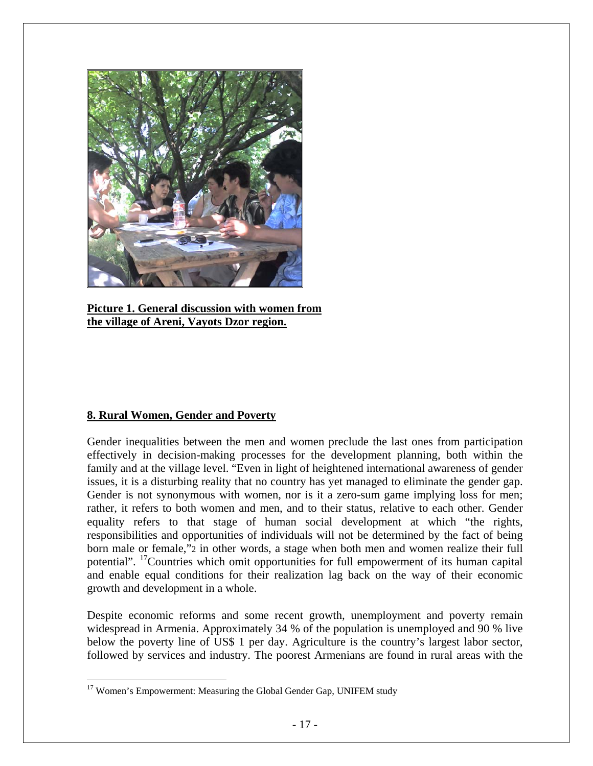**Picture 1. General discussion with women from the village of Areni, Vayots Dzor region.**

## 8. Rural Women, Gender and Poverty

Gender inequalities between the men and women preclude the last ones from participation effectively in decision-making processes for the development planning, both within the family and at the village level. "Even in light of heightened international awareness of gender issues, it is a disturbing reality that no country has yet managed to eliminate the gender gap. Gender is not synonymous with women, nor is it a zero-sum game implying loss for men; rather, it refers to both women and men, and to their status, relative to each other. Gender equality refers to that stage of human social development at which "the rights, responsibilities and opportunities of individuals will not be determined by the fact of being born male or female,"2 in other words, a stage when both men and women realize their full potential". [17]Countries which omit opportunities for full empowerment of its human capital and enable equal conditions for their realization lag back on the way of their economic growth and development in a whole.

Despite economic reforms and some recent growth, unemployment and poverty remain widespread in Armenia. Approximately 34 % of the population is unemployed and 90 % live below the poverty line of US$ 1 per day. Agriculture is the country's largest labor sector, followed by services and industry. The poorest Armenians are found in rural areas with the

---

[17] Women's Empowerment: Measuring the Global Gender Gap, UNIFEM study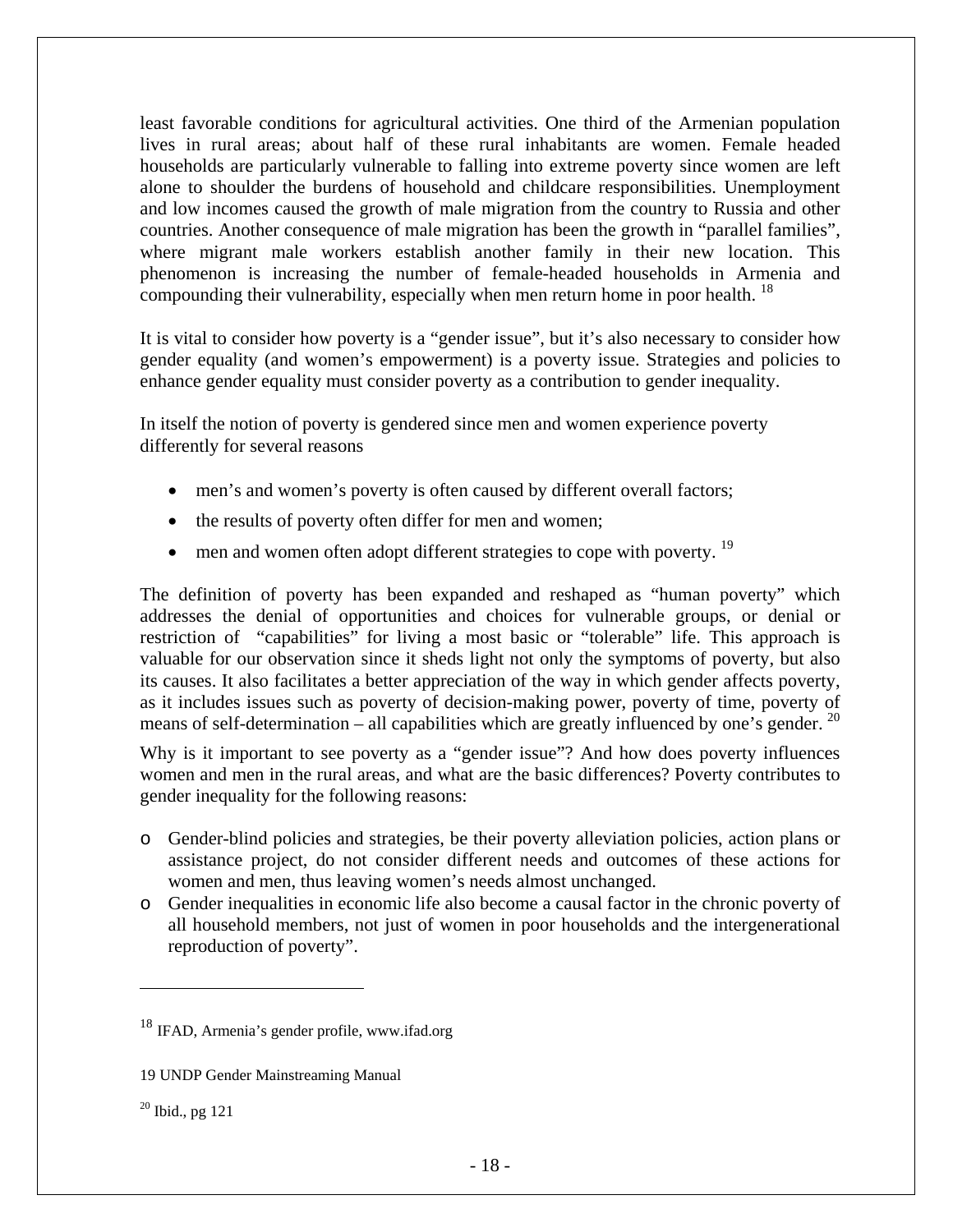least favorable conditions for agricultural activities. One third of the Armenian population lives in rural areas; about half of these rural inhabitants are women. Female headed households are particularly vulnerable to falling into extreme poverty since women are left alone to shoulder the burdens of household and childcare responsibilities. Unemployment and low incomes caused the growth of male migration from the country to Russia and other countries. Another consequence of male migration has been the growth in "parallel families", where migrant male workers establish another family in their new location. This phenomenon is increasing the number of female-headed households in Armenia and compounding their vulnerability, especially when men return home in poor health. [18]

It is vital to consider how poverty is a "gender issue", but it's also necessary to consider how gender equality (and women's empowerment) is a poverty issue. Strategies and policies to enhance gender equality must consider poverty as a contribution to gender inequality.

In itself the notion of poverty is gendered since men and women experience poverty differently for several reasons

- men's and women's poverty is often caused by different overall factors;
- the results of poverty often differ for men and women;
- men and women often adopt different strategies to cope with poverty. [19]

The definition of poverty has been expanded and reshaped as "human poverty" which addresses the denial of opportunities and choices for vulnerable groups, or denial or restriction of "capabilities" for living a most basic or "tolerable" life. This approach is valuable for our observation since it sheds light not only the symptoms of poverty, but also its causes. It also facilitates a better appreciation of the way in which gender affects poverty, as it includes issues such as poverty of decision-making power, poverty of time, poverty of means of self-determination – all capabilities which are greatly influenced by one's gender. [20]

Why is it important to see poverty as a "gender issue"? And how does poverty influences women and men in the rural areas, and what are the basic differences? Poverty contributes to gender inequality for the following reasons:

- Gender-blind policies and strategies, be their poverty alleviation policies, action plans or assistance project, do not consider different needs and outcomes of these actions for women and men, thus leaving women's needs almost unchanged.
- Gender inequalities in economic life also become a causal factor in the chronic poverty of all household members, not just of women in poor households and the intergenerational reproduction of poverty".

---

[18] IFAD, Armenia's gender profile, www.ifad.org

19 UNDP Gender Mainstreaming Manual

[20] Ibid., pg 121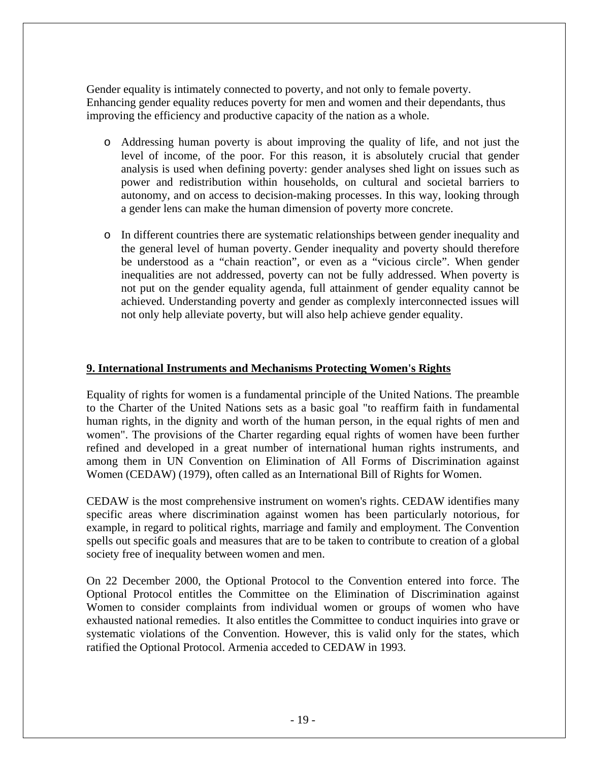Gender equality is intimately connected to poverty, and not only to female poverty. Enhancing gender equality reduces poverty for men and women and their dependants, thus improving the efficiency and productive capacity of the nation as a whole.

- Addressing human poverty is about improving the quality of life, and not just the level of income, of the poor. For this reason, it is absolutely crucial that gender analysis is used when defining poverty: gender analyses shed light on issues such as power and redistribution within households, on cultural and societal barriers to autonomy, and on access to decision-making processes. In this way, looking through a gender lens can make the human dimension of poverty more concrete.

- In different countries there are systematic relationships between gender inequality and the general level of human poverty. Gender inequality and poverty should therefore be understood as a "chain reaction", or even as a "vicious circle". When gender inequalities are not addressed, poverty can not be fully addressed. When poverty is not put on the gender equality agenda, full attainment of gender equality cannot be achieved. Understanding poverty and gender as complexly interconnected issues will not only help alleviate poverty, but will also help achieve gender equality.

## 9. International Instruments and Mechanisms Protecting Women's Rights

Equality of rights for women is a fundamental principle of the United Nations. The preamble to the Charter of the United Nations sets as a basic goal "to reaffirm faith in fundamental human rights, in the dignity and worth of the human person, in the equal rights of men and women". The provisions of the Charter regarding equal rights of women have been further refined and developed in a great number of international human rights instruments, and among them in UN Convention on Elimination of All Forms of Discrimination against Women (CEDAW) (1979), often called as an International Bill of Rights for Women.

CEDAW is the most comprehensive instrument on women's rights. CEDAW identifies many specific areas where discrimination against women has been particularly notorious, for example, in regard to political rights, marriage and family and employment. The Convention spells out specific goals and measures that are to be taken to contribute to creation of a global society free of inequality between women and men.

On 22 December 2000, the Optional Protocol to the Convention entered into force. The Optional Protocol entitles the Committee on the Elimination of Discrimination against Women to consider complaints from individual women or groups of women who have exhausted national remedies. It also entitles the Committee to conduct inquiries into grave or systematic violations of the Convention. However, this is valid only for the states, which ratified the Optional Protocol. Armenia acceded to CEDAW in 1993.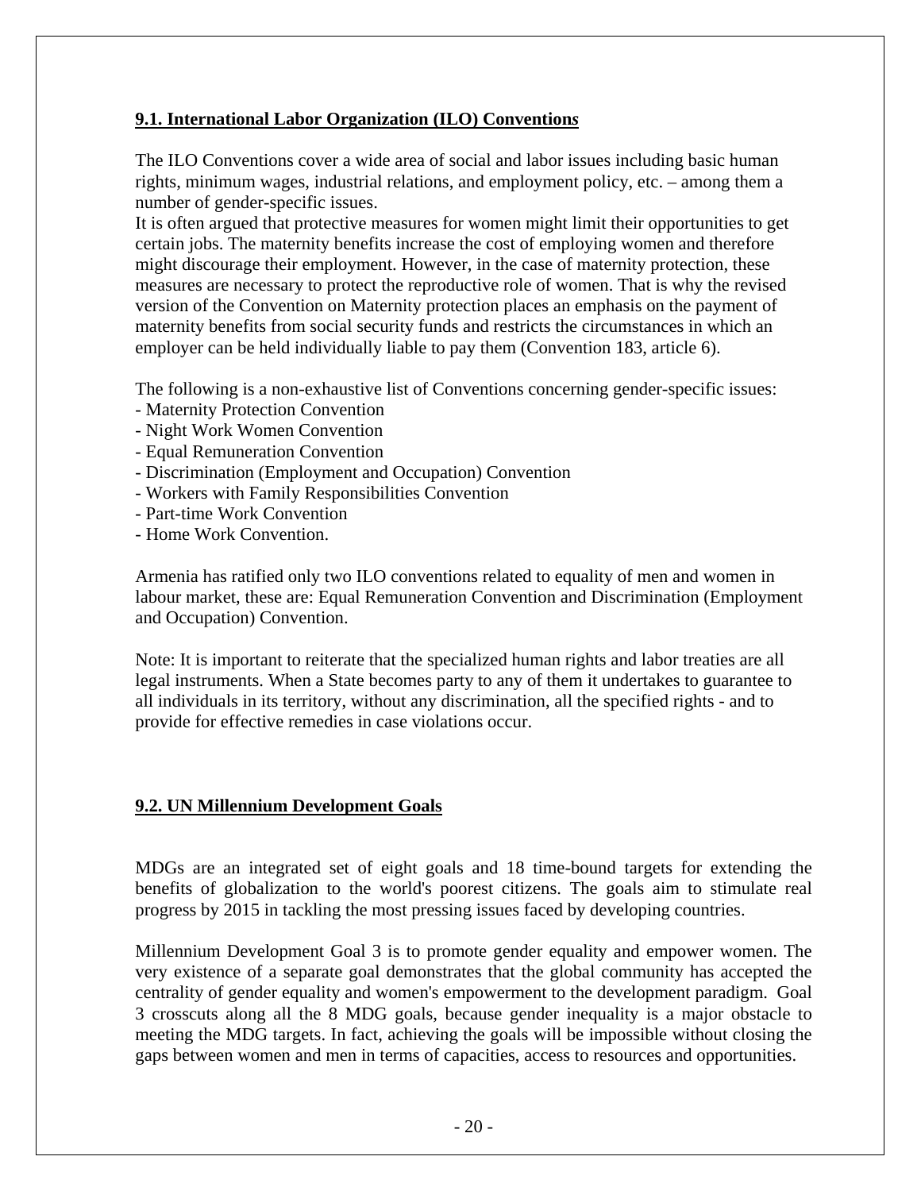### 9.1. International Labor Organization (ILO) Conventions

The ILO Conventions cover a wide area of social and labor issues including basic human rights, minimum wages, industrial relations, and employment policy, etc. – among them a number of gender-specific issues.

It is often argued that protective measures for women might limit their opportunities to get certain jobs. The maternity benefits increase the cost of employing women and therefore might discourage their employment. However, in the case of maternity protection, these measures are necessary to protect the reproductive role of women. That is why the revised version of the Convention on Maternity protection places an emphasis on the payment of maternity benefits from social security funds and restricts the circumstances in which an employer can be held individually liable to pay them (Convention 183, article 6).

The following is a non-exhaustive list of Conventions concerning gender-specific issues:

- Maternity Protection Convention
- Night Work Women Convention
- Equal Remuneration Convention
- Discrimination (Employment and Occupation) Convention
- Workers with Family Responsibilities Convention
- Part-time Work Convention
- Home Work Convention.

Armenia has ratified only two ILO conventions related to equality of men and women in labour market, these are: Equal Remuneration Convention and Discrimination (Employment and Occupation) Convention.

Note: It is important to reiterate that the specialized human rights and labor treaties are all legal instruments. When a State becomes party to any of them it undertakes to guarantee to all individuals in its territory, without any discrimination, all the specified rights - and to provide for effective remedies in case violations occur.

### 9.2. UN Millennium Development Goals

MDGs are an integrated set of eight goals and 18 time-bound targets for extending the benefits of globalization to the world's poorest citizens. The goals aim to stimulate real progress by 2015 in tackling the most pressing issues faced by developing countries.

Millennium Development Goal 3 is to promote gender equality and empower women. The very existence of a separate goal demonstrates that the global community has accepted the centrality of gender equality and women's empowerment to the development paradigm. Goal 3 crosscuts along all the 8 MDG goals, because gender inequality is a major obstacle to meeting the MDG targets. In fact, achieving the goals will be impossible without closing the gaps between women and men in terms of capacities, access to resources and opportunities.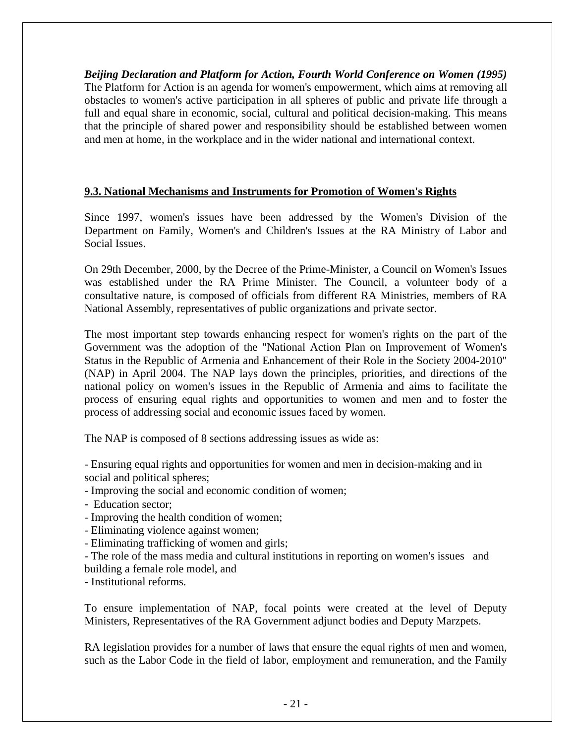***Beijing Declaration and Platform for Action, Fourth World Conference on Women (1995)***
The Platform for Action is an agenda for women's empowerment, which aims at removing all obstacles to women's active participation in all spheres of public and private life through a full and equal share in economic, social, cultural and political decision-making. This means that the principle of shared power and responsibility should be established between women and men at home, in the workplace and in the wider national and international context.

## 9.3. National Mechanisms and Instruments for Promotion of Women's Rights

Since 1997, women's issues have been addressed by the Women's Division of the Department on Family, Women's and Children's Issues at the RA Ministry of Labor and Social Issues.

On 29th December, 2000, by the Decree of the Prime-Minister, a Council on Women's Issues was established under the RA Prime Minister. The Council, a volunteer body of a consultative nature, is composed of officials from different RA Ministries, members of RA National Assembly, representatives of public organizations and private sector.

The most important step towards enhancing respect for women's rights on the part of the Government was the adoption of the "National Action Plan on Improvement of Women's Status in the Republic of Armenia and Enhancement of their Role in the Society 2004-2010" (NAP) in April 2004. The NAP lays down the principles, priorities, and directions of the national policy on women's issues in the Republic of Armenia and aims to facilitate the process of ensuring equal rights and opportunities to women and men and to foster the process of addressing social and economic issues faced by women.

The NAP is composed of 8 sections addressing issues as wide as:

- Ensuring equal rights and opportunities for women and men in decision-making and in social and political spheres;
- Improving the social and economic condition of women;
- Education sector;
- Improving the health condition of women;
- Eliminating violence against women;
- Eliminating trafficking of women and girls;
- The role of the mass media and cultural institutions in reporting on women's issues and building a female role model, and
- Institutional reforms.

To ensure implementation of NAP, focal points were created at the level of Deputy Ministers, Representatives of the RA Government adjunct bodies and Deputy Marzpets.

RA legislation provides for a number of laws that ensure the equal rights of men and women, such as the Labor Code in the field of labor, employment and remuneration, and the Family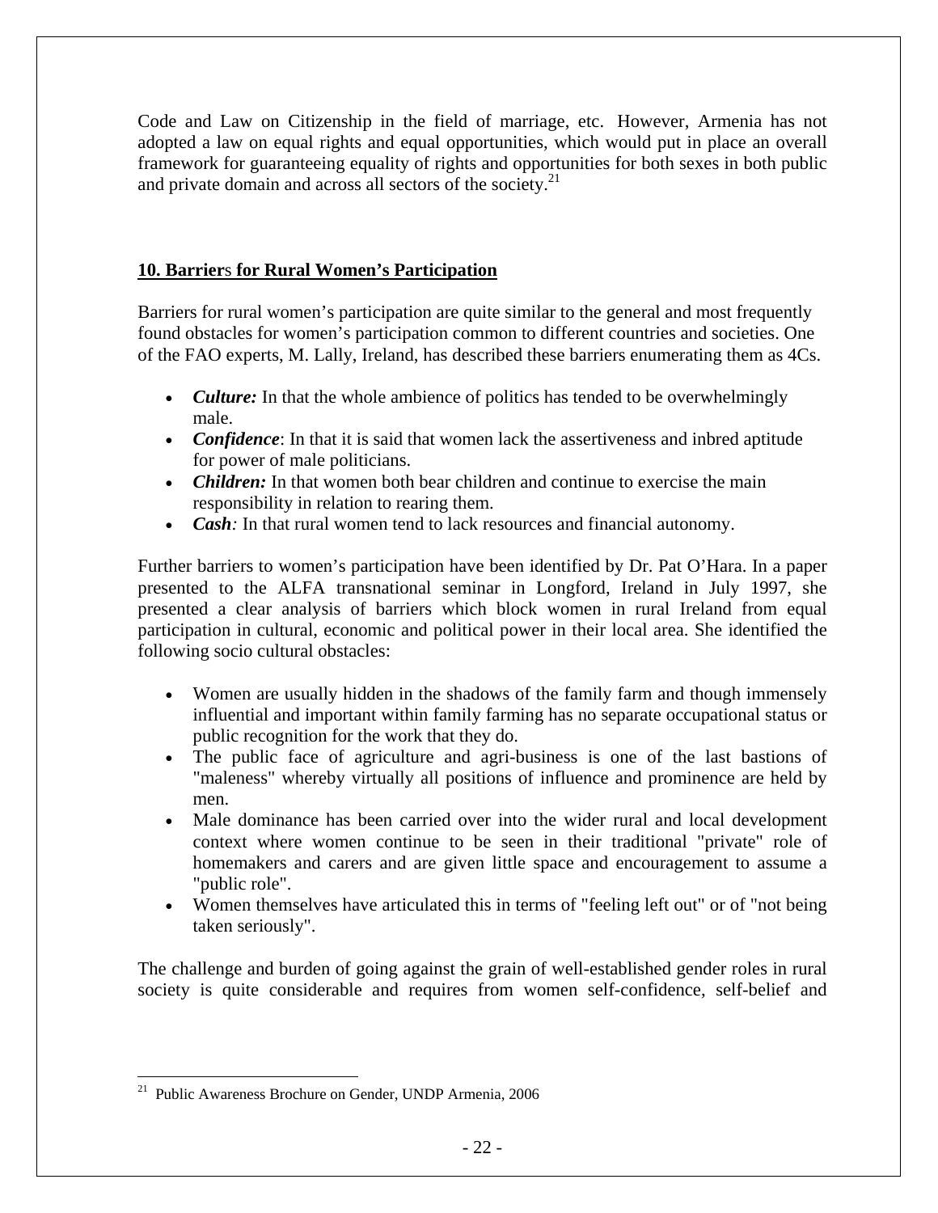Code and Law on Citizenship in the field of marriage, etc. However, Armenia has not adopted a law on equal rights and equal opportunities, which would put in place an overall framework for guaranteeing equality of rights and opportunities for both sexes in both public and private domain and across all sectors of the society.[21]

## 10. Barriers for Rural Women's Participation

Barriers for rural women's participation are quite similar to the general and most frequently found obstacles for women's participation common to different countries and societies. One of the FAO experts, M. Lally, Ireland, has described these barriers enumerating them as 4Cs.

- ***Culture:*** In that the whole ambience of politics has tended to be overwhelmingly male.
- ***Confidence***: In that it is said that women lack the assertiveness and inbred aptitude for power of male politicians.
- ***Children:*** In that women both bear children and continue to exercise the main responsibility in relation to rearing them.
- ***Cash****:* In that rural women tend to lack resources and financial autonomy.

Further barriers to women's participation have been identified by Dr. Pat O'Hara. In a paper presented to the ALFA transnational seminar in Longford, Ireland in July 1997, she presented a clear analysis of barriers which block women in rural Ireland from equal participation in cultural, economic and political power in their local area. She identified the following socio cultural obstacles:

- Women are usually hidden in the shadows of the family farm and though immensely influential and important within family farming has no separate occupational status or public recognition for the work that they do.
- The public face of agriculture and agri-business is one of the last bastions of "maleness" whereby virtually all positions of influence and prominence are held by men.
- Male dominance has been carried over into the wider rural and local development context where women continue to be seen in their traditional "private" role of homemakers and carers and are given little space and encouragement to assume a "public role".
- Women themselves have articulated this in terms of "feeling left out" or of "not being taken seriously".

The challenge and burden of going against the grain of well-established gender roles in rural society is quite considerable and requires from women self-confidence, self-belief and

---

[21] Public Awareness Brochure on Gender, UNDP Armenia, 2006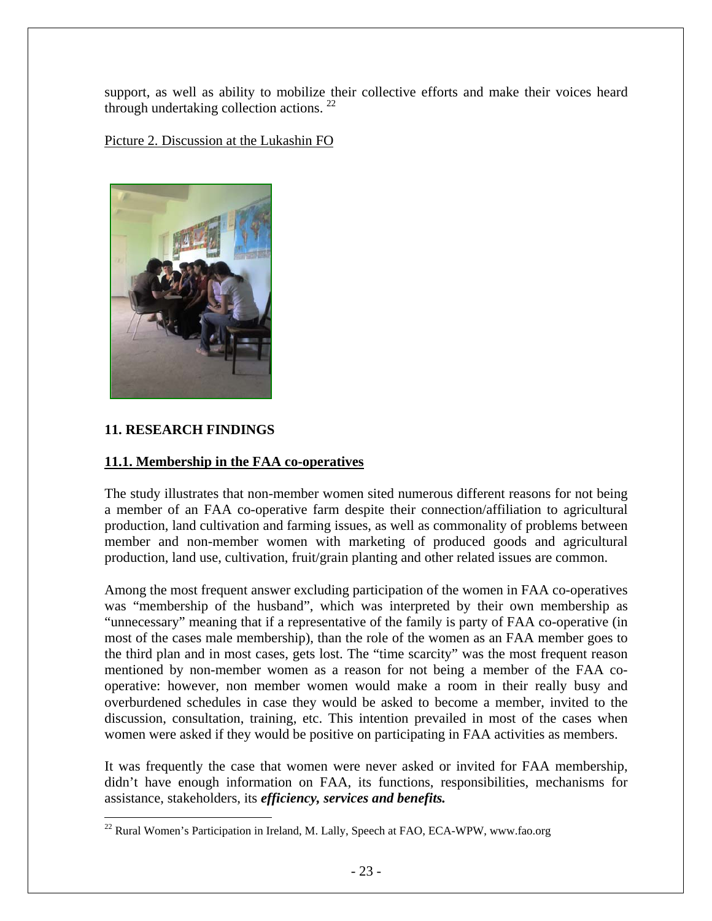support, as well as ability to mobilize their collective efforts and make their voices heard through undertaking collection actions. [22]

Picture 2. Discussion at the Lukashin FO

## 11. RESEARCH FINDINGS

### 11.1. Membership in the FAA co-operatives

The study illustrates that non-member women sited numerous different reasons for not being a member of an FAA co-operative farm despite their connection/affiliation to agricultural production, land cultivation and farming issues, as well as commonality of problems between member and non-member women with marketing of produced goods and agricultural production, land use, cultivation, fruit/grain planting and other related issues are common.

Among the most frequent answer excluding participation of the women in FAA co-operatives was "membership of the husband", which was interpreted by their own membership as "unnecessary" meaning that if a representative of the family is party of FAA co-operative (in most of the cases male membership), than the role of the women as an FAA member goes to the third plan and in most cases, gets lost. The "time scarcity" was the most frequent reason mentioned by non-member women as a reason for not being a member of the FAA co-operative: however, non member women would make a room in their really busy and overburdened schedules in case they would be asked to become a member, invited to the discussion, consultation, training, etc. This intention prevailed in most of the cases when women were asked if they would be positive on participating in FAA activities as members.

It was frequently the case that women were never asked or invited for FAA membership, didn't have enough information on FAA, its functions, responsibilities, mechanisms for assistance, stakeholders, its ***efficiency, services and benefits.***

[22] Rural Women's Participation in Ireland, M. Lally, Speech at FAO, ECA-WPW, www.fao.org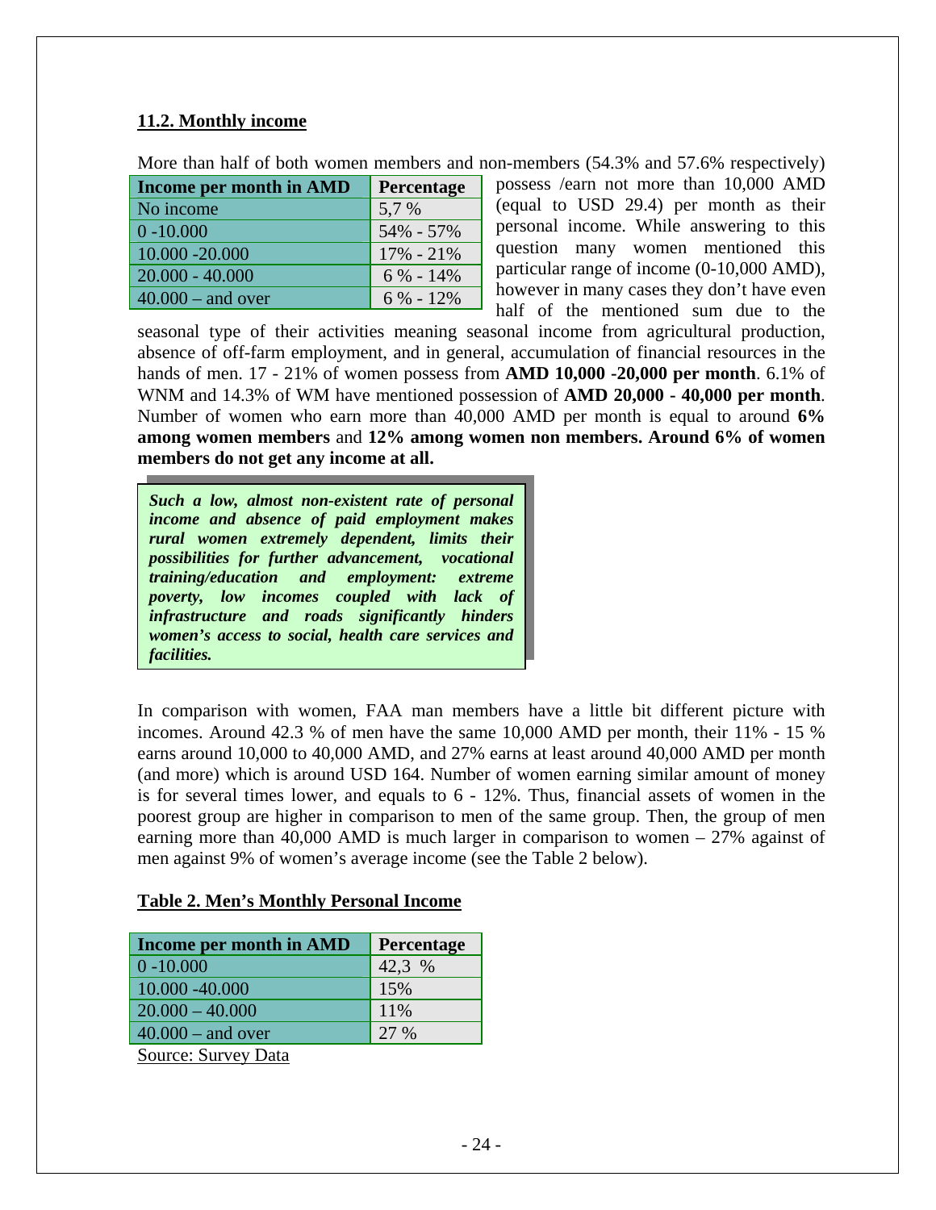### 11.2. Monthly income

More than half of both women members and non-members (54.3% and 57.6% respectively) possess /earn not more than 10,000 AMD (equal to USD 29.4) per month as their personal income. While answering to this question many women mentioned this particular range of income (0-10,000 AMD), however in many cases they don't have even half of the mentioned sum due to the seasonal type of their activities meaning seasonal income from agricultural production, absence of off-farm employment, and in general, accumulation of financial resources in the hands of men. 17 - 21% of women possess from **AMD 10,000 -20,000 per month**. 6.1% of WNM and 14.3% of WM have mentioned possession of **AMD 20,000 - 40,000 per month**. Number of women who earn more than 40,000 AMD per month is equal to around **6% among women members** and **12% among women non members. Around 6% of women members do not get any income at all.**

| Income per month in AMD | Percentage |
|---|---|
| No income | 5,7 % |
| 0 -10.000 | 54% - 57% |
| 10.000 -20.000 | 17% - 21% |
| 20.000 - 40.000 | 6 % - 14% |
| 40.000 – and over | 6 % - 12% |

***Such a low, almost non-existent rate of personal income and absence of paid employment makes rural women extremely dependent, limits their possibilities for further advancement, vocational training/education and employment: extreme poverty, low incomes coupled with lack of infrastructure and roads significantly hinders women's access to social, health care services and facilities.***

In comparison with women, FAA man members have a little bit different picture with incomes. Around 42.3 % of men have the same 10,000 AMD per month, their 11% - 15 % earns around 10,000 to 40,000 AMD, and 27% earns at least around 40,000 AMD per month (and more) which is around USD 164. Number of women earning similar amount of money is for several times lower, and equals to 6 - 12%. Thus, financial assets of women in the poorest group are higher in comparison to men of the same group. Then, the group of men earning more than 40,000 AMD is much larger in comparison to women – 27% against of men against 9% of women's average income (see the Table 2 below).

**Table 2. Men's Monthly Personal Income**

| Income per month in AMD | Percentage |
|---|---|
| 0 -10.000 | 42,3 % |
| 10.000 -40.000 | 15% |
| 20.000 – 40.000 | 11% |
| 40.000 – and over | 27 % |

Source: Survey Data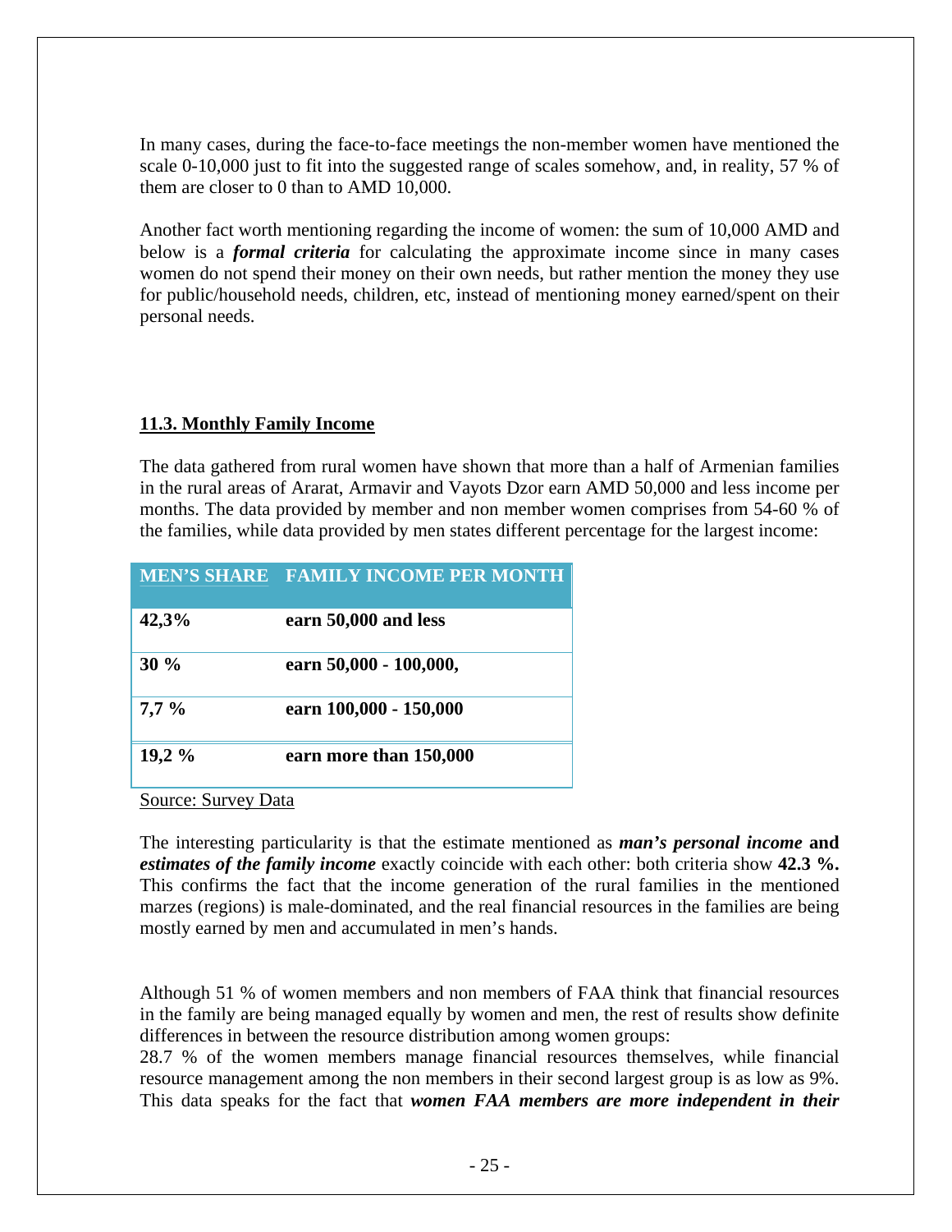In many cases, during the face-to-face meetings the non-member women have mentioned the scale 0-10,000 just to fit into the suggested range of scales somehow, and, in reality, 57 % of them are closer to 0 than to AMD 10,000.

Another fact worth mentioning regarding the income of women: the sum of 10,000 AMD and below is a ***formal criteria*** for calculating the approximate income since in many cases women do not spend their money on their own needs, but rather mention the money they use for public/household needs, children, etc, instead of mentioning money earned/spent on their personal needs.

### 11.3. Monthly Family Income

The data gathered from rural women have shown that more than a half of Armenian families in the rural areas of Ararat, Armavir and Vayots Dzor earn AMD 50,000 and less income per months. The data provided by member and non member women comprises from 54-60 % of the families, while data provided by men states different percentage for the largest income:

| MEN'S SHARE | FAMILY INCOME PER MONTH |
|---|---|
| **42,3%** | **earn 50,000 and less** |
| **30 %** | **earn 50,000 - 100,000,** |
| **7,7 %** | **earn 100,000 - 150,000** |
| **19,2 %** | **earn more than 150,000** |

Source: Survey Data

The interesting particularity is that the estimate mentioned as ***man's personal income*** **and *estimates of the family income*** exactly coincide with each other: both criteria show **42.3 %.** This confirms the fact that the income generation of the rural families in the mentioned marzes (regions) is male-dominated, and the real financial resources in the families are being mostly earned by men and accumulated in men's hands.

Although 51 % of women members and non members of FAA think that financial resources in the family are being managed equally by women and men, the rest of results show definite differences in between the resource distribution among women groups:
28.7 % of the women members manage financial resources themselves, while financial resource management among the non members in their second largest group is as low as 9%. This data speaks for the fact that ***women FAA members are more independent in their***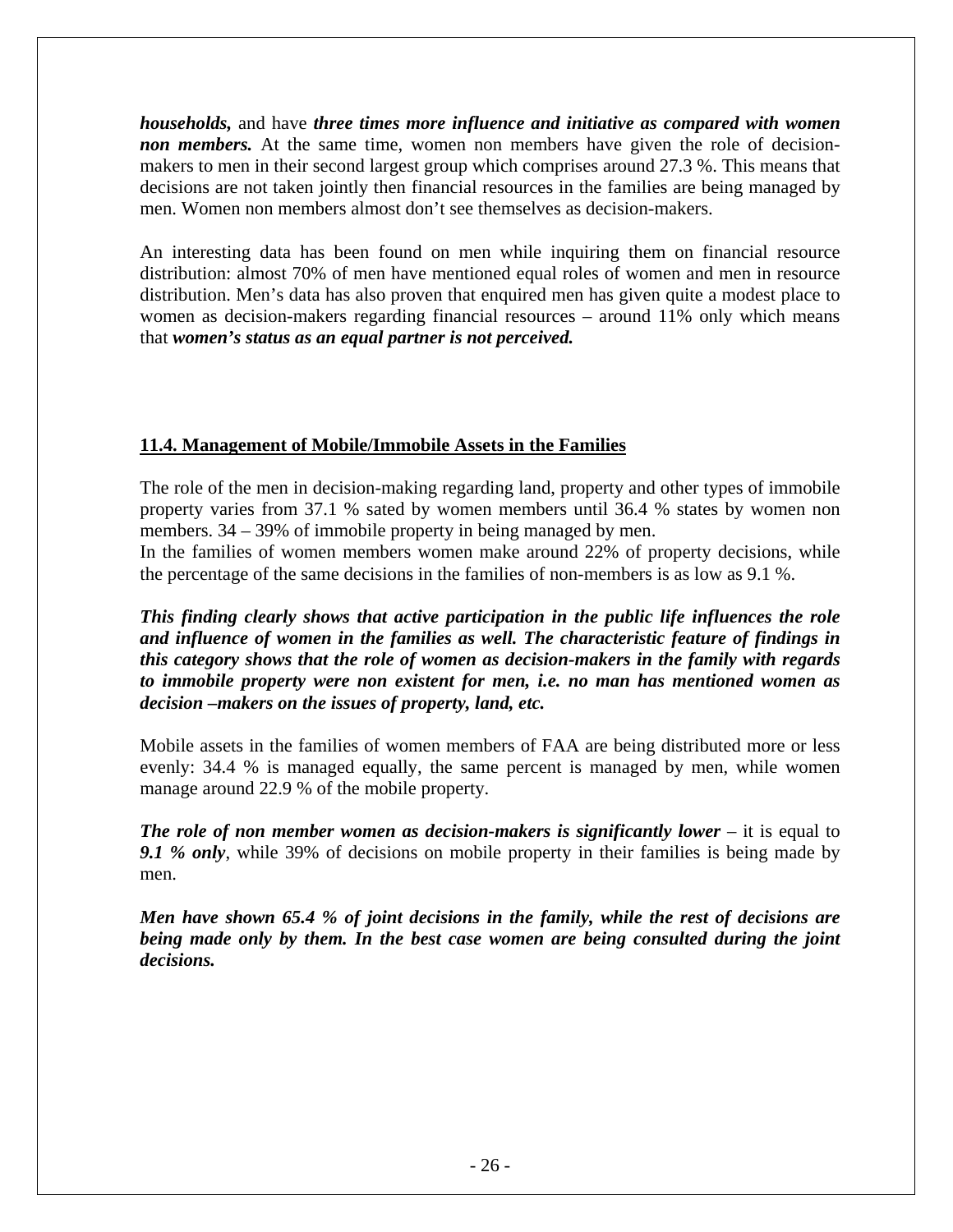***households,*** and have ***three times more influence and initiative as compared with women non members.*** At the same time, women non members have given the role of decision-makers to men in their second largest group which comprises around 27.3 %. This means that decisions are not taken jointly then financial resources in the families are being managed by men. Women non members almost don't see themselves as decision-makers.

An interesting data has been found on men while inquiring them on financial resource distribution: almost 70% of men have mentioned equal roles of women and men in resource distribution. Men's data has also proven that enquired men has given quite a modest place to women as decision-makers regarding financial resources – around 11% only which means that ***women's status as an equal partner is not perceived.***

## 11.4. Management of Mobile/Immobile Assets in the Families

The role of the men in decision-making regarding land, property and other types of immobile property varies from 37.1 % sated by women members until 36.4 % states by women non members. 34 – 39% of immobile property in being managed by men.
In the families of women members women make around 22% of property decisions, while the percentage of the same decisions in the families of non-members is as low as 9.1 %.

***This finding clearly shows that active participation in the public life influences the role and influence of women in the families as well. The characteristic feature of findings in this category shows that the role of women as decision-makers in the family with regards to immobile property were non existent for men, i.e. no man has mentioned women as decision –makers on the issues of property, land, etc.***

Mobile assets in the families of women members of FAA are being distributed more or less evenly: 34.4 % is managed equally, the same percent is managed by men, while women manage around 22.9 % of the mobile property.

***The role of non member women as decision-makers is significantly lower*** – it is equal to ***9.1 % only***, while 39% of decisions on mobile property in their families is being made by men.

***Men have shown 65.4 % of joint decisions in the family, while the rest of decisions are being made only by them. In the best case women are being consulted during the joint decisions.***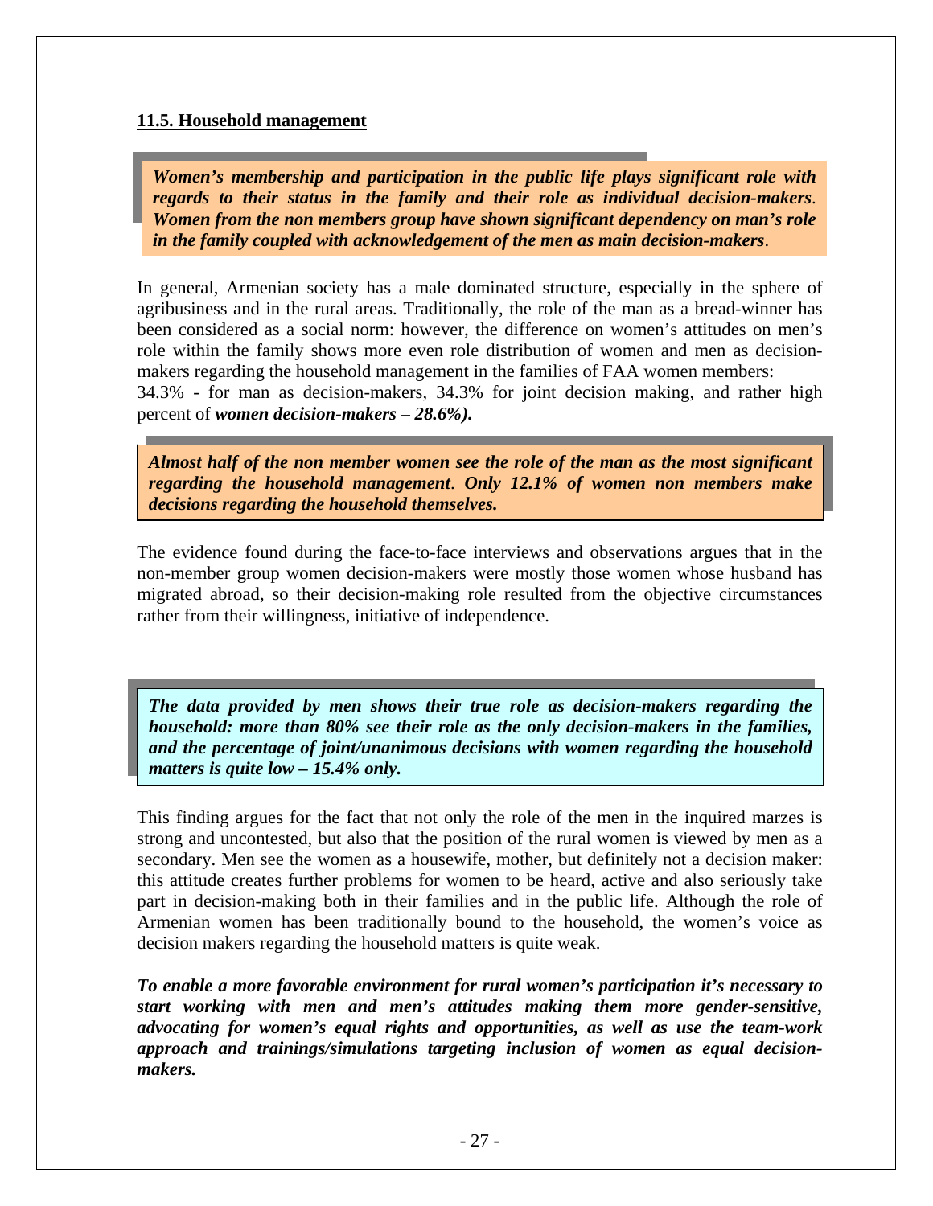### 11.5. Household management

***Women's membership and participation in the public life plays significant role with regards to their status in the family and their role as individual decision-makers. Women from the non members group have shown significant dependency on man's role in the family coupled with acknowledgement of the men as main decision-makers.***

In general, Armenian society has a male dominated structure, especially in the sphere of agribusiness and in the rural areas. Traditionally, the role of the man as a bread-winner has been considered as a social norm: however, the difference on women's attitudes on men's role within the family shows more even role distribution of women and men as decision-makers regarding the household management in the families of FAA women members: 34.3% - for man as decision-makers, 34.3% for joint decision making, and rather high percent of ***women decision-makers – 28.6%).***

***Almost half of the non member women see the role of the man as the most significant regarding the household management. Only 12.1% of women non members make decisions regarding the household themselves.***

The evidence found during the face-to-face interviews and observations argues that in the non-member group women decision-makers were mostly those women whose husband has migrated abroad, so their decision-making role resulted from the objective circumstances rather from their willingness, initiative of independence.

***The data provided by men shows their true role as decision-makers regarding the household: more than 80% see their role as the only decision-makers in the families, and the percentage of joint/unanimous decisions with women regarding the household matters is quite low – 15.4% only.***

This finding argues for the fact that not only the role of the men in the inquired marzes is strong and uncontested, but also that the position of the rural women is viewed by men as a secondary. Men see the women as a housewife, mother, but definitely not a decision maker: this attitude creates further problems for women to be heard, active and also seriously take part in decision-making both in their families and in the public life. Although the role of Armenian women has been traditionally bound to the household, the women's voice as decision makers regarding the household matters is quite weak.

***To enable a more favorable environment for rural women's participation it's necessary to start working with men and men's attitudes making them more gender-sensitive, advocating for women's equal rights and opportunities, as well as use the team-work approach and trainings/simulations targeting inclusion of women as equal decision-makers.***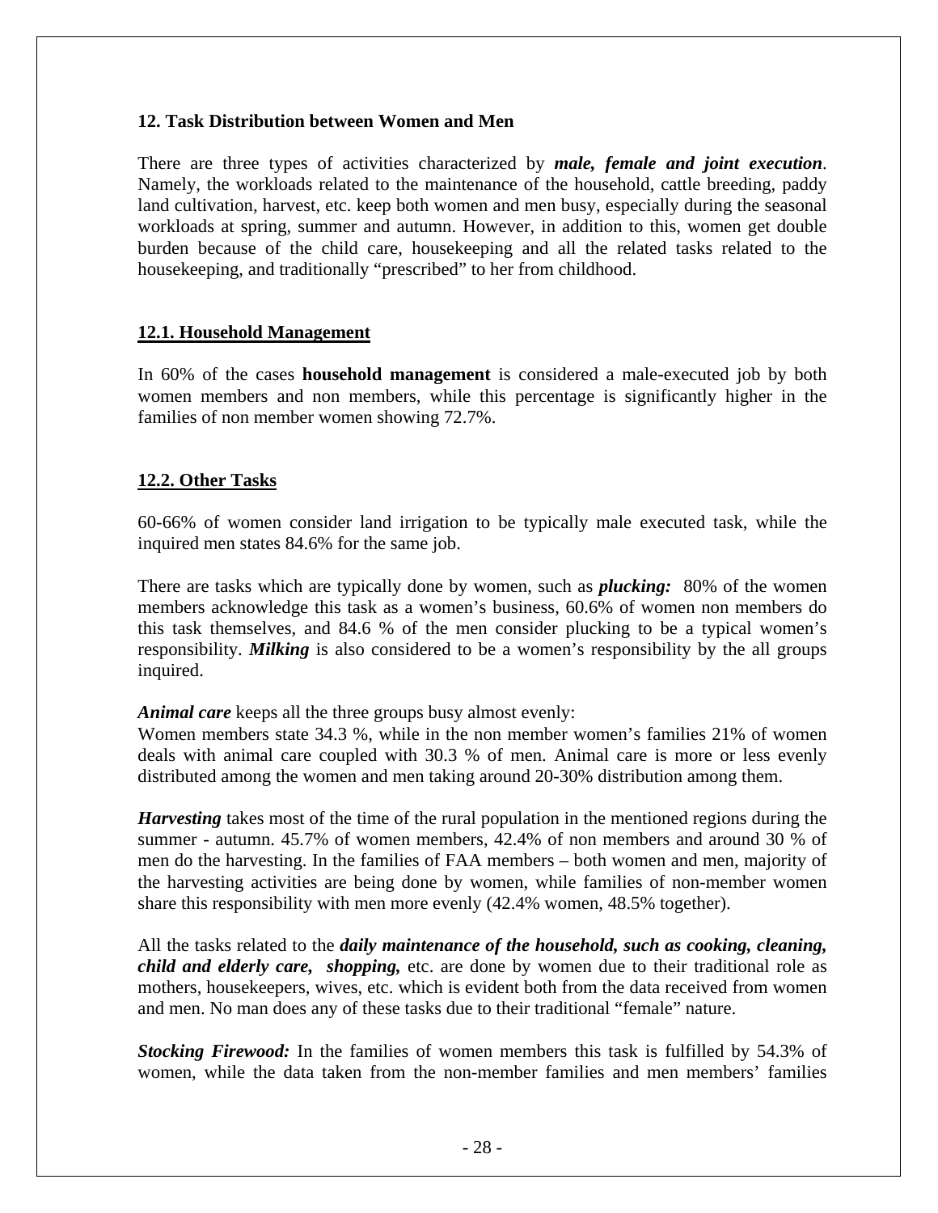## 12. Task Distribution between Women and Men

There are three types of activities characterized by ***male, female and joint execution***. Namely, the workloads related to the maintenance of the household, cattle breeding, paddy land cultivation, harvest, etc. keep both women and men busy, especially during the seasonal workloads at spring, summer and autumn. However, in addition to this, women get double burden because of the child care, housekeeping and all the related tasks related to the housekeeping, and traditionally "prescribed" to her from childhood.

### 12.1. Household Management

In 60% of the cases **household management** is considered a male-executed job by both women members and non members, while this percentage is significantly higher in the families of non member women showing 72.7%.

### 12.2. Other Tasks

60-66% of women consider land irrigation to be typically male executed task, while the inquired men states 84.6% for the same job.

There are tasks which are typically done by women, such as ***plucking:*** 80% of the women members acknowledge this task as a women's business, 60.6% of women non members do this task themselves, and 84.6 % of the men consider plucking to be a typical women's responsibility. ***Milking*** is also considered to be a women's responsibility by the all groups inquired.

***Animal care*** keeps all the three groups busy almost evenly:
Women members state 34.3 %, while in the non member women's families 21% of women deals with animal care coupled with 30.3 % of men. Animal care is more or less evenly distributed among the women and men taking around 20-30% distribution among them.

***Harvesting*** takes most of the time of the rural population in the mentioned regions during the summer - autumn. 45.7% of women members, 42.4% of non members and around 30 % of men do the harvesting. In the families of FAA members – both women and men, majority of the harvesting activities are being done by women, while families of non-member women share this responsibility with men more evenly (42.4% women, 48.5% together).

All the tasks related to the ***daily maintenance of the household, such as cooking, cleaning, child and elderly care, shopping,*** etc. are done by women due to their traditional role as mothers, housekeepers, wives, etc. which is evident both from the data received from women and men. No man does any of these tasks due to their traditional "female" nature.

***Stocking Firewood:*** In the families of women members this task is fulfilled by 54.3% of women, while the data taken from the non-member families and men members' families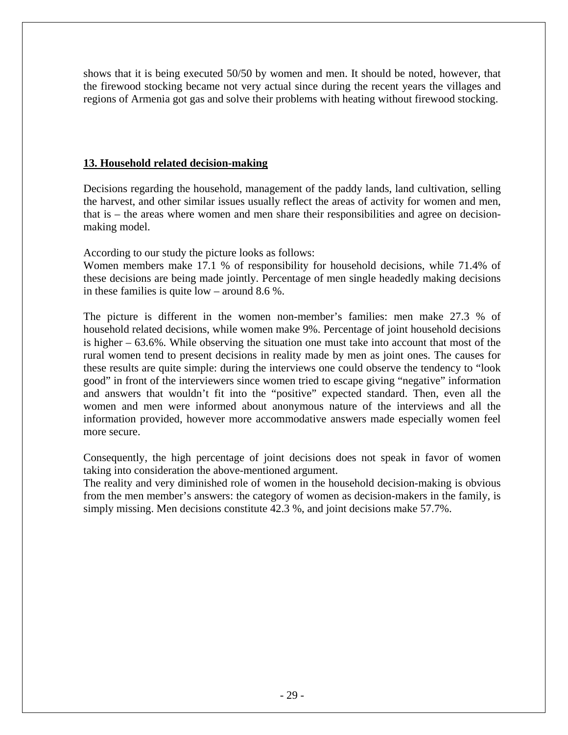shows that it is being executed 50/50 by women and men. It should be noted, however, that the firewood stocking became not very actual since during the recent years the villages and regions of Armenia got gas and solve their problems with heating without firewood stocking.

## 13. Household related decision-making

Decisions regarding the household, management of the paddy lands, land cultivation, selling the harvest, and other similar issues usually reflect the areas of activity for women and men, that is – the areas where women and men share their responsibilities and agree on decision-making model.

According to our study the picture looks as follows:
Women members make 17.1 % of responsibility for household decisions, while 71.4% of these decisions are being made jointly. Percentage of men single headedly making decisions in these families is quite low – around 8.6 %.

The picture is different in the women non-member's families: men make 27.3 % of household related decisions, while women make 9%. Percentage of joint household decisions is higher – 63.6%. While observing the situation one must take into account that most of the rural women tend to present decisions in reality made by men as joint ones. The causes for these results are quite simple: during the interviews one could observe the tendency to "look good" in front of the interviewers since women tried to escape giving "negative" information and answers that wouldn't fit into the "positive" expected standard. Then, even all the women and men were informed about anonymous nature of the interviews and all the information provided, however more accommodative answers made especially women feel more secure.

Consequently, the high percentage of joint decisions does not speak in favor of women taking into consideration the above-mentioned argument.
The reality and very diminished role of women in the household decision-making is obvious from the men member's answers: the category of women as decision-makers in the family, is simply missing. Men decisions constitute 42.3 %, and joint decisions make 57.7%.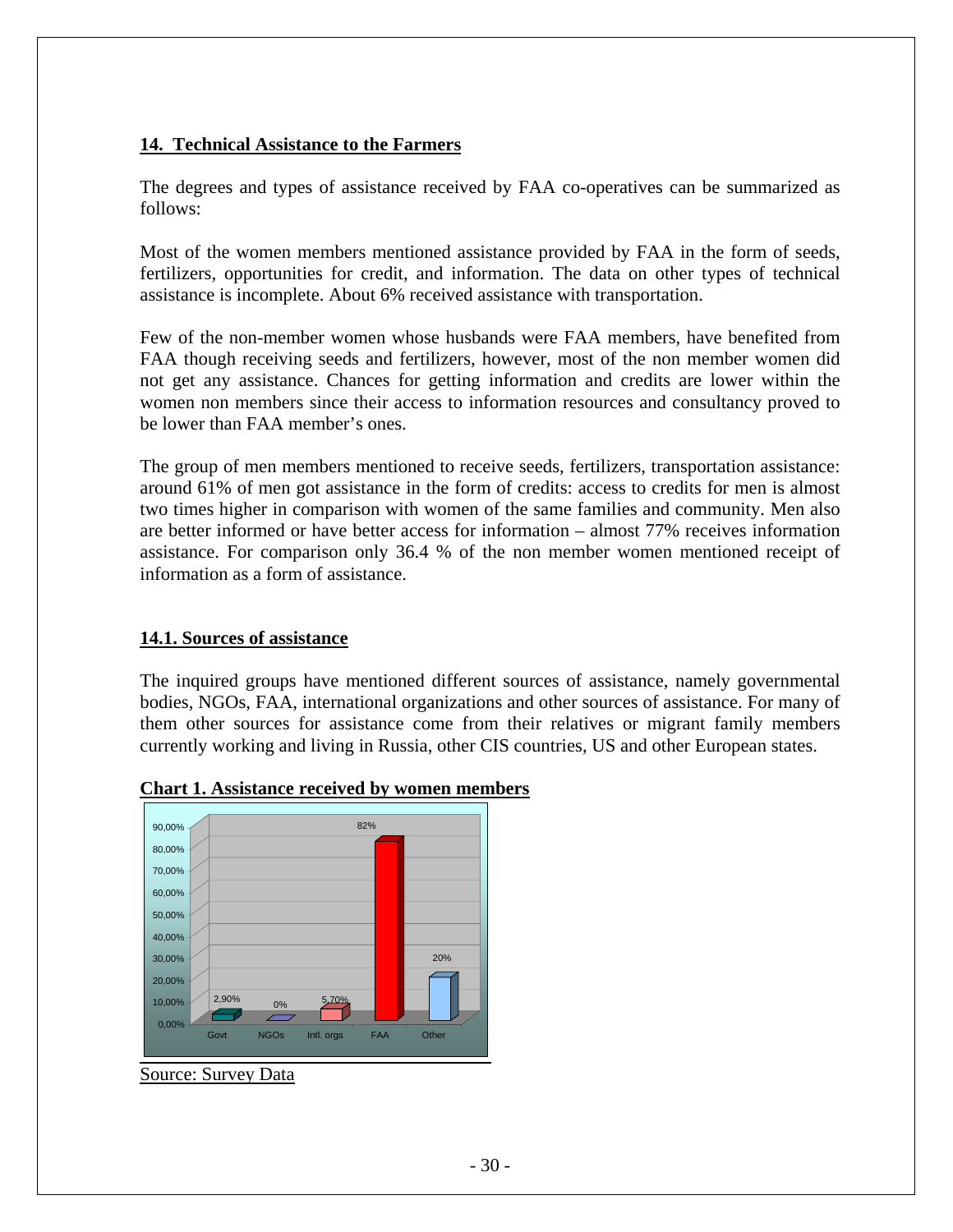## 14. Technical Assistance to the Farmers

The degrees and types of assistance received by FAA co-operatives can be summarized as follows:

Most of the women members mentioned assistance provided by FAA in the form of seeds, fertilizers, opportunities for credit, and information. The data on other types of technical assistance is incomplete. About 6% received assistance with transportation.

Few of the non-member women whose husbands were FAA members, have benefited from FAA though receiving seeds and fertilizers, however, most of the non member women did not get any assistance. Chances for getting information and credits are lower within the women non members since their access to information resources and consultancy proved to be lower than FAA member's ones.

The group of men members mentioned to receive seeds, fertilizers, transportation assistance: around 61% of men got assistance in the form of credits: access to credits for men is almost two times higher in comparison with women of the same families and community. Men also are better informed or have better access for information – almost 77% receives information assistance. For comparison only 36.4 % of the non member women mentioned receipt of information as a form of assistance.

### 14.1. Sources of assistance

The inquired groups have mentioned different sources of assistance, namely governmental bodies, NGOs, FAA, international organizations and other sources of assistance. For many of them other sources for assistance come from their relatives or migrant family members currently working and living in Russia, other CIS countries, US and other European states.

**Chart 1. Assistance received by women members**

| Source | Share |
|---|---|
| Govt | 2,90% |
| NGOs | 0% |
| Intl. orgs | 5,70% |
| FAA | 82% |
| Other | 20% |

Source: Survey Data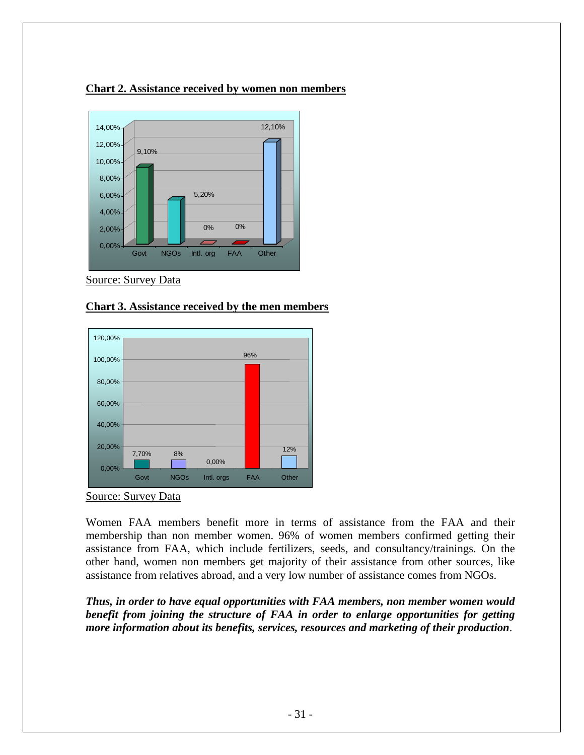**Chart 2. Assistance received by women non members**

| | Govt | NGOs | Intl. org | FAA | Other |
|---|---|---|---|---|---|
| Assistance | 9,10% | 5,20% | 0% | 0% | 12,10% |

Source: Survey Data

**Chart 3. Assistance received by the men members**

| | Govt | NGOs | Intl. orgs | FAA | Other |
|---|---|---|---|---|---|
| Assistance | 7,70% | 8% | 0,00% | 96% | 12% |

Source: Survey Data

Women FAA members benefit more in terms of assistance from the FAA and their membership than non member women. 96% of women members confirmed getting their assistance from FAA, which include fertilizers, seeds, and consultancy/trainings. On the other hand, women non members get majority of their assistance from other sources, like assistance from relatives abroad, and a very low number of assistance comes from NGOs.

***Thus, in order to have equal opportunities with FAA members, non member women would benefit from joining the structure of FAA in order to enlarge opportunities for getting more information about its benefits, services, resources and marketing of their production***.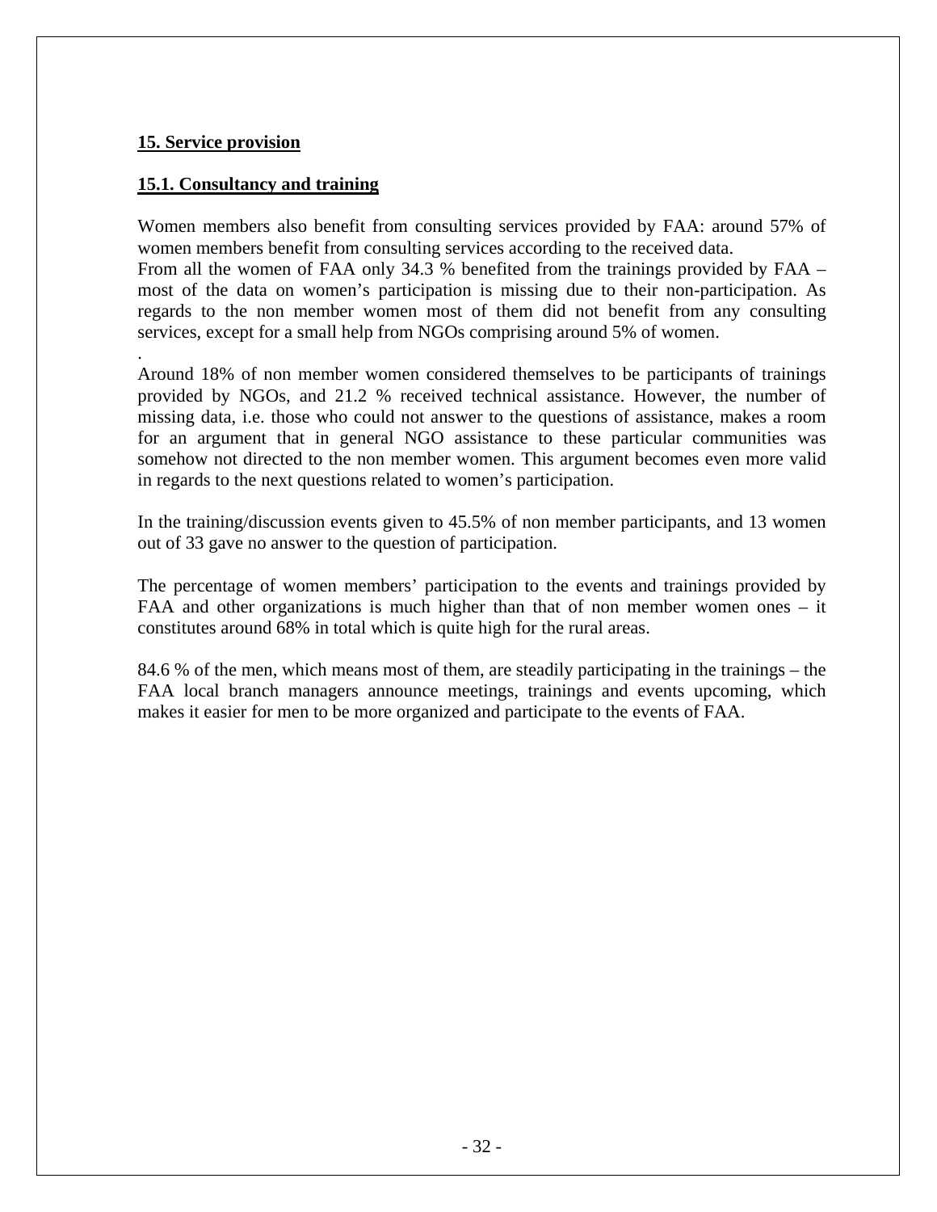## 15. Service provision

### 15.1. Consultancy and training

Women members also benefit from consulting services provided by FAA: around 57% of women members benefit from consulting services according to the received data.
From all the women of FAA only 34.3 % benefited from the trainings provided by FAA – most of the data on women's participation is missing due to their non-participation. As regards to the non member women most of them did not benefit from any consulting services, except for a small help from NGOs comprising around 5% of women.

.
Around 18% of non member women considered themselves to be participants of trainings provided by NGOs, and 21.2 % received technical assistance. However, the number of missing data, i.e. those who could not answer to the questions of assistance, makes a room for an argument that in general NGO assistance to these particular communities was somehow not directed to the non member women. This argument becomes even more valid in regards to the next questions related to women's participation.

In the training/discussion events given to 45.5% of non member participants, and 13 women out of 33 gave no answer to the question of participation.

The percentage of women members' participation to the events and trainings provided by FAA and other organizations is much higher than that of non member women ones – it constitutes around 68% in total which is quite high for the rural areas.

84.6 % of the men, which means most of them, are steadily participating in the trainings – the FAA local branch managers announce meetings, trainings and events upcoming, which makes it easier for men to be more organized and participate to the events of FAA.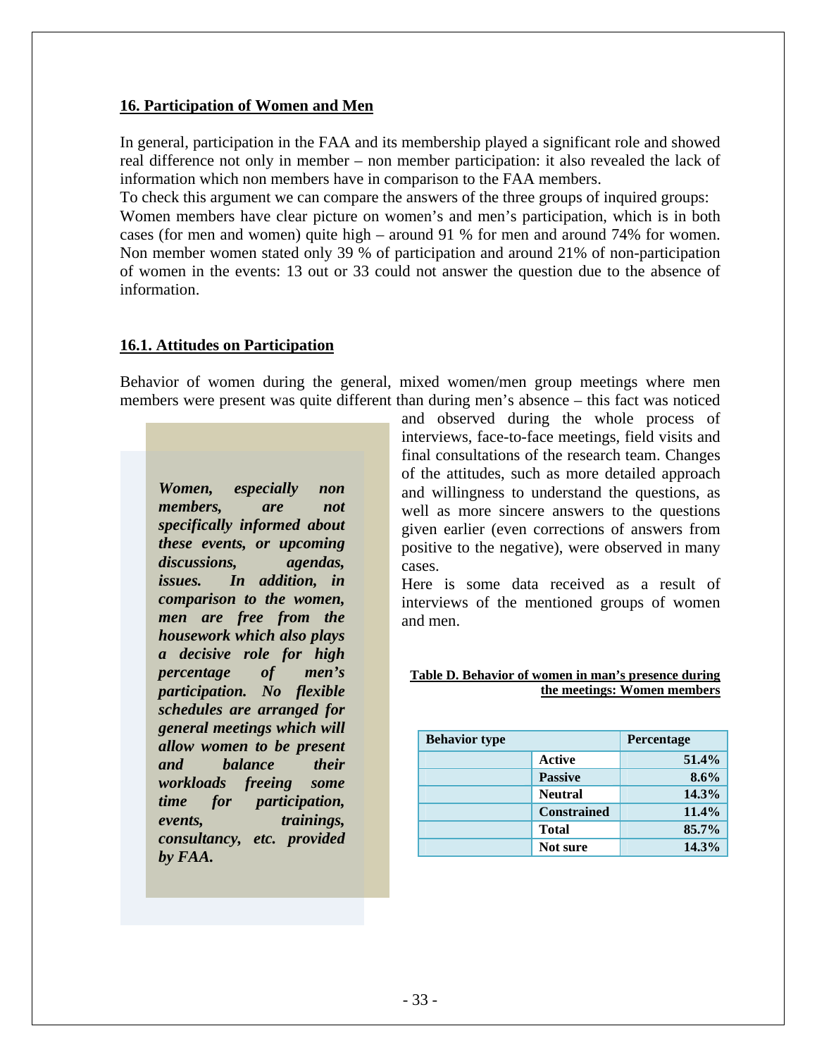## 16. Participation of Women and Men

In general, participation in the FAA and its membership played a significant role and showed real difference not only in member – non member participation: it also revealed the lack of information which non members have in comparison to the FAA members.

To check this argument we can compare the answers of the three groups of inquired groups: Women members have clear picture on women's and men's participation, which is in both cases (for men and women) quite high – around 91 % for men and around 74% for women. Non member women stated only 39 % of participation and around 21% of non-participation of women in the events: 13 out or 33 could not answer the question due to the absence of information.

### 16.1. Attitudes on Participation

Behavior of women during the general, mixed women/men group meetings where men members were present was quite different than during men's absence – this fact was noticed and observed during the whole process of interviews, face-to-face meetings, field visits and final consultations of the research team. Changes of the attitudes, such as more detailed approach and willingness to understand the questions, as well as more sincere answers to the questions given earlier (even corrections of answers from positive to the negative), were observed in many cases.

Here is some data received as a result of interviews of the mentioned groups of women and men.

***Women, especially non members, are not specifically informed about these events, or upcoming discussions, agendas, issues. In addition, in comparison to the women, men are free from the housework which also plays a decisive role for high percentage of men's participation. No flexible schedules are arranged for general meetings which will allow women to be present and balance their workloads freeing some time for participation, events, trainings, consultancy, etc. provided by FAA.***

**Table D. Behavior of women in man's presence during the meetings: Women members**

| Behavior type | | Percentage |
|---|---|---|
| | **Active** | **51.4%** |
| | **Passive** | **8.6%** |
| | **Neutral** | **14.3%** |
| | **Constrained** | **11.4%** |
| | **Total** | **85.7%** |
| | **Not sure** | **14.3%** |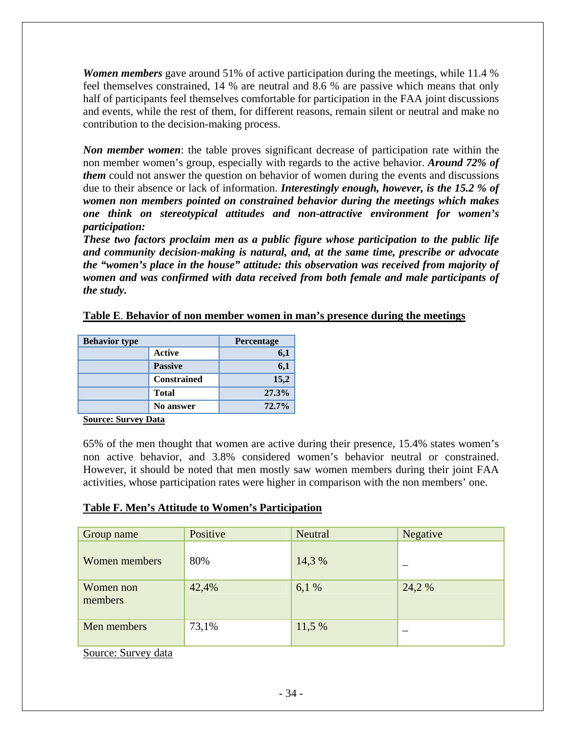***Women members*** gave around 51% of active participation during the meetings, while 11.4 % feel themselves constrained, 14 % are neutral and 8.6 % are passive which means that only half of participants feel themselves comfortable for participation in the FAA joint discussions and events, while the rest of them, for different reasons, remain silent or neutral and make no contribution to the decision-making process.

***Non member women***: the table proves significant decrease of participation rate within the non member women's group, especially with regards to the active behavior. ***Around 72% of them*** could not answer the question on behavior of women during the events and discussions due to their absence or lack of information. ***Interestingly enough, however, is the 15.2 % of women non members pointed on constrained behavior during the meetings which makes one think on stereotypical attitudes and non-attractive environment for women's participation:***

***These two factors proclaim men as a public figure whose participation to the public life and community decision-making is natural, and, at the same time, prescribe or advocate the "women's place in the house" attitude: this observation was received from majority of women and was confirmed with data received from both female and male participants of the study.***

**Table E. Behavior of non member women in man's presence during the meetings**

| Behavior type | | Percentage |
|---|---|---|
| | **Active** | **6,1** |
| | **Passive** | **6,1** |
| | **Constrained** | **15,2** |
| | **Total** | **27.3%** |
| | **No answer** | **72.7%** |

**Source: Survey Data**

65% of the men thought that women are active during their presence, 15.4% states women's non active behavior, and 3.8% considered women's behavior neutral or constrained. However, it should be noted that men mostly saw women members during their joint FAA activities, whose participation rates were higher in comparison with the non members' one.

**Table F. Men's Attitude to Women's Participation**

| Group name | Positive | Neutral | Negative |
|---|---|---|---|
| Women members | 80% | 14,3 % | – |
| Women non members | 42,4% | 6,1 % | 24,2 % |
| Men members | 73,1% | 11,5 % | – |

Source: Survey data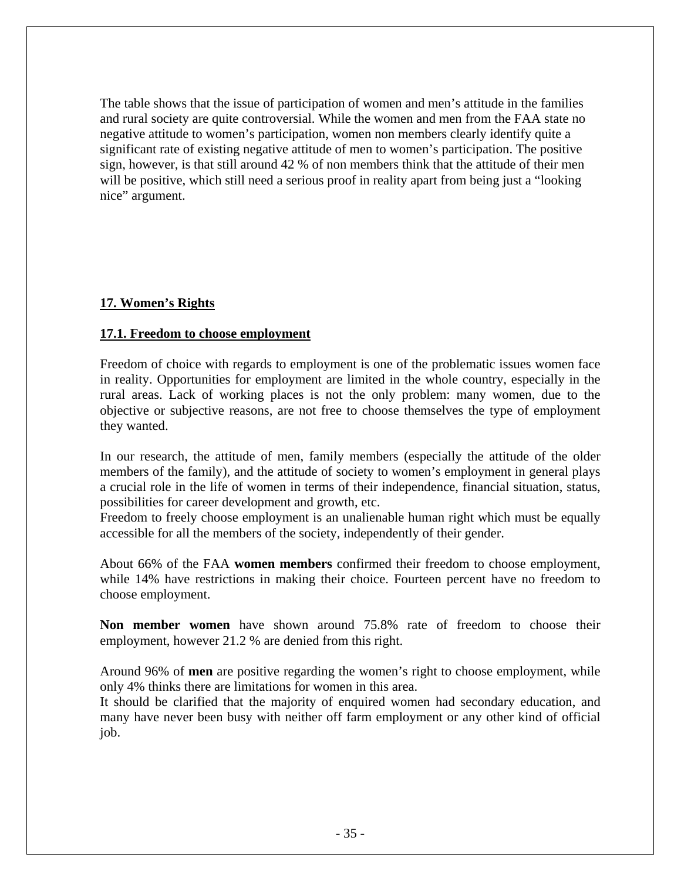The table shows that the issue of participation of women and men's attitude in the families and rural society are quite controversial. While the women and men from the FAA state no negative attitude to women's participation, women non members clearly identify quite a significant rate of existing negative attitude of men to women's participation. The positive sign, however, is that still around 42 % of non members think that the attitude of their men will be positive, which still need a serious proof in reality apart from being just a "looking nice" argument.

## 17. Women's Rights

### 17.1. Freedom to choose employment

Freedom of choice with regards to employment is one of the problematic issues women face in reality. Opportunities for employment are limited in the whole country, especially in the rural areas. Lack of working places is not the only problem: many women, due to the objective or subjective reasons, are not free to choose themselves the type of employment they wanted.

In our research, the attitude of men, family members (especially the attitude of the older members of the family), and the attitude of society to women's employment in general plays a crucial role in the life of women in terms of their independence, financial situation, status, possibilities for career development and growth, etc.

Freedom to freely choose employment is an unalienable human right which must be equally accessible for all the members of the society, independently of their gender.

About 66% of the FAA **women members** confirmed their freedom to choose employment, while 14% have restrictions in making their choice. Fourteen percent have no freedom to choose employment.

**Non member women** have shown around 75.8% rate of freedom to choose their employment, however 21.2 % are denied from this right.

Around 96% of **men** are positive regarding the women's right to choose employment, while only 4% thinks there are limitations for women in this area.

It should be clarified that the majority of enquired women had secondary education, and many have never been busy with neither off farm employment or any other kind of official job.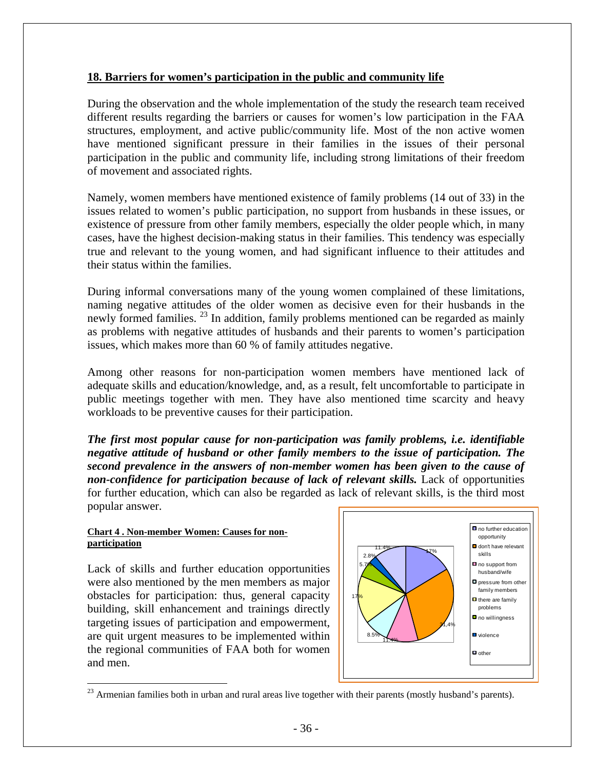## 18. Barriers for women's participation in the public and community life

During the observation and the whole implementation of the study the research team received different results regarding the barriers or causes for women's low participation in the FAA structures, employment, and active public/community life. Most of the non active women have mentioned significant pressure in their families in the issues of their personal participation in the public and community life, including strong limitations of their freedom of movement and associated rights.

Namely, women members have mentioned existence of family problems (14 out of 33) in the issues related to women's public participation, no support from husbands in these issues, or existence of pressure from other family members, especially the older people which, in many cases, have the highest decision-making status in their families. This tendency was especially true and relevant to the young women, and had significant influence to their attitudes and their status within the families.

During informal conversations many of the young women complained of these limitations, naming negative attitudes of the older women as decisive even for their husbands in the newly formed families. [23] In addition, family problems mentioned can be regarded as mainly as problems with negative attitudes of husbands and their parents to women's participation issues, which makes more than 60 % of family attitudes negative.

Among other reasons for non-participation women members have mentioned lack of adequate skills and education/knowledge, and, as a result, felt uncomfortable to participate in public meetings together with men. They have also mentioned time scarcity and heavy workloads to be preventive causes for their participation.

***The first most popular cause for non-participation was family problems, i.e. identifiable negative attitude of husband or other family members to the issue of participation. The second prevalence in the answers of non-member women has been given to the cause of non-confidence for participation because of lack of relevant skills.*** Lack of opportunities for further education, which can also be regarded as lack of relevant skills, is the third most popular answer.

**Chart 4 . Non-member Women: Causes for non-participation**

| Cause | Share |
|---|---|
| no further education opportunity | 17% |
| don't have relevant skills | 31,4% |
| no support from husband/wife | 11.4% |
| pressure from other family members | 8.5% |
| there are family problems | 17% |
| no willingness | 5.7% |
| violence | 2.8% |
| other | 11.4% |

Lack of skills and further education opportunities were also mentioned by the men members as major obstacles for participation: thus, general capacity building, skill enhancement and trainings directly targeting issues of participation and empowerment, are quit urgent measures to be implemented within the regional communities of FAA both for women and men.

---

[23] Armenian families both in urban and rural areas live together with their parents (mostly husband's parents).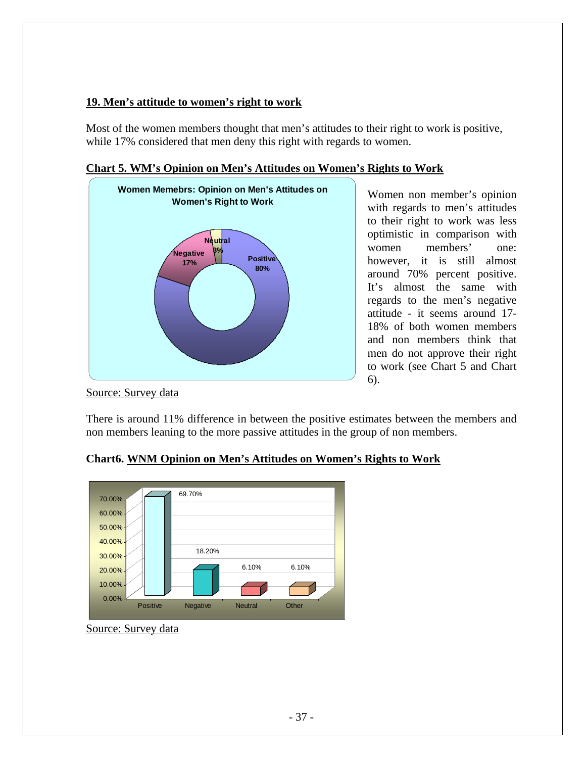## 19. Men's attitude to women's right to work

Most of the women members thought that men's attitudes to their right to work is positive, while 17% considered that men deny this right with regards to women.

**Chart 5. WM's Opinion on Men's Attitudes on Women's Rights to Work**

**Women Memebrs: Opinion on Men's Attitudes on Women's Right to Work**

| Response | Share |
|---|---|
| Positive | 80% |
| Negative | 17% |
| Neutral | 3% |

Source: Survey data

Women non member's opinion with regards to men's attitudes to their right to work was less optimistic in comparison with women members' one: however, it is still almost around 70% percent positive. It's almost the same with regards to the men's negative attitude - it seems around 17-18% of both women members and non members think that men do not approve their right to work (see Chart 5 and Chart 6).

There is around 11% difference in between the positive estimates between the members and non members leaning to the more passive attitudes in the group of non members.

**Chart6. WNM Opinion on Men's Attitudes on Women's Rights to Work**

| Response | Share |
|---|---|
| Positive | 69.70% |
| Negative | 18.20% |
| Neutral | 6.10% |
| Other | 6.10% |

Source: Survey data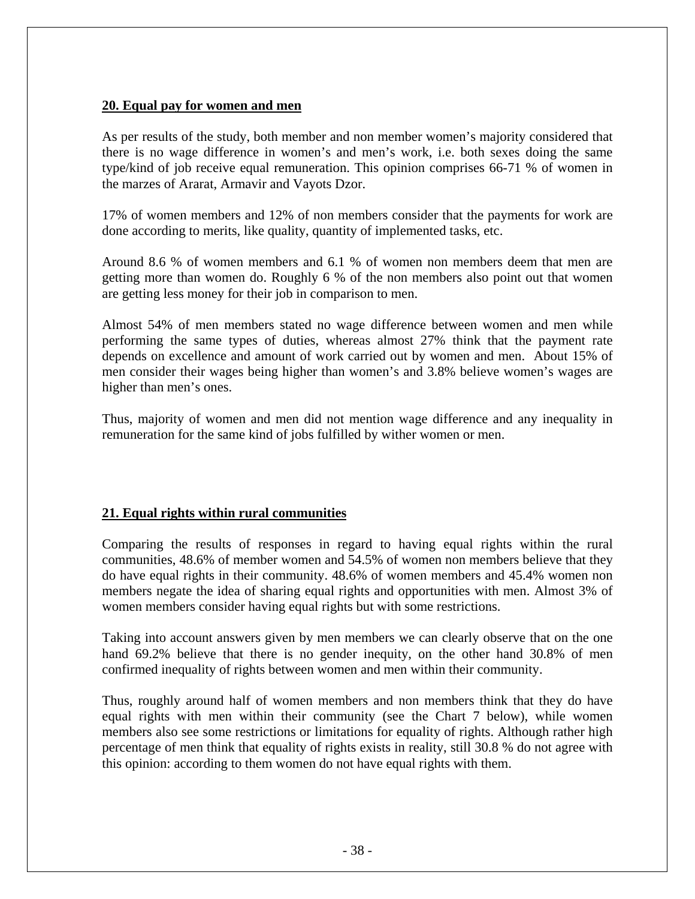## 20. Equal pay for women and men

As per results of the study, both member and non member women's majority considered that there is no wage difference in women's and men's work, i.e. both sexes doing the same type/kind of job receive equal remuneration. This opinion comprises 66-71 % of women in the marzes of Ararat, Armavir and Vayots Dzor.

17% of women members and 12% of non members consider that the payments for work are done according to merits, like quality, quantity of implemented tasks, etc.

Around 8.6 % of women members and 6.1 % of women non members deem that men are getting more than women do. Roughly 6 % of the non members also point out that women are getting less money for their job in comparison to men.

Almost 54% of men members stated no wage difference between women and men while performing the same types of duties, whereas almost 27% think that the payment rate depends on excellence and amount of work carried out by women and men. About 15% of men consider their wages being higher than women's and 3.8% believe women's wages are higher than men's ones.

Thus, majority of women and men did not mention wage difference and any inequality in remuneration for the same kind of jobs fulfilled by wither women or men.

## 21. Equal rights within rural communities

Comparing the results of responses in regard to having equal rights within the rural communities, 48.6% of member women and 54.5% of women non members believe that they do have equal rights in their community. 48.6% of women members and 45.4% women non members negate the idea of sharing equal rights and opportunities with men. Almost 3% of women members consider having equal rights but with some restrictions.

Taking into account answers given by men members we can clearly observe that on the one hand 69.2% believe that there is no gender inequity, on the other hand 30.8% of men confirmed inequality of rights between women and men within their community.

Thus, roughly around half of women members and non members think that they do have equal rights with men within their community (see the Chart 7 below), while women members also see some restrictions or limitations for equality of rights. Although rather high percentage of men think that equality of rights exists in reality, still 30.8 % do not agree with this opinion: according to them women do not have equal rights with them.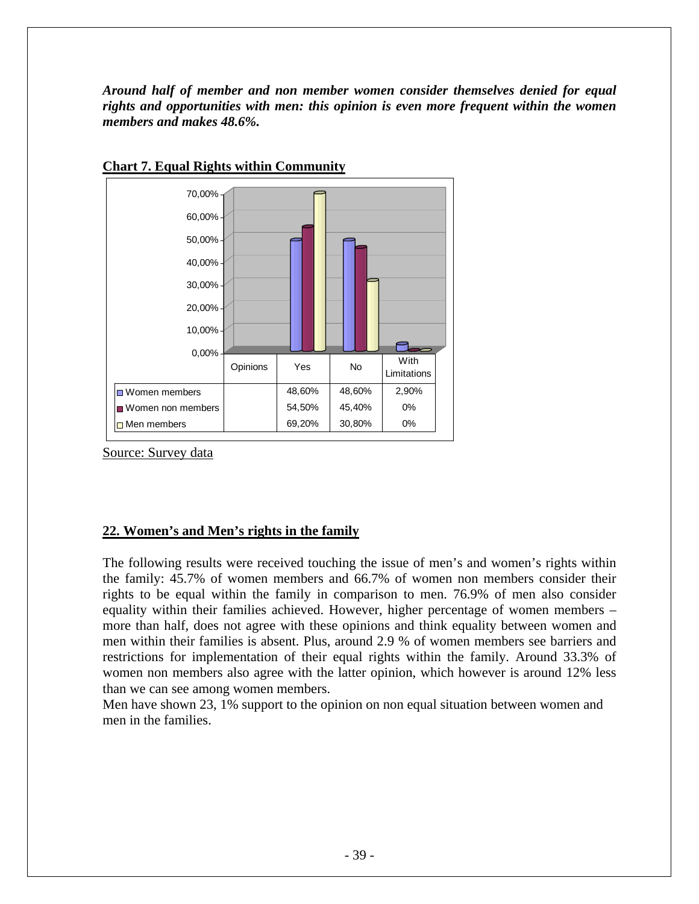***Around half of member and non member women consider themselves denied for equal rights and opportunities with men: this opinion is even more frequent within the women members and makes 48.6%.***

**Chart 7. Equal Rights within Community**

| Opinions | Yes | No | With Limitations |
|---|---|---|---|
| Women members | 48,60% | 48,60% | 2,90% |
| Women non members | 54,50% | 45,40% | 0% |
| Men members | 69,20% | 30,80% | 0% |

Source: Survey data

## 22. Women's and Men's rights in the family

The following results were received touching the issue of men's and women's rights within the family: 45.7% of women members and 66.7% of women non members consider their rights to be equal within the family in comparison to men. 76.9% of men also consider equality within their families achieved. However, higher percentage of women members – more than half, does not agree with these opinions and think equality between women and men within their families is absent. Plus, around 2.9 % of women members see barriers and restrictions for implementation of their equal rights within the family. Around 33.3% of women non members also agree with the latter opinion, which however is around 12% less than we can see among women members.
Men have shown 23, 1% support to the opinion on non equal situation between women and men in the families.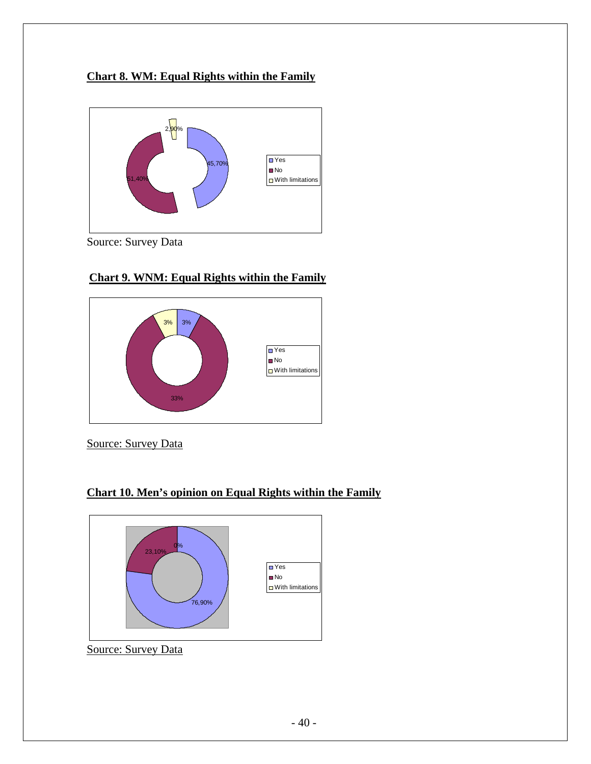**Chart 8. WM: Equal Rights within the Family**

Source: Survey Data

**Chart 9. WNM: Equal Rights within the Family**

Source: Survey Data

**Chart 10. Men's opinion on Equal Rights within the Family**

Source: Survey Data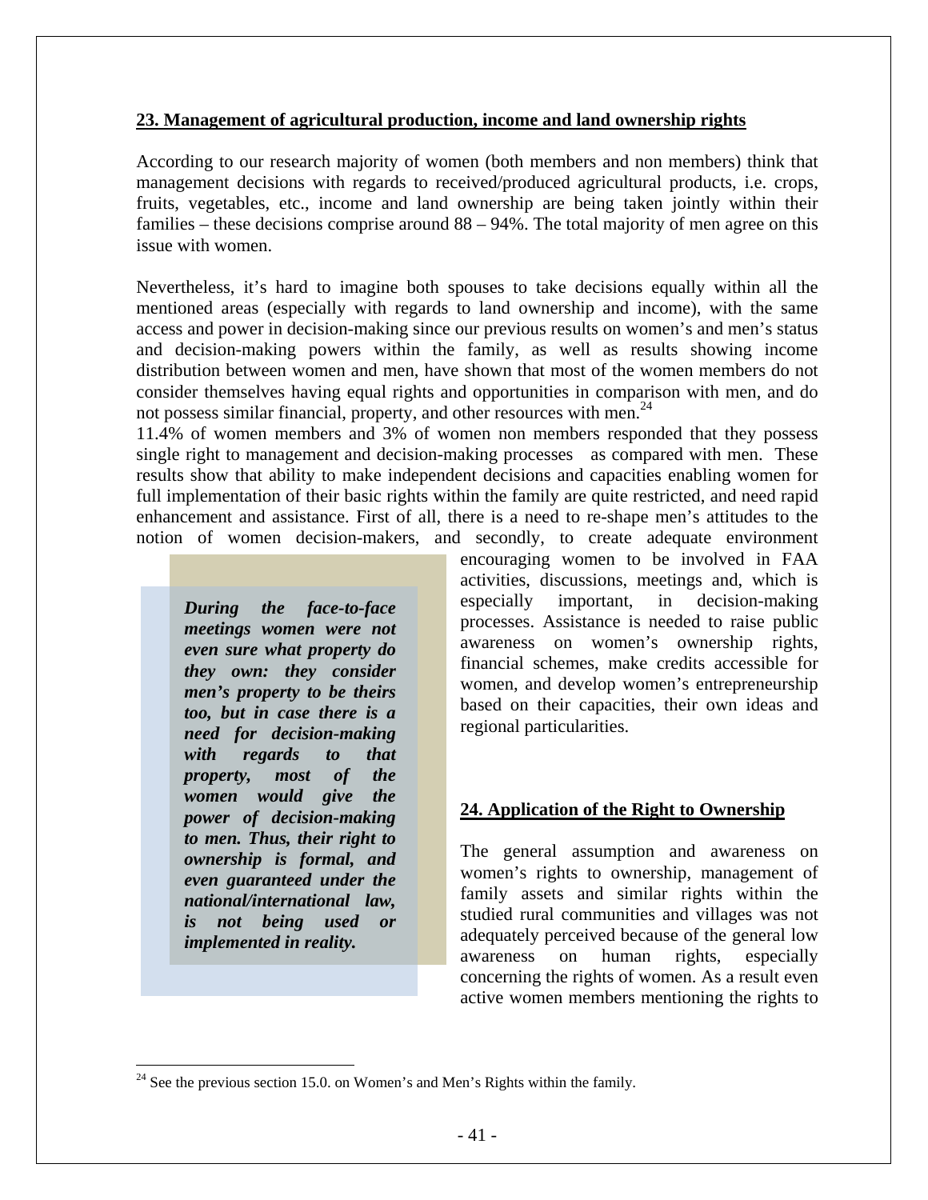## 23. Management of agricultural production, income and land ownership rights

According to our research majority of women (both members and non members) think that management decisions with regards to received/produced agricultural products, i.e. crops, fruits, vegetables, etc., income and land ownership are being taken jointly within their families – these decisions comprise around 88 – 94%. The total majority of men agree on this issue with women.

Nevertheless, it's hard to imagine both spouses to take decisions equally within all the mentioned areas (especially with regards to land ownership and income), with the same access and power in decision-making since our previous results on women's and men's status and decision-making powers within the family, as well as results showing income distribution between women and men, have shown that most of the women members do not consider themselves having equal rights and opportunities in comparison with men, and do not possess similar financial, property, and other resources with men.[24]

11.4% of women members and 3% of women non members responded that they possess single right to management and decision-making processes as compared with men. These results show that ability to make independent decisions and capacities enabling women for full implementation of their basic rights within the family are quite restricted, and need rapid enhancement and assistance. First of all, there is a need to re-shape men's attitudes to the notion of women decision-makers, and secondly, to create adequate environment encouraging women to be involved in FAA activities, discussions, meetings and, which is especially important, in decision-making processes. Assistance is needed to raise public awareness on women's ownership rights, financial schemes, make credits accessible for women, and develop women's entrepreneurship based on their capacities, their own ideas and regional particularities.

> ***During the face-to-face meetings women were not even sure what property do they own: they consider men's property to be theirs too, but in case there is a need for decision-making with regards to that property, most of the women would give the power of decision-making to men. Thus, their right to ownership is formal, and even guaranteed under the national/international law, is not being used or implemented in reality.***

## 24. Application of the Right to Ownership

The general assumption and awareness on women's rights to ownership, management of family assets and similar rights within the studied rural communities and villages was not adequately perceived because of the general low awareness on human rights, especially concerning the rights of women. As a result even active women members mentioning the rights to

[24] See the previous section 15.0. on Women's and Men's Rights within the family.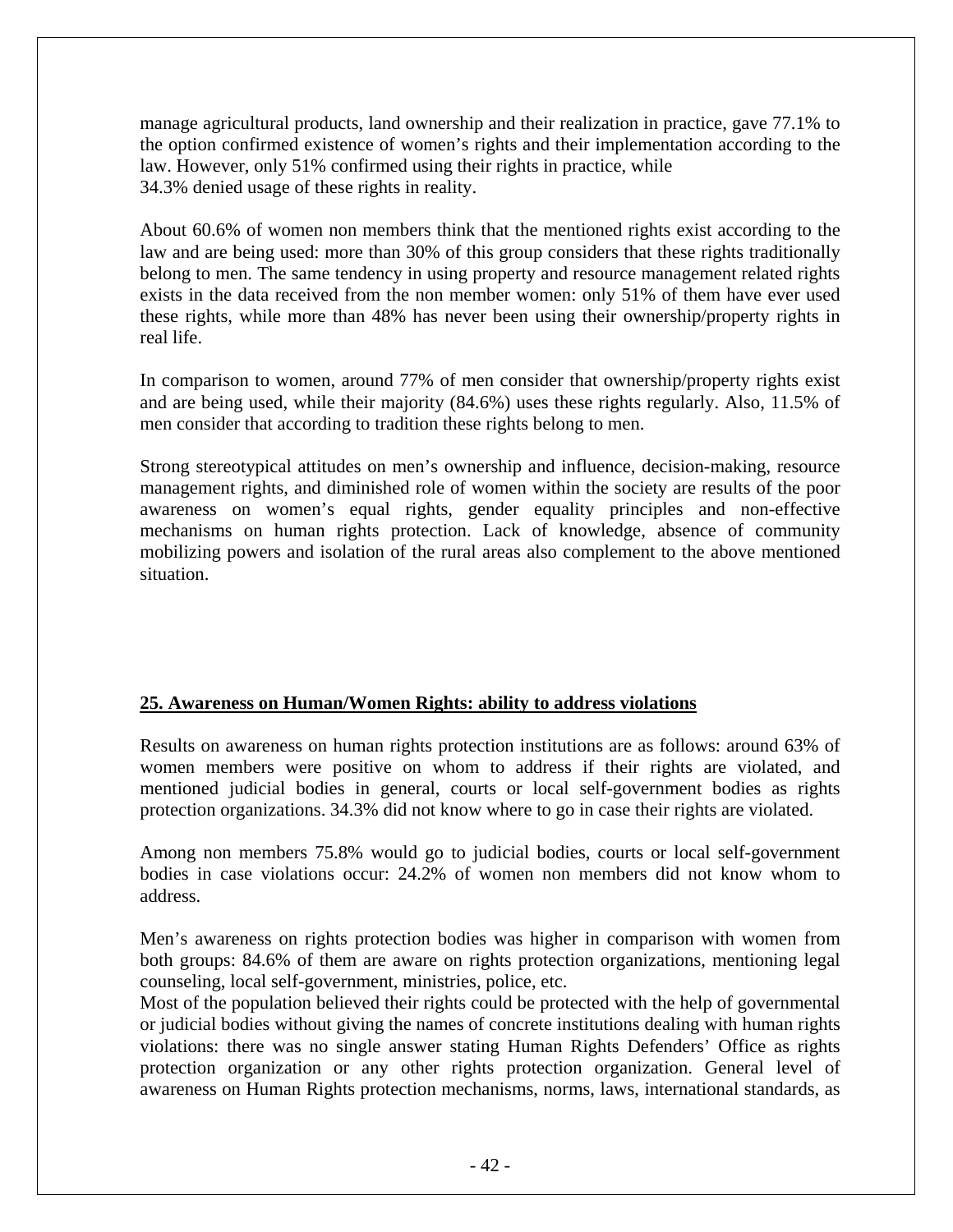manage agricultural products, land ownership and their realization in practice, gave 77.1% to the option confirmed existence of women's rights and their implementation according to the law. However, only 51% confirmed using their rights in practice, while 34.3% denied usage of these rights in reality.

About 60.6% of women non members think that the mentioned rights exist according to the law and are being used: more than 30% of this group considers that these rights traditionally belong to men. The same tendency in using property and resource management related rights exists in the data received from the non member women: only 51% of them have ever used these rights, while more than 48% has never been using their ownership/property rights in real life.

In comparison to women, around 77% of men consider that ownership/property rights exist and are being used, while their majority (84.6%) uses these rights regularly. Also, 11.5% of men consider that according to tradition these rights belong to men.

Strong stereotypical attitudes on men's ownership and influence, decision-making, resource management rights, and diminished role of women within the society are results of the poor awareness on women's equal rights, gender equality principles and non-effective mechanisms on human rights protection. Lack of knowledge, absence of community mobilizing powers and isolation of the rural areas also complement to the above mentioned situation.

## 25. Awareness on Human/Women Rights: ability to address violations

Results on awareness on human rights protection institutions are as follows: around 63% of women members were positive on whom to address if their rights are violated, and mentioned judicial bodies in general, courts or local self-government bodies as rights protection organizations. 34.3% did not know where to go in case their rights are violated.

Among non members 75.8% would go to judicial bodies, courts or local self-government bodies in case violations occur: 24.2% of women non members did not know whom to address.

Men's awareness on rights protection bodies was higher in comparison with women from both groups: 84.6% of them are aware on rights protection organizations, mentioning legal counseling, local self-government, ministries, police, etc.
Most of the population believed their rights could be protected with the help of governmental or judicial bodies without giving the names of concrete institutions dealing with human rights violations: there was no single answer stating Human Rights Defenders' Office as rights protection organization or any other rights protection organization. General level of awareness on Human Rights protection mechanisms, norms, laws, international standards, as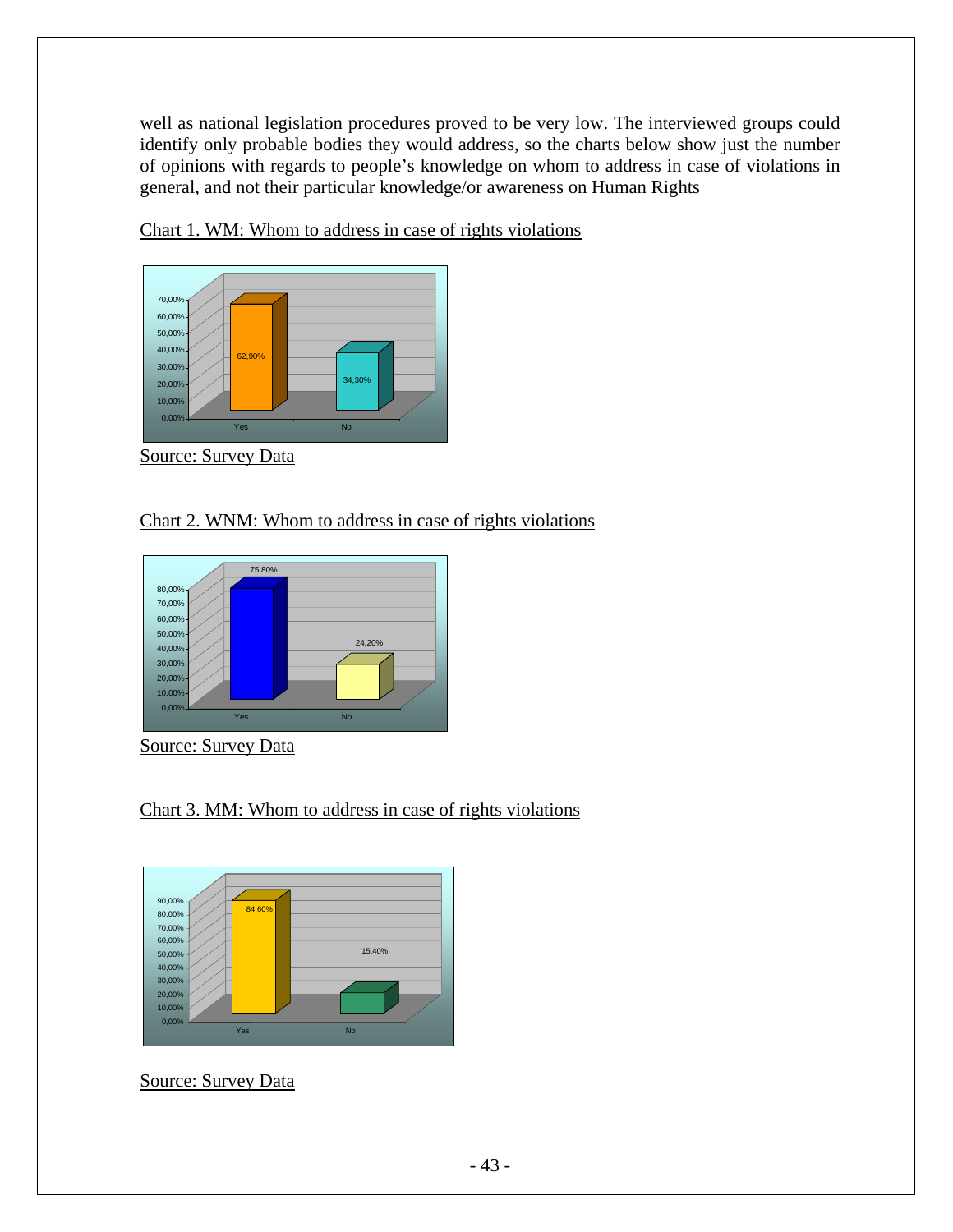well as national legislation procedures proved to be very low. The interviewed groups could identify only probable bodies they would address, so the charts below show just the number of opinions with regards to people's knowledge on whom to address in case of violations in general, and not their particular knowledge/or awareness on Human Rights

Chart 1. WM: Whom to address in case of rights violations

| | Yes | No |
|---|---|---|
| % | 62,90% | 34,30% |

Source: Survey Data

Chart 2. WNM: Whom to address in case of rights violations

| | Yes | No |
|---|---|---|
| % | 75,80% | 24,20% |

Source: Survey Data

Chart 3. MM: Whom to address in case of rights violations

| | Yes | No |
|---|---|---|
| % | 84,60% | 15,40% |

Source: Survey Data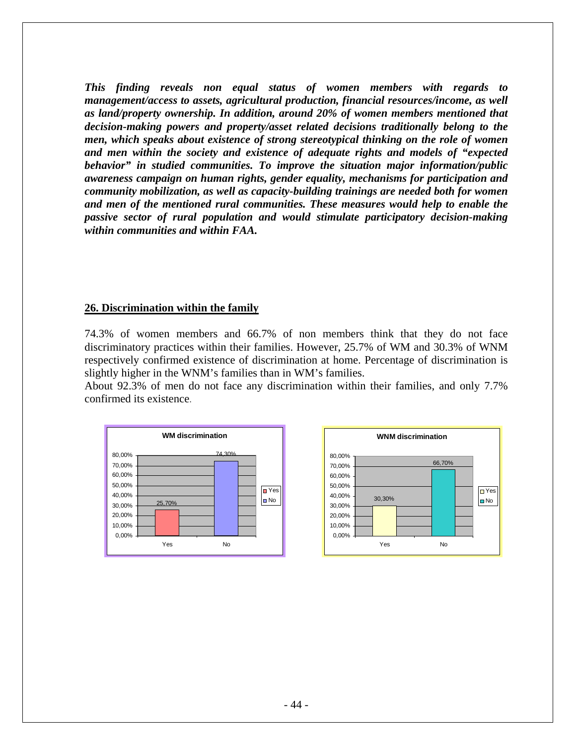***This finding reveals non equal status of women members with regards to management/access to assets, agricultural production, financial resources/income, as well as land/property ownership. In addition, around 20% of women members mentioned that decision-making powers and property/asset related decisions traditionally belong to the men, which speaks about existence of strong stereotypical thinking on the role of women and men within the society and existence of adequate rights and models of "expected behavior" in studied communities. To improve the situation major information/public awareness campaign on human rights, gender equality, mechanisms for participation and community mobilization, as well as capacity-building trainings are needed both for women and men of the mentioned rural communities. These measures would help to enable the passive sector of rural population and would stimulate participatory decision-making within communities and within FAA.***

## 26. Discrimination within the family

74.3% of women members and 66.7% of non members think that they do not face discriminatory practices within their families. However, 25.7% of WM and 30.3% of WNM respectively confirmed existence of discrimination at home. Percentage of discrimination is slightly higher in the WNM's families than in WM's families.

About 92.3% of men do not face any discrimination within their families, and only 7.7% confirmed its existence.

**WM discrimination**

| | Yes | No |
|---|---|---|
| WM | 25,70% | 74,30% |

**WNM discrimination**

| | Yes | No |
|---|---|---|
| WNM | 30,30% | 66,70% |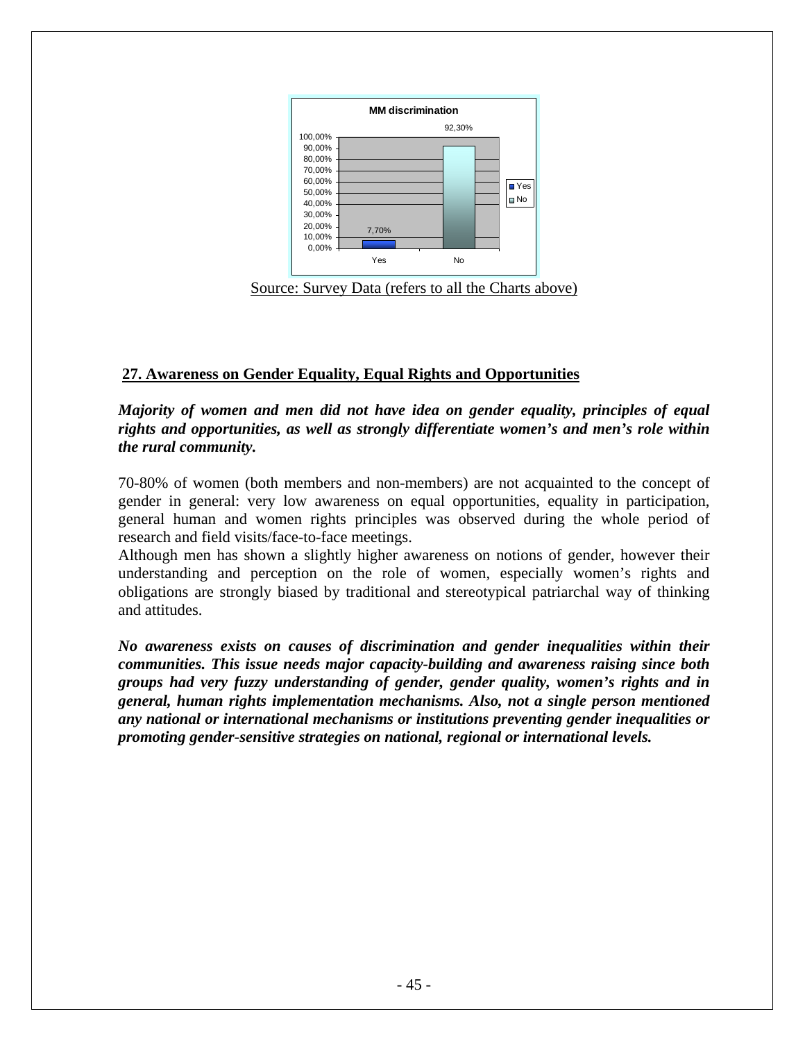**MM discrimination**

| | Yes | No |
|---|---|---|
| MM discrimination | 7,70% | 92,30% |

Source: Survey Data (refers to all the Charts above)

## 27. Awareness on Gender Equality, Equal Rights and Opportunities

***Majority of women and men did not have idea on gender equality, principles of equal rights and opportunities, as well as strongly differentiate women's and men's role within the rural community.***

70-80% of women (both members and non-members) are not acquainted to the concept of gender in general: very low awareness on equal opportunities, equality in participation, general human and women rights principles was observed during the whole period of research and field visits/face-to-face meetings.

Although men has shown a slightly higher awareness on notions of gender, however their understanding and perception on the role of women, especially women's rights and obligations are strongly biased by traditional and stereotypical patriarchal way of thinking and attitudes.

***No awareness exists on causes of discrimination and gender inequalities within their communities. This issue needs major capacity-building and awareness raising since both groups had very fuzzy understanding of gender, gender quality, women's rights and in general, human rights implementation mechanisms. Also, not a single person mentioned any national or international mechanisms or institutions preventing gender inequalities or promoting gender-sensitive strategies on national, regional or international levels.***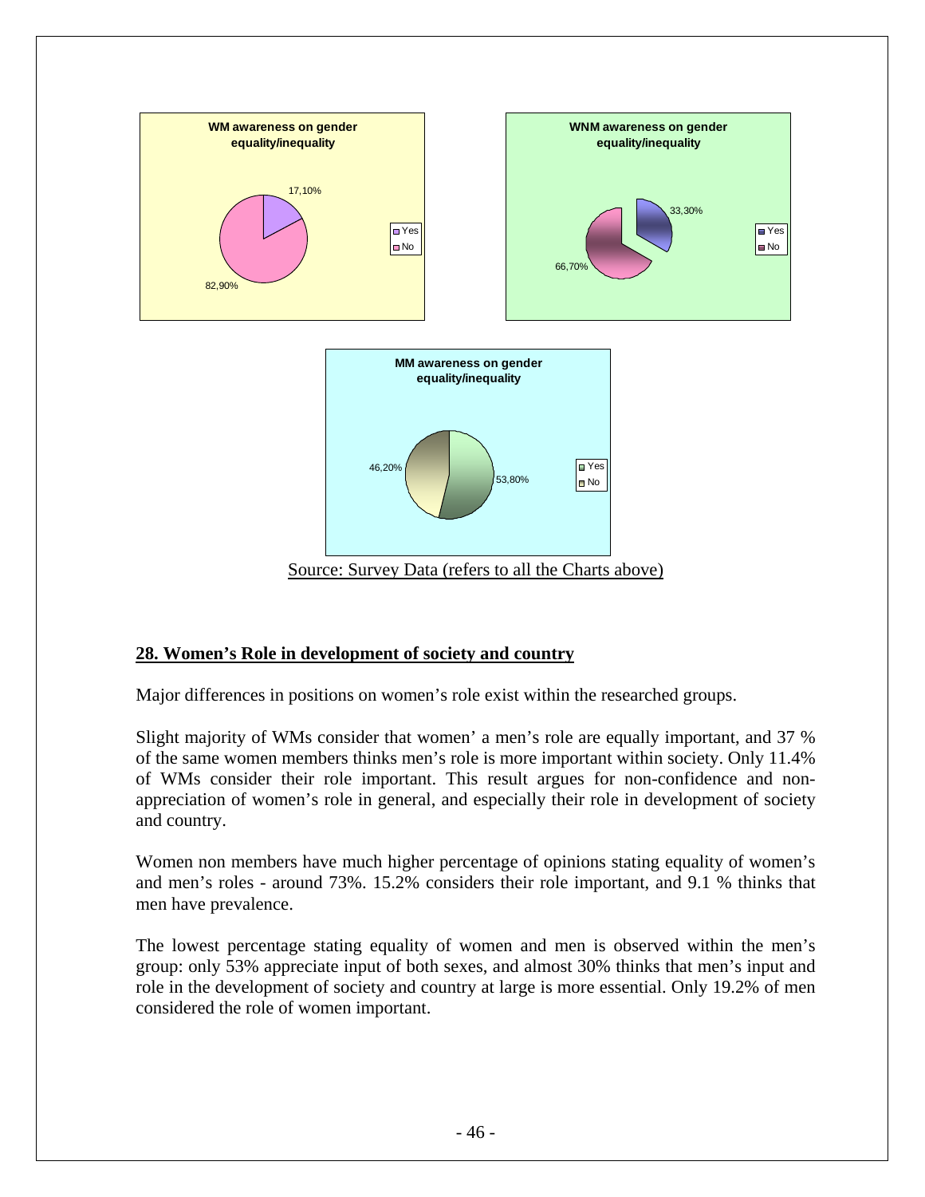**WM awareness on gender equality/inequality**

- Yes: 17,10%
- No: 82,90%

**WNM awareness on gender equality/inequality**

- Yes: 33,30%
- No: 66,70%

**MM awareness on gender equality/inequality**

- Yes: 53,80%
- No: 46,20%

Source: Survey Data (refers to all the Charts above)

## 28. Women's Role in development of society and country

Major differences in positions on women's role exist within the researched groups.

Slight majority of WMs consider that women' a men's role are equally important, and 37 % of the same women members thinks men's role is more important within society. Only 11.4% of WMs consider their role important. This result argues for non-confidence and non-appreciation of women's role in general, and especially their role in development of society and country.

Women non members have much higher percentage of opinions stating equality of women's and men's roles - around 73%. 15.2% considers their role important, and 9.1 % thinks that men have prevalence.

The lowest percentage stating equality of women and men is observed within the men's group: only 53% appreciate input of both sexes, and almost 30% thinks that men's input and role in the development of society and country at large is more essential. Only 19.2% of men considered the role of women important.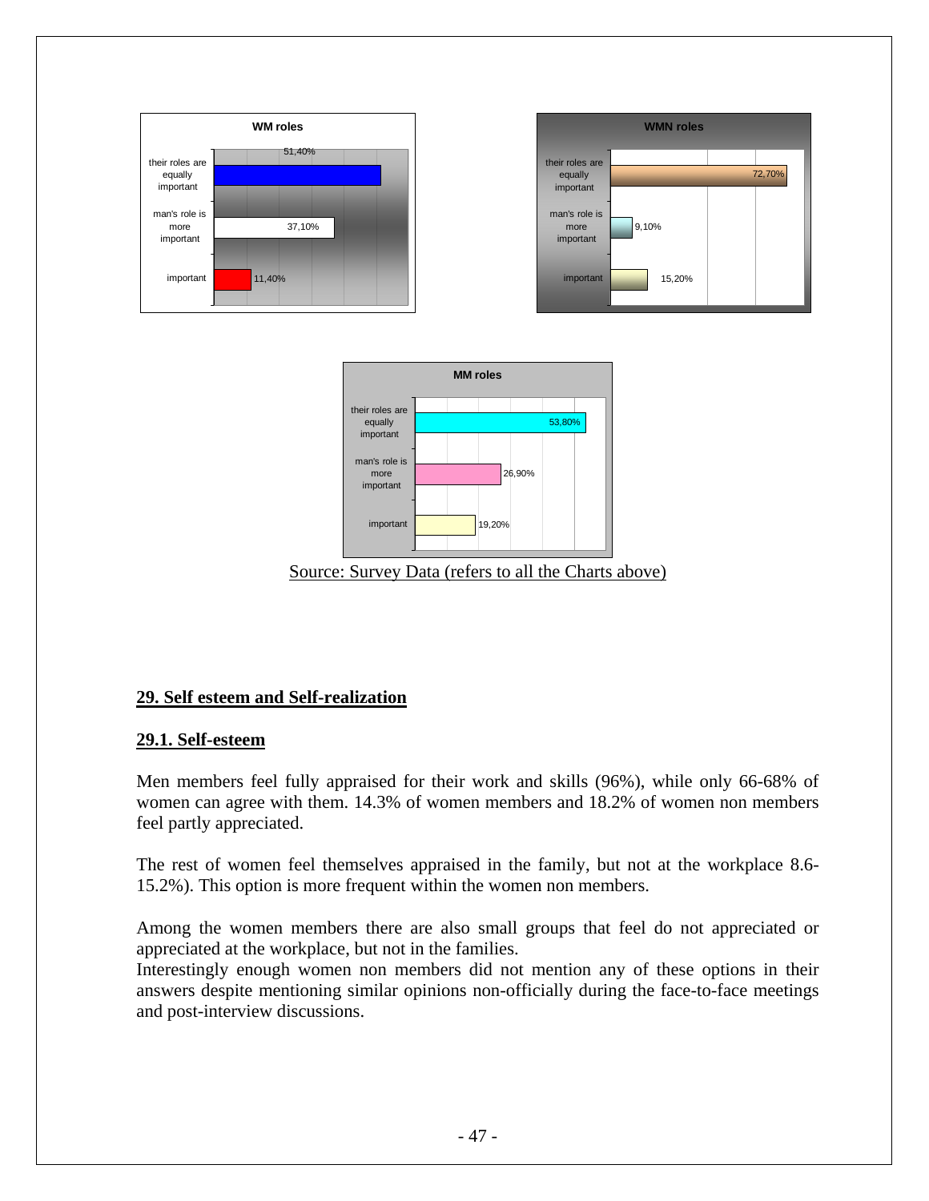**WM roles**

| | |
|---|---|
| their roles are equally important | 51,40% |
| man's role is more important | 37,10% |
| important | 11,40% |

**WMN roles**

| | |
|---|---|
| their roles are equally important | 72,70% |
| man's role is more important | 9,10% |
| important | 15,20% |

**MM roles**

| | |
|---|---|
| their roles are equally important | 53,80% |
| man's role is more important | 26,90% |
| important | 19,20% |

Source: Survey Data (refers to all the Charts above)

## 29. Self esteem and Self-realization

### 29.1. Self-esteem

Men members feel fully appraised for their work and skills (96%), while only 66-68% of women can agree with them. 14.3% of women members and 18.2% of women non members feel partly appreciated.

The rest of women feel themselves appraised in the family, but not at the workplace 8.6-15.2%). This option is more frequent within the women non members.

Among the women members there are also small groups that feel do not appreciated or appreciated at the workplace, but not in the families.
Interestingly enough women non members did not mention any of these options in their answers despite mentioning similar opinions non-officially during the face-to-face meetings and post-interview discussions.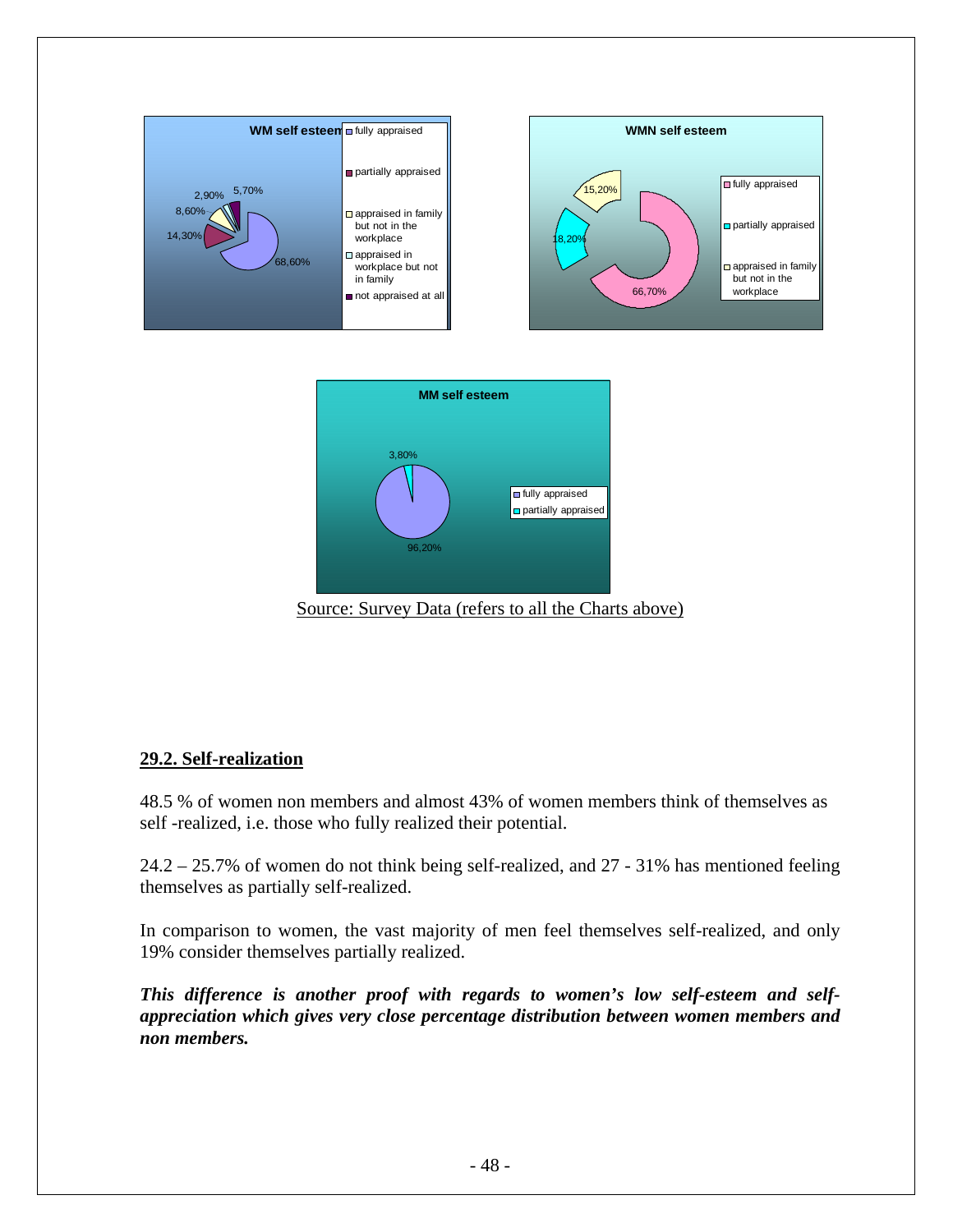Source: Survey Data (refers to all the Charts above)

## 29.2. Self-realization

48.5 % of women non members and almost 43% of women members think of themselves as self -realized, i.e. those who fully realized their potential.

24.2 – 25.7% of women do not think being self-realized, and 27 - 31% has mentioned feeling themselves as partially self-realized.

In comparison to women, the vast majority of men feel themselves self-realized, and only 19% consider themselves partially realized.

***This difference is another proof with regards to women's low self-esteem and self-appreciation which gives very close percentage distribution between women members and non members.***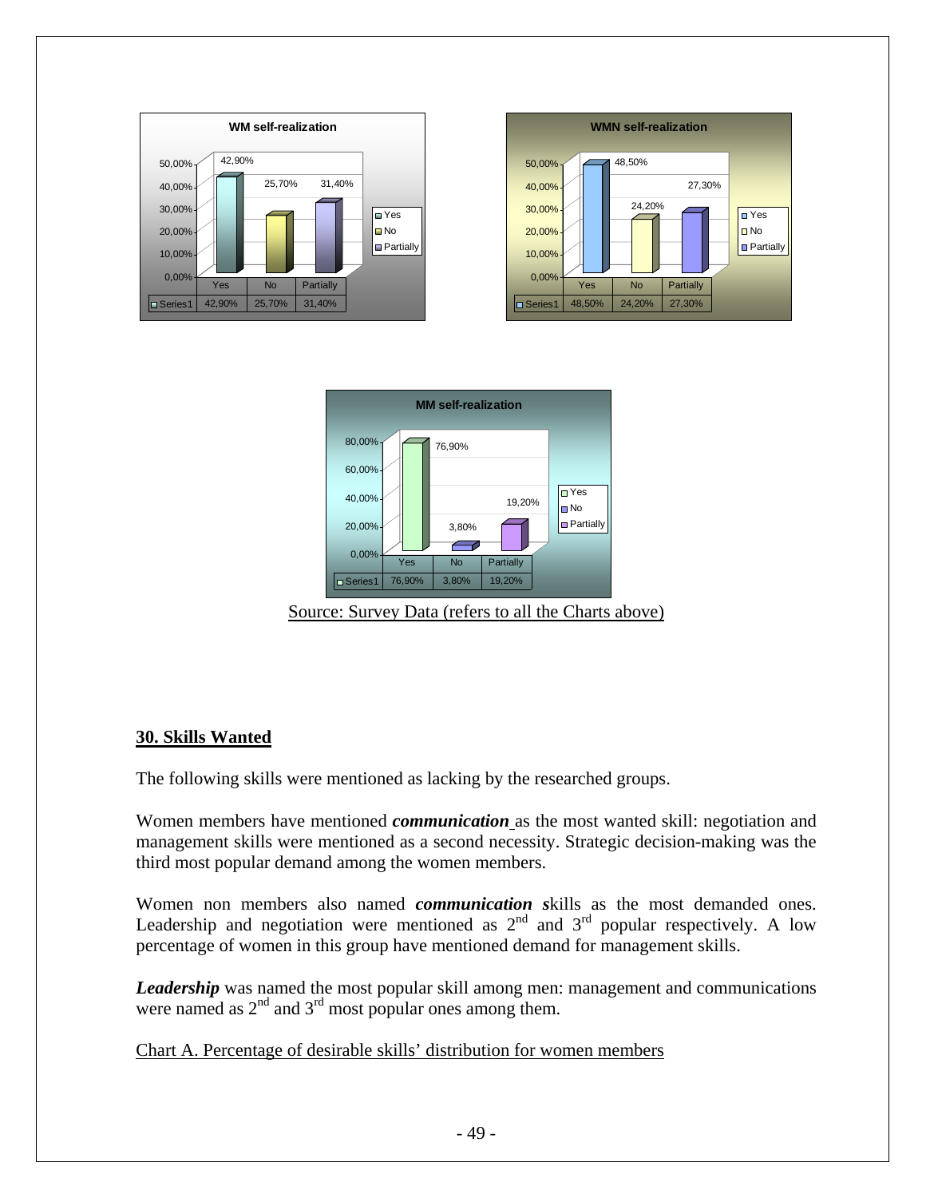**WM self-realization**

| | Yes | No | Partially |
|---|---|---|---|
| Series1 | 42,90% | 25,70% | 31,40% |

**WMN self-realization**

| | Yes | No | Partially |
|---|---|---|---|
| Series1 | 48,50% | 24,20% | 27,30% |

**MM self-realization**

| | Yes | No | Partially |
|---|---|---|---|
| Series1 | 76,90% | 3,80% | 19,20% |

Source: Survey Data (refers to all the Charts above)

## 30. Skills Wanted

The following skills were mentioned as lacking by the researched groups.

Women members have mentioned ***communication*** as the most wanted skill: negotiation and management skills were mentioned as a second necessity. Strategic decision-making was the third most popular demand among the women members.

Women non members also named ***communication s***kills as the most demanded ones. Leadership and negotiation were mentioned as 2nd and 3rd popular respectively. A low percentage of women in this group have mentioned demand for management skills.

***Leadership*** was named the most popular skill among men: management and communications were named as 2nd and 3rd most popular ones among them.

Chart A. Percentage of desirable skills' distribution for women members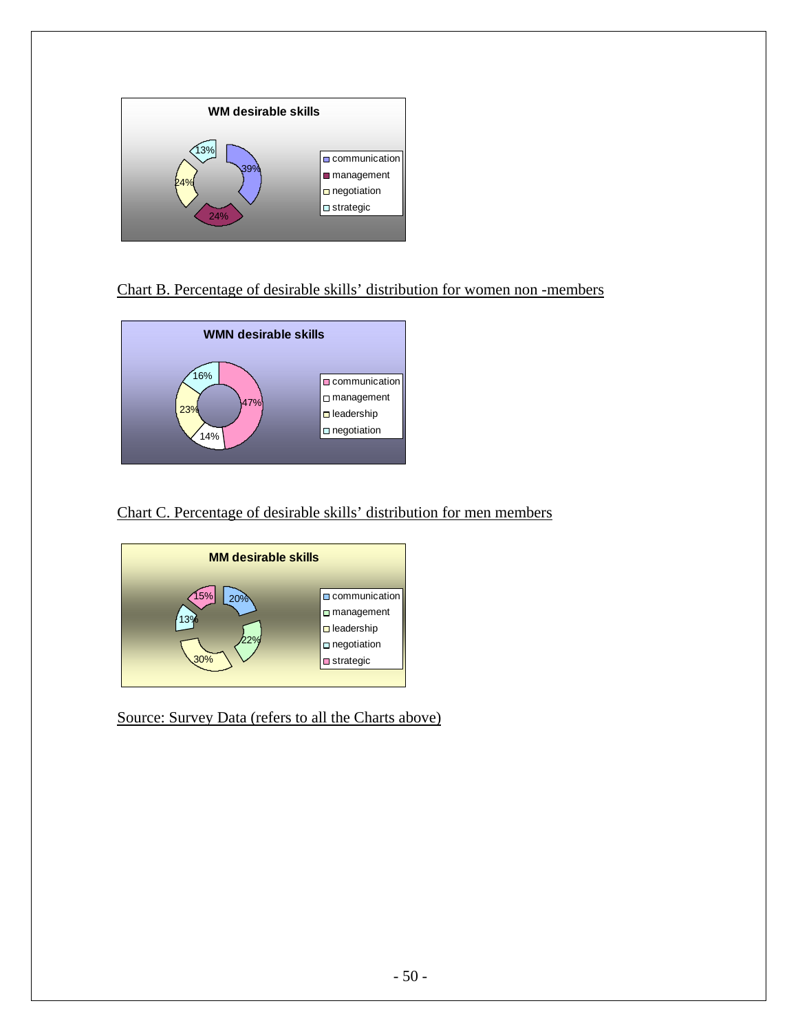**WM desirable skills**

| Skill | Percentage |
|---|---|
| communication | 39% |
| management | 24% |
| negotiation | 24% |
| strategic | 13% |

Chart B. Percentage of desirable skills' distribution for women non -members

**WMN desirable skills**

| Skill | Percentage |
|---|---|
| communication | 47% |
| management | 14% |
| leadership | 23% |
| negotiation | 16% |

Chart C. Percentage of desirable skills' distribution for men members

**MM desirable skills**

| Skill | Percentage |
|---|---|
| communication | 20% |
| management | 22% |
| leadership | 30% |
| negotiation | 13% |
| strategic | 15% |

Source: Survey Data (refers to all the Charts above)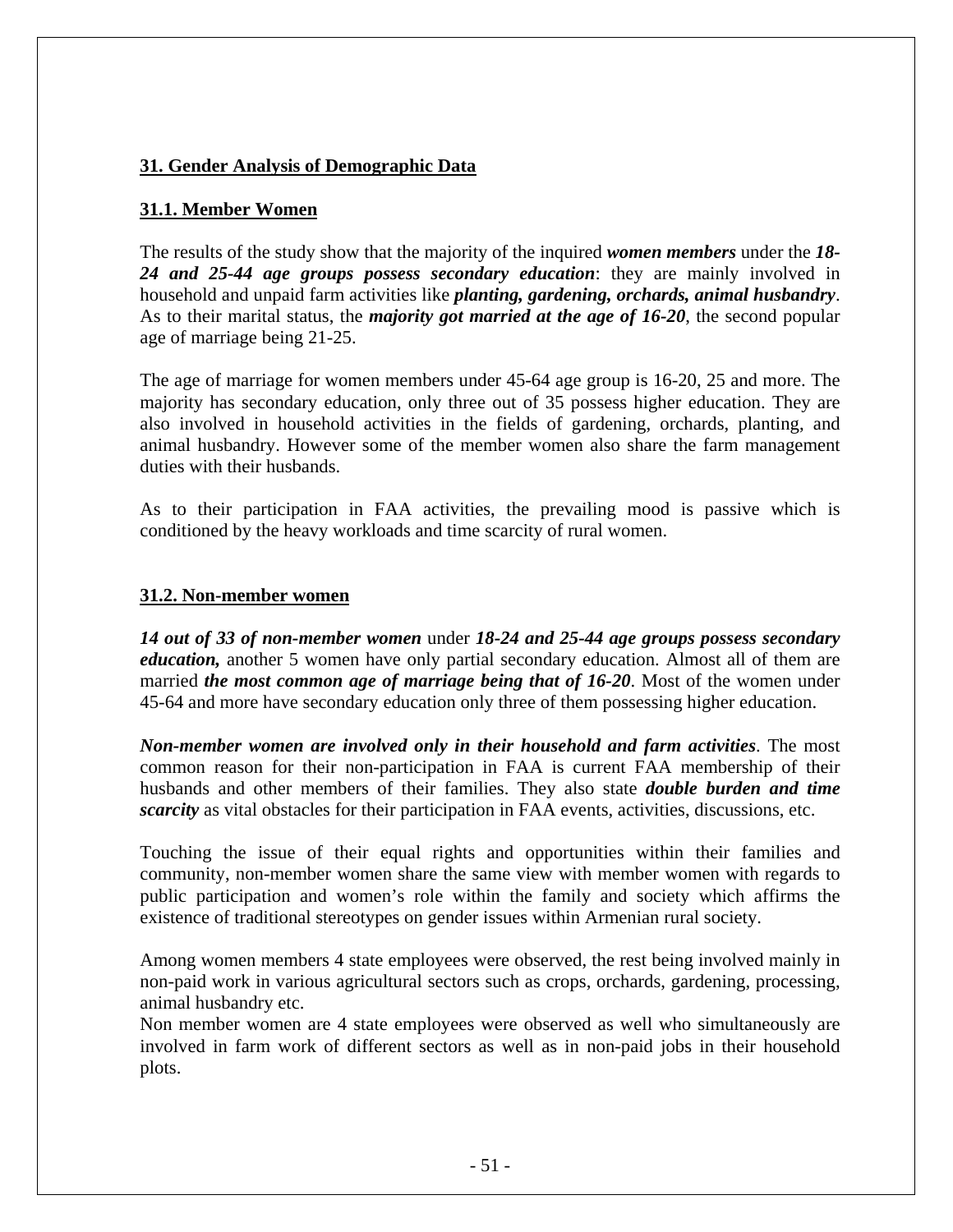## 31. Gender Analysis of Demographic Data

### 31.1. Member Women

The results of the study show that the majority of the inquired ***women members*** under the ***18-24 and 25-44 age groups possess secondary education***: they are mainly involved in household and unpaid farm activities like ***planting, gardening, orchards, animal husbandry***. As to their marital status, the ***majority got married at the age of 16-20***, the second popular age of marriage being 21-25.

The age of marriage for women members under 45-64 age group is 16-20, 25 and more. The majority has secondary education, only three out of 35 possess higher education. They are also involved in household activities in the fields of gardening, orchards, planting, and animal husbandry. However some of the member women also share the farm management duties with their husbands.

As to their participation in FAA activities, the prevailing mood is passive which is conditioned by the heavy workloads and time scarcity of rural women.

### 31.2. Non-member women

***14 out of 33 of non-member women*** under ***18-24 and 25-44 age groups possess secondary education,*** another 5 women have only partial secondary education. Almost all of them are married ***the most common age of marriage being that of 16-20***. Most of the women under 45-64 and more have secondary education only three of them possessing higher education.

***Non-member women are involved only in their household and farm activities***. The most common reason for their non-participation in FAA is current FAA membership of their husbands and other members of their families. They also state ***double burden and time scarcity*** as vital obstacles for their participation in FAA events, activities, discussions, etc.

Touching the issue of their equal rights and opportunities within their families and community, non-member women share the same view with member women with regards to public participation and women's role within the family and society which affirms the existence of traditional stereotypes on gender issues within Armenian rural society.

Among women members 4 state employees were observed, the rest being involved mainly in non-paid work in various agricultural sectors such as crops, orchards, gardening, processing, animal husbandry etc.

Non member women are 4 state employees were observed as well who simultaneously are involved in farm work of different sectors as well as in non-paid jobs in their household plots.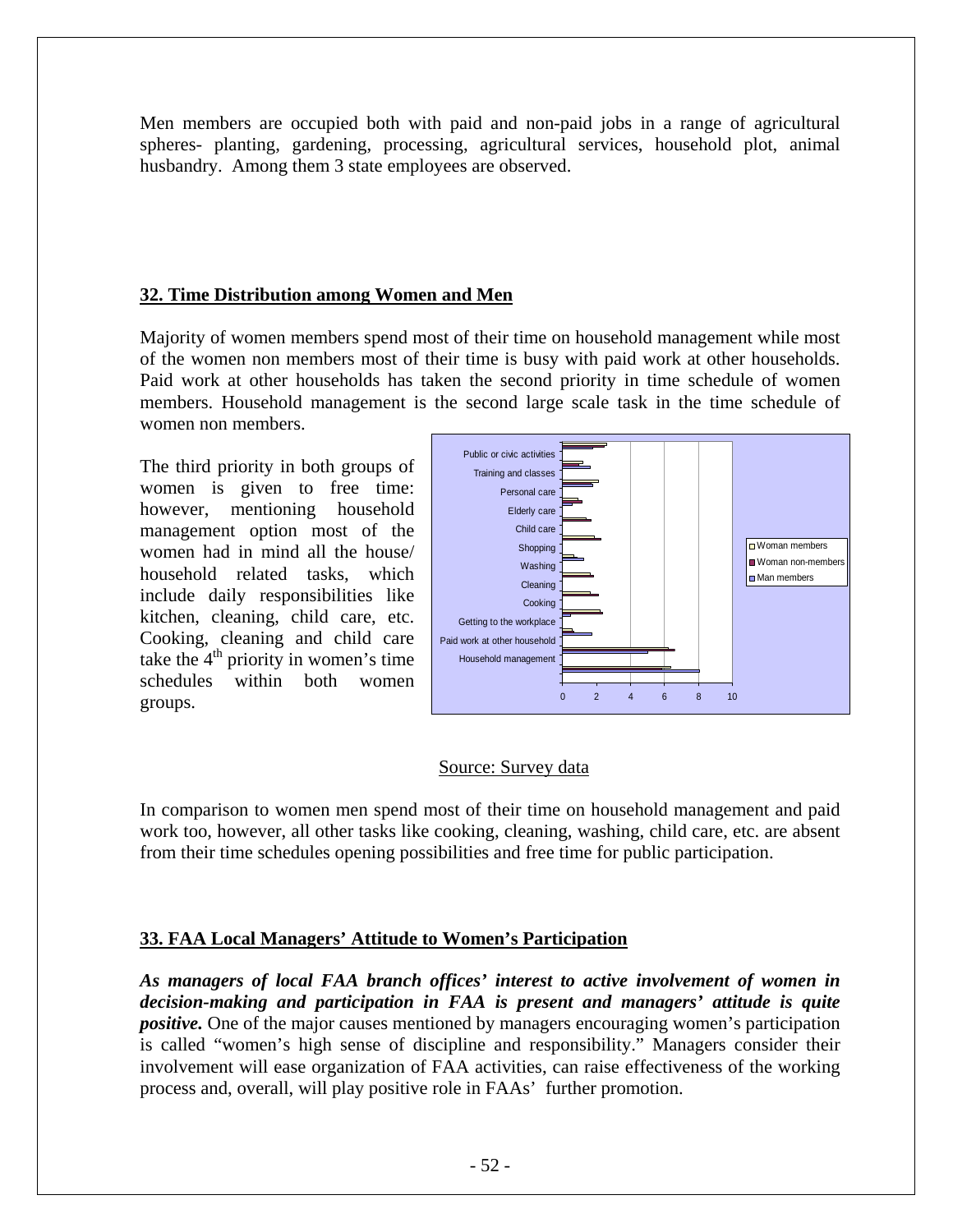Men members are occupied both with paid and non-paid jobs in a range of agricultural spheres- planting, gardening, processing, agricultural services, household plot, animal husbandry. Among them 3 state employees are observed.

## 32. Time Distribution among Women and Men

Majority of women members spend most of their time on household management while most of the women non members most of their time is busy with paid work at other households. Paid work at other households has taken the second priority in time schedule of women members. Household management is the second large scale task in the time schedule of women non members.

The third priority in both groups of women is given to free time: however, mentioning household management option most of the women had in mind all the house/ household related tasks, which include daily responsibilities like kitchen, cleaning, child care, etc. Cooking, cleaning and child care take the 4th priority in women's time schedules within both women groups.

Source: Survey data

In comparison to women men spend most of their time on household management and paid work too, however, all other tasks like cooking, cleaning, washing, child care, etc. are absent from their time schedules opening possibilities and free time for public participation.

## 33. FAA Local Managers' Attitude to Women's Participation

***As managers of local FAA branch offices' interest to active involvement of women in decision-making and participation in FAA is present and managers' attitude is quite positive.*** One of the major causes mentioned by managers encouraging women's participation is called "women's high sense of discipline and responsibility." Managers consider their involvement will ease organization of FAA activities, can raise effectiveness of the working process and, overall, will play positive role in FAAs' further promotion.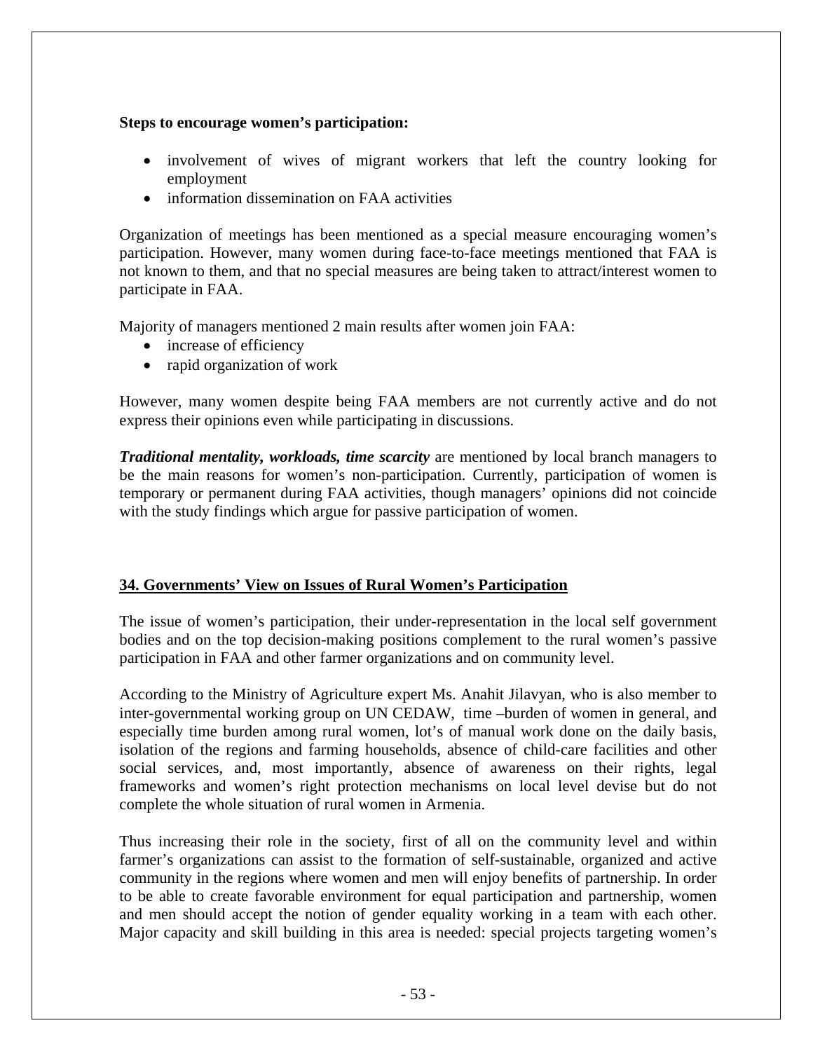**Steps to encourage women's participation:**

- involvement of wives of migrant workers that left the country looking for employment
- information dissemination on FAA activities

Organization of meetings has been mentioned as a special measure encouraging women's participation. However, many women during face-to-face meetings mentioned that FAA is not known to them, and that no special measures are being taken to attract/interest women to participate in FAA.

Majority of managers mentioned 2 main results after women join FAA:

- increase of efficiency
- rapid organization of work

However, many women despite being FAA members are not currently active and do not express their opinions even while participating in discussions.

***Traditional mentality, workloads, time scarcity*** are mentioned by local branch managers to be the main reasons for women's non-participation. Currently, participation of women is temporary or permanent during FAA activities, though managers' opinions did not coincide with the study findings which argue for passive participation of women.

## 34. Governments' View on Issues of Rural Women's Participation

The issue of women's participation, their under-representation in the local self government bodies and on the top decision-making positions complement to the rural women's passive participation in FAA and other farmer organizations and on community level.

According to the Ministry of Agriculture expert Ms. Anahit Jilavyan, who is also member to inter-governmental working group on UN CEDAW, time –burden of women in general, and especially time burden among rural women, lot's of manual work done on the daily basis, isolation of the regions and farming households, absence of child-care facilities and other social services, and, most importantly, absence of awareness on their rights, legal frameworks and women's right protection mechanisms on local level devise but do not complete the whole situation of rural women in Armenia.

Thus increasing their role in the society, first of all on the community level and within farmer's organizations can assist to the formation of self-sustainable, organized and active community in the regions where women and men will enjoy benefits of partnership. In order to be able to create favorable environment for equal participation and partnership, women and men should accept the notion of gender equality working in a team with each other. Major capacity and skill building in this area is needed: special projects targeting women's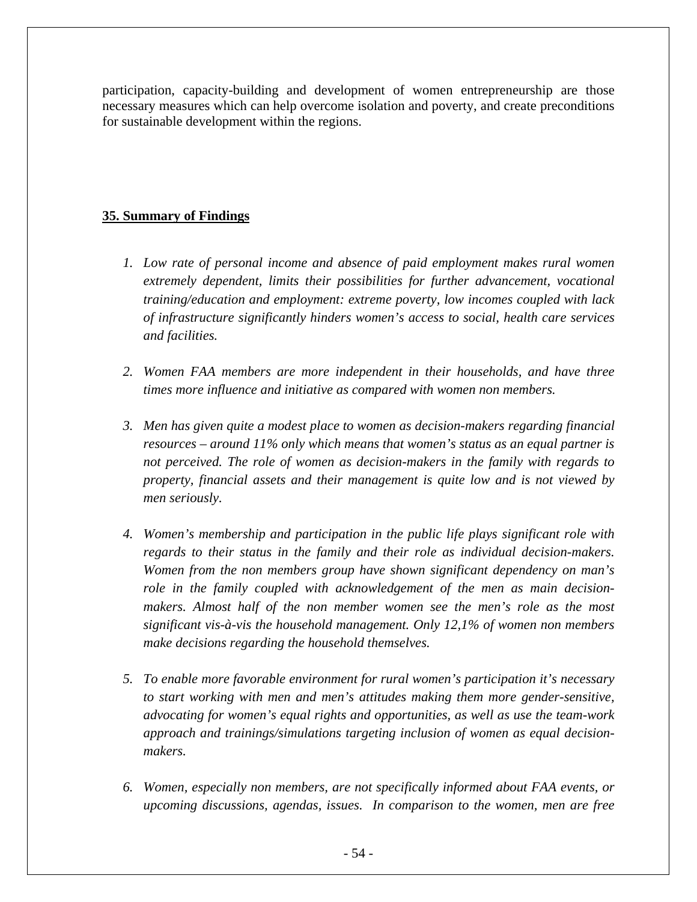participation, capacity-building and development of women entrepreneurship are those necessary measures which can help overcome isolation and poverty, and create preconditions for sustainable development within the regions.

## 35. Summary of Findings

1. *Low rate of personal income and absence of paid employment makes rural women extremely dependent, limits their possibilities for further advancement, vocational training/education and employment: extreme poverty, low incomes coupled with lack of infrastructure significantly hinders women's access to social, health care services and facilities.*

2. *Women FAA members are more independent in their households, and have three times more influence and initiative as compared with women non members.*

3. *Men has given quite a modest place to women as decision-makers regarding financial resources – around 11% only which means that women's status as an equal partner is not perceived. The role of women as decision-makers in the family with regards to property, financial assets and their management is quite low and is not viewed by men seriously.*

4. *Women's membership and participation in the public life plays significant role with regards to their status in the family and their role as individual decision-makers. Women from the non members group have shown significant dependency on man's role in the family coupled with acknowledgement of the men as main decision-makers. Almost half of the non member women see the men's role as the most significant vis-à-vis the household management. Only 12,1% of women non members make decisions regarding the household themselves.*

5. *To enable more favorable environment for rural women's participation it's necessary to start working with men and men's attitudes making them more gender-sensitive, advocating for women's equal rights and opportunities, as well as use the team-work approach and trainings/simulations targeting inclusion of women as equal decision-makers.*

6. *Women, especially non members, are not specifically informed about FAA events, or upcoming discussions, agendas, issues. In comparison to the women, men are free*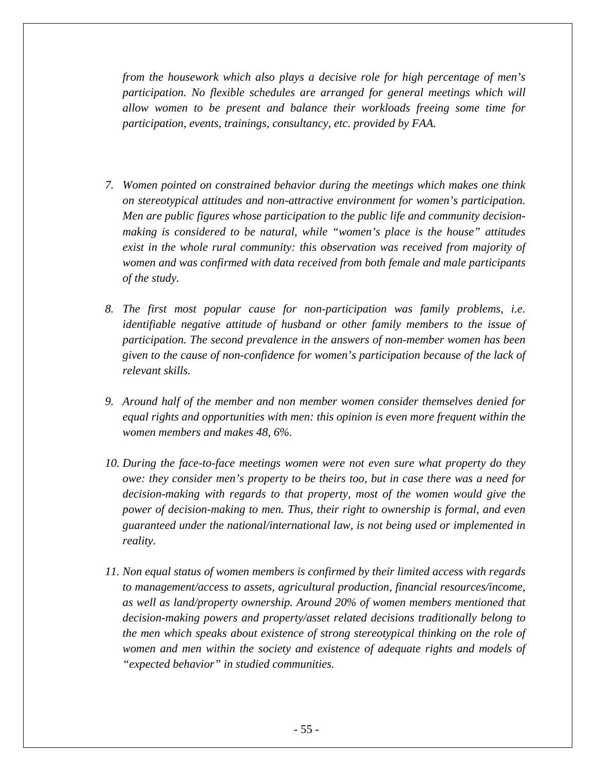*from the housework which also plays a decisive role for high percentage of men's participation. No flexible schedules are arranged for general meetings which will allow women to be present and balance their workloads freeing some time for participation, events, trainings, consultancy, etc. provided by FAA.*

7. *Women pointed on constrained behavior during the meetings which makes one think on stereotypical attitudes and non-attractive environment for women's participation. Men are public figures whose participation to the public life and community decision-making is considered to be natural, while "women's place is the house" attitudes exist in the whole rural community: this observation was received from majority of women and was confirmed with data received from both female and male participants of the study.*

8. *The first most popular cause for non-participation was family problems, i.e. identifiable negative attitude of husband or other family members to the issue of participation. The second prevalence in the answers of non-member women has been given to the cause of non-confidence for women's participation because of the lack of relevant skills.*

9. *Around half of the member and non member women consider themselves denied for equal rights and opportunities with men: this opinion is even more frequent within the women members and makes 48, 6%.*

10. *During the face-to-face meetings women were not even sure what property do they owe: they consider men's property to be theirs too, but in case there was a need for decision-making with regards to that property, most of the women would give the power of decision-making to men. Thus, their right to ownership is formal, and even guaranteed under the national/international law, is not being used or implemented in reality.*

11. *Non equal status of women members is confirmed by their limited access with regards to management/access to assets, agricultural production, financial resources/income, as well as land/property ownership. Around 20% of women members mentioned that decision-making powers and property/asset related decisions traditionally belong to the men which speaks about existence of strong stereotypical thinking on the role of women and men within the society and existence of adequate rights and models of "expected behavior" in studied communities.*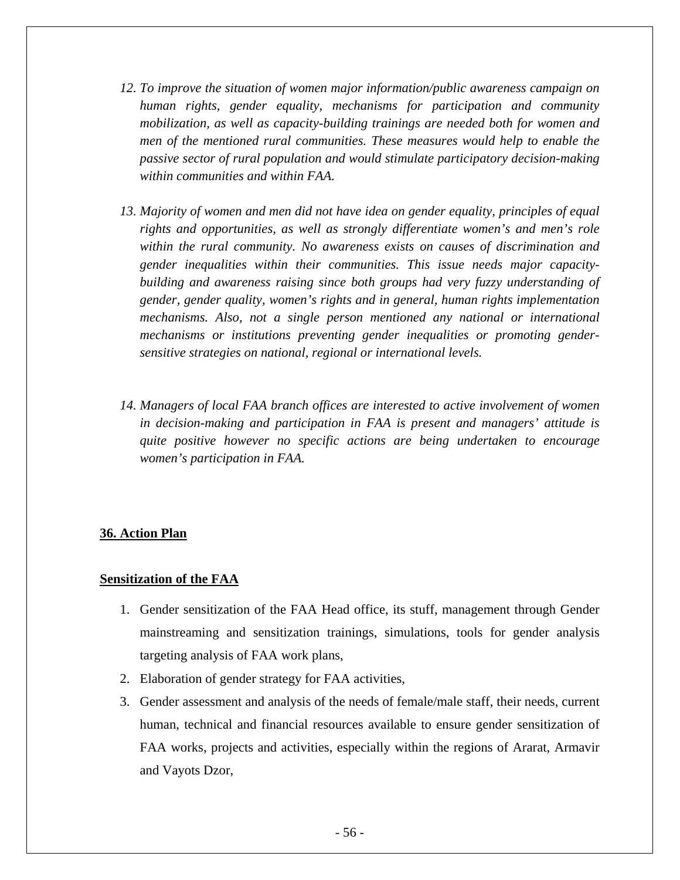12. *To improve the situation of women major information/public awareness campaign on human rights, gender equality, mechanisms for participation and community mobilization, as well as capacity-building trainings are needed both for women and men of the mentioned rural communities. These measures would help to enable the passive sector of rural population and would stimulate participatory decision-making within communities and within FAA.*

13. *Majority of women and men did not have idea on gender equality, principles of equal rights and opportunities, as well as strongly differentiate women's and men's role within the rural community. No awareness exists on causes of discrimination and gender inequalities within their communities. This issue needs major capacity-building and awareness raising since both groups had very fuzzy understanding of gender, gender quality, women's rights and in general, human rights implementation mechanisms. Also, not a single person mentioned any national or international mechanisms or institutions preventing gender inequalities or promoting gender-sensitive strategies on national, regional or international levels.*

14. *Managers of local FAA branch offices are interested to active involvement of women in decision-making and participation in FAA is present and managers' attitude is quite positive however no specific actions are being undertaken to encourage women's participation in FAA.*

## 36. Action Plan

### Sensitization of the FAA

1. Gender sensitization of the FAA Head office, its stuff, management through Gender mainstreaming and sensitization trainings, simulations, tools for gender analysis targeting analysis of FAA work plans,
2. Elaboration of gender strategy for FAA activities,
3. Gender assessment and analysis of the needs of female/male staff, their needs, current human, technical and financial resources available to ensure gender sensitization of FAA works, projects and activities, especially within the regions of Ararat, Armavir and Vayots Dzor,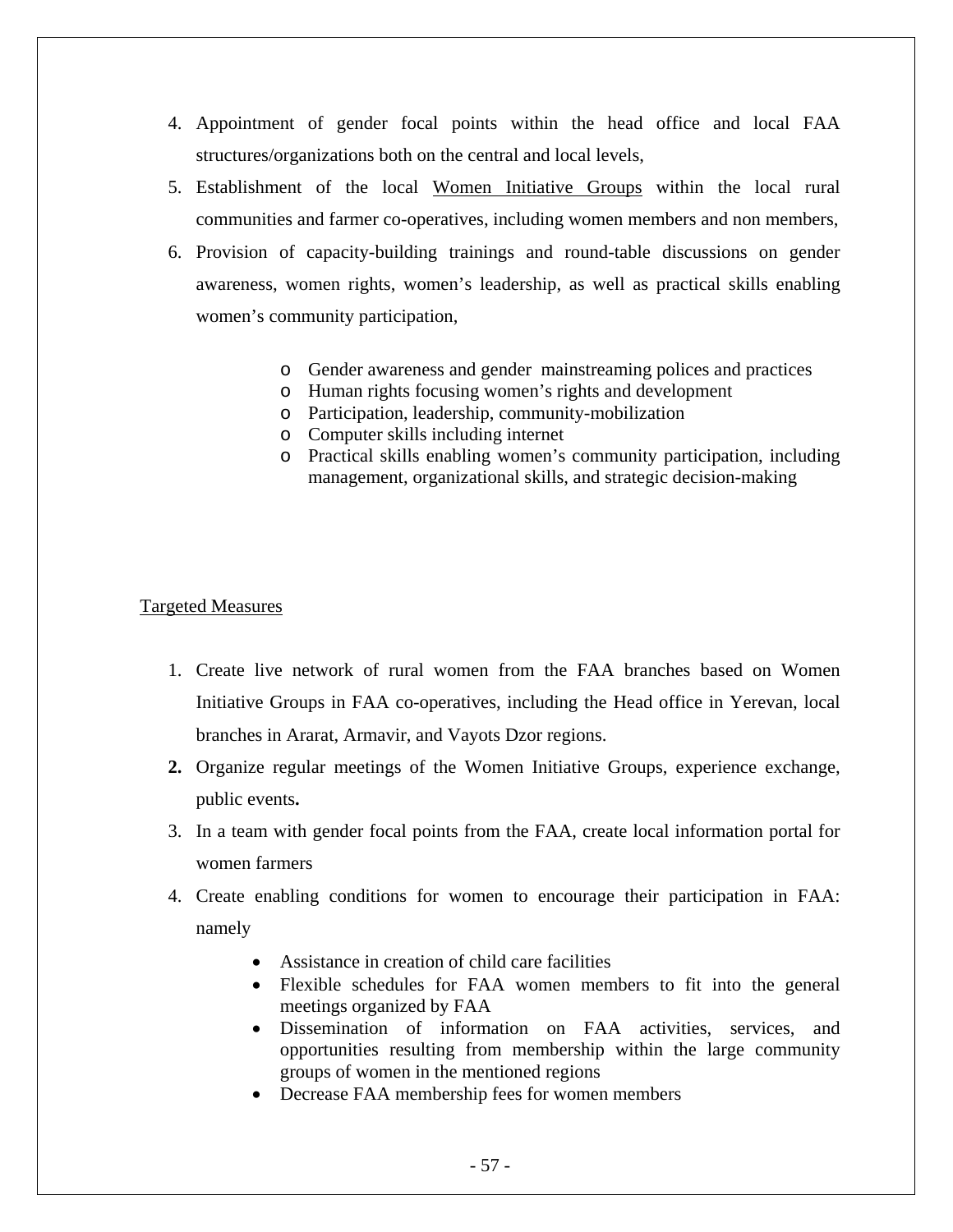4. Appointment of gender focal points within the head office and local FAA structures/organizations both on the central and local levels,
5. Establishment of the local Women Initiative Groups within the local rural communities and farmer co-operatives, including women members and non members,
6. Provision of capacity-building trainings and round-table discussions on gender awareness, women rights, women's leadership, as well as practical skills enabling women's community participation,
    - Gender awareness and gender mainstreaming polices and practices
    - Human rights focusing women's rights and development
    - Participation, leadership, community-mobilization
    - Computer skills including internet
    - Practical skills enabling women's community participation, including management, organizational skills, and strategic decision-making

Targeted Measures

1. Create live network of rural women from the FAA branches based on Women Initiative Groups in FAA co-operatives, including the Head office in Yerevan, local branches in Ararat, Armavir, and Vayots Dzor regions.
2. Organize regular meetings of the Women Initiative Groups, experience exchange, public events.
3. In a team with gender focal points from the FAA, create local information portal for women farmers
4. Create enabling conditions for women to encourage their participation in FAA: namely
    - Assistance in creation of child care facilities
    - Flexible schedules for FAA women members to fit into the general meetings organized by FAA
    - Dissemination of information on FAA activities, services, and opportunities resulting from membership within the large community groups of women in the mentioned regions
    - Decrease FAA membership fees for women members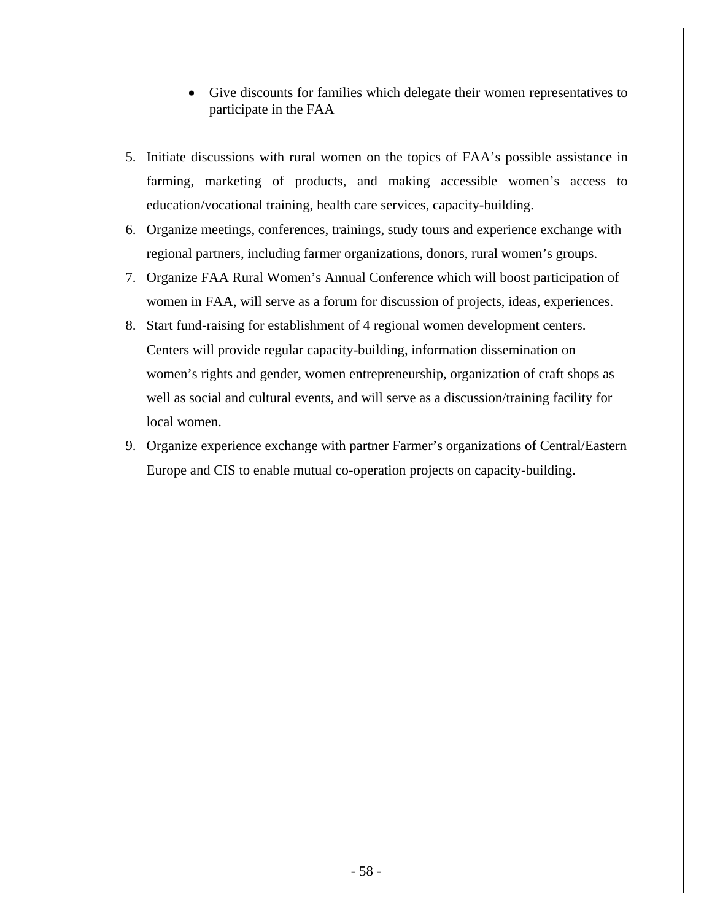- Give discounts for families which delegate their women representatives to participate in the FAA

5. Initiate discussions with rural women on the topics of FAA's possible assistance in farming, marketing of products, and making accessible women's access to education/vocational training, health care services, capacity-building.
6. Organize meetings, conferences, trainings, study tours and experience exchange with regional partners, including farmer organizations, donors, rural women's groups.
7. Organize FAA Rural Women's Annual Conference which will boost participation of women in FAA, will serve as a forum for discussion of projects, ideas, experiences.
8. Start fund-raising for establishment of 4 regional women development centers. Centers will provide regular capacity-building, information dissemination on women's rights and gender, women entrepreneurship, organization of craft shops as well as social and cultural events, and will serve as a discussion/training facility for local women.
9. Organize experience exchange with partner Farmer's organizations of Central/Eastern Europe and CIS to enable mutual co-operation projects on capacity-building.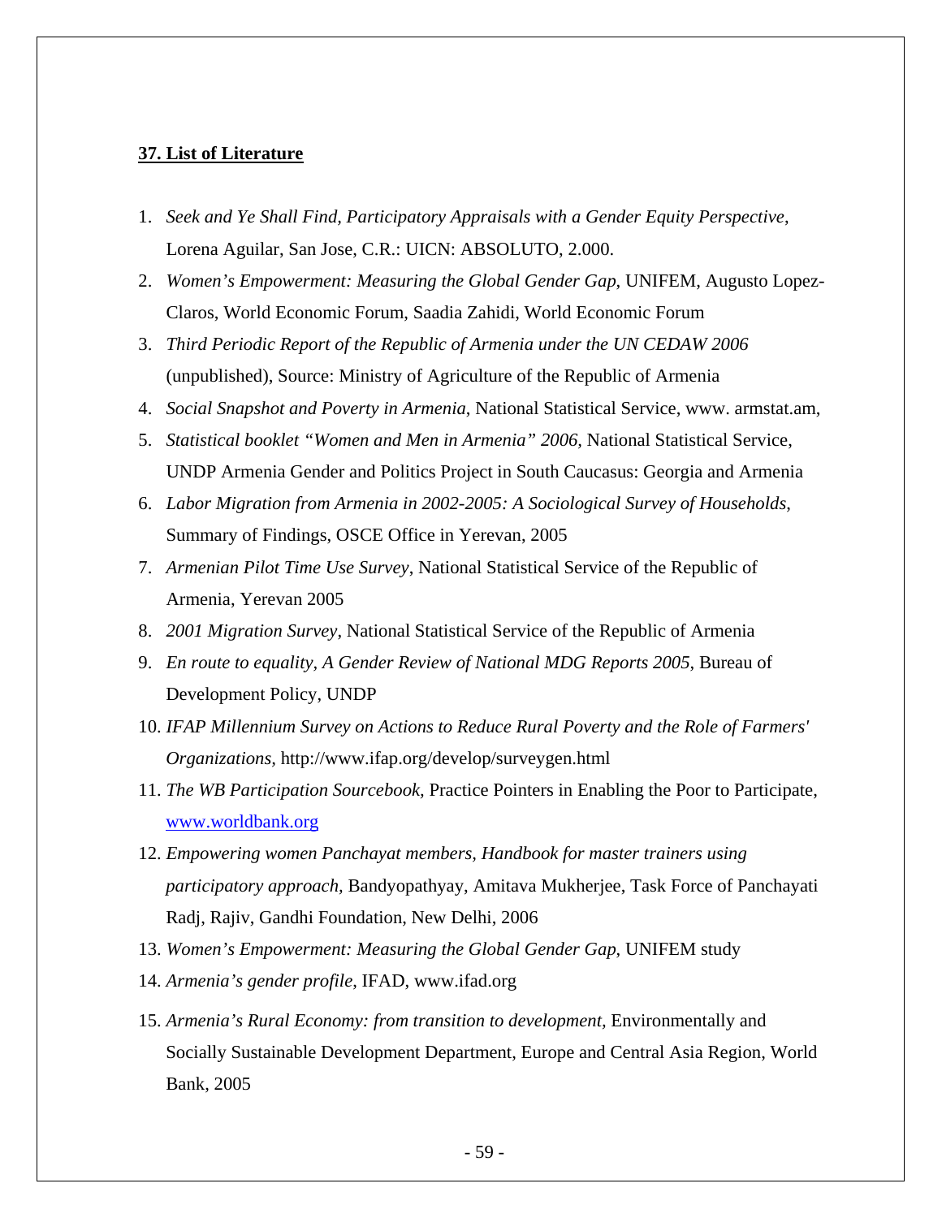## **37. List of Literature**

1. *Seek and Ye Shall Find, Participatory Appraisals with a Gender Equity Perspective*, Lorena Aguilar, San Jose, C.R.: UICN: ABSOLUTO, 2.000.
2. *Women's Empowerment: Measuring the Global Gender Gap*, UNIFEM, Augusto Lopez-Claros, World Economic Forum, Saadia Zahidi, World Economic Forum
3. *Third Periodic Report of the Republic of Armenia under the UN CEDAW 2006* (unpublished), Source: Ministry of Agriculture of the Republic of Armenia
4. *Social Snapshot and Poverty in Armenia*, National Statistical Service, www. armstat.am,
5. *Statistical booklet "Women and Men in Armenia" 2006,* National Statistical Service, UNDP Armenia Gender and Politics Project in South Caucasus: Georgia and Armenia
6. *Labor Migration from Armenia in 2002-2005: A Sociological Survey of Households*, Summary of Findings, OSCE Office in Yerevan, 2005
7. *Armenian Pilot Time Use Survey*, National Statistical Service of the Republic of Armenia, Yerevan 2005
8. *2001 Migration Survey*, National Statistical Service of the Republic of Armenia
9. *En route to equality, A Gender Review of National MDG Reports 2005*, Bureau of Development Policy, UNDP
10. *IFAP Millennium Survey on Actions to Reduce Rural Poverty and the Role of Farmers' Organizations,* http://www.ifap.org/develop/surveygen.html
11. *The WB Participation Sourcebook,* Practice Pointers in Enabling the Poor to Participate, www.worldbank.org
12. *Empowering women Panchayat members, Handbook for master trainers using participatory approach,* Bandyopathyay, Amitava Mukherjee, Task Force of Panchayati Radj, Rajiv, Gandhi Foundation, New Delhi, 2006
13. *Women's Empowerment: Measuring the Global Gender Gap*, UNIFEM study
14. *Armenia's gender profile*, IFAD, www.ifad.org
15. *Armenia's Rural Economy: from transition to development,* Environmentally and Socially Sustainable Development Department, Europe and Central Asia Region, World Bank, 2005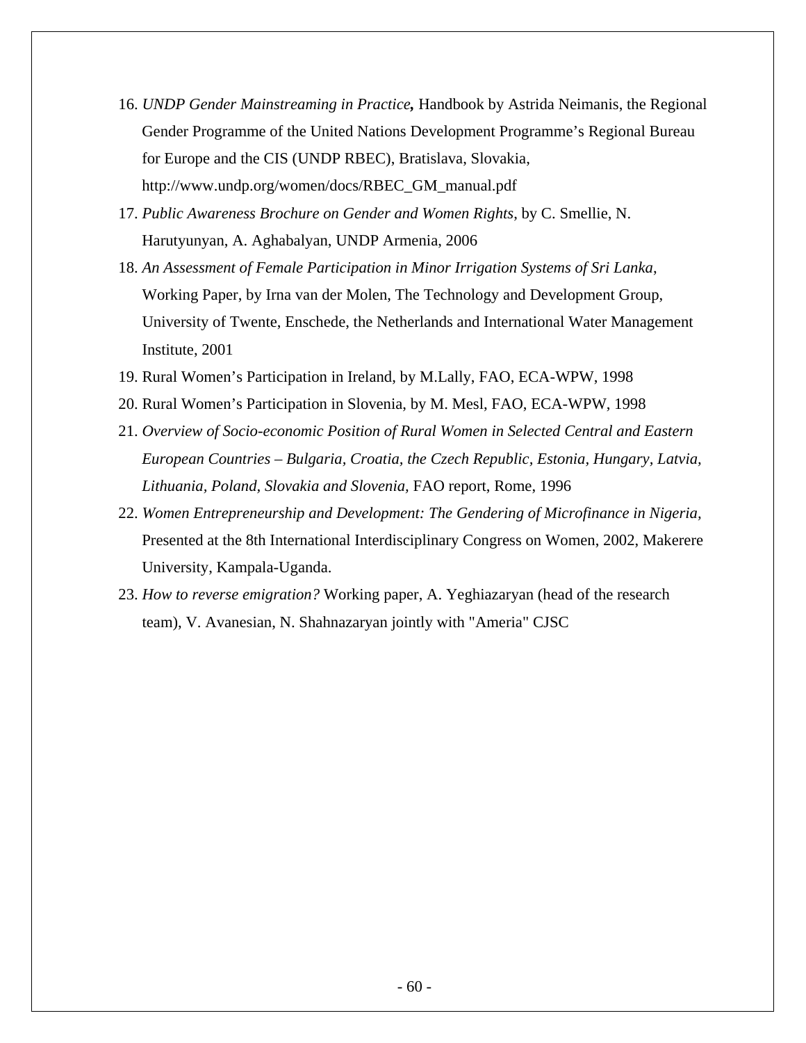16. *UNDP Gender Mainstreaming in Practice***,** Handbook by Astrida Neimanis, the Regional Gender Programme of the United Nations Development Programme's Regional Bureau for Europe and the CIS (UNDP RBEC), Bratislava, Slovakia, http://www.undp.org/women/docs/RBEC_GM_manual.pdf
17. *Public Awareness Brochure on Gender and Women Rights,* by C. Smellie, N. Harutyunyan, A. Aghabalyan, UNDP Armenia, 2006
18. *An Assessment of Female Participation in Minor Irrigation Systems of Sri Lanka*, Working Paper, by Irna van der Molen, The Technology and Development Group, University of Twente, Enschede, the Netherlands and International Water Management Institute, 2001
19. Rural Women's Participation in Ireland, by M.Lally, FAO, ECA-WPW, 1998
20. Rural Women's Participation in Slovenia, by M. Mesl, FAO, ECA-WPW, 1998
21. *Overview of Socio-economic Position of Rural Women in Selected Central and Eastern European Countries – Bulgaria, Croatia, the Czech Republic, Estonia, Hungary, Latvia, Lithuania, Poland, Slovakia and Slovenia,* FAO report, Rome, 1996
22. *Women Entrepreneurship and Development: The Gendering of Microfinance in Nigeria,* Presented at the 8th International Interdisciplinary Congress on Women, 2002, Makerere University, Kampala-Uganda.
23. *How to reverse emigration?* Working paper, A. Yeghiazaryan (head of the research team), V. Avanesian, N. Shahnazaryan jointly with "Ameria" CJSC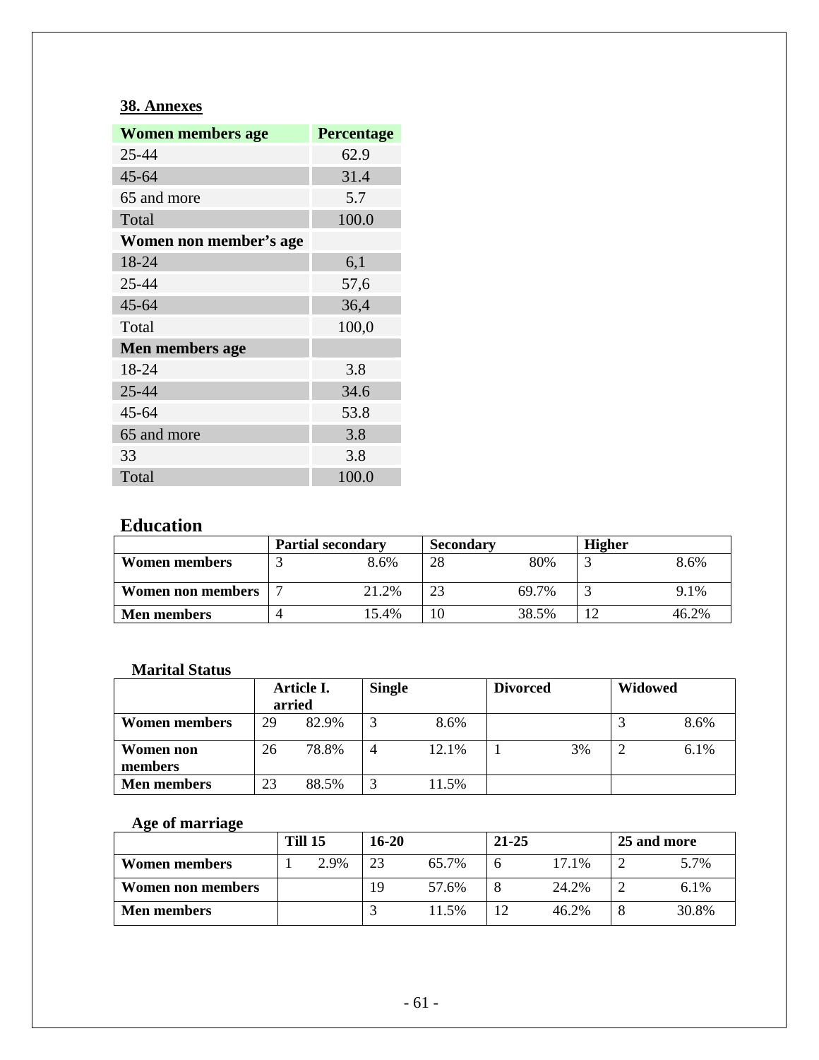## 38. Annexes

| Women members age | Percentage |
|---|---|
| 25-44 | 62.9 |
| 45-64 | 31.4 |
| 65 and more | 5.7 |
| Total | 100.0 |
| **Women non member's age** | |
| 18-24 | 6,1 |
| 25-44 | 57,6 |
| 45-64 | 36,4 |
| Total | 100,0 |
| **Men members age** | |
| 18-24 | 3.8 |
| 25-44 | 34.6 |
| 45-64 | 53.8 |
| 65 and more | 3.8 |
| 33 | 3.8 |
| Total | 100.0 |

## Education

| | Partial secondary | | Secondary | | Higher | |
|---|---|---|---|---|---|---|
| **Women members** | 3 | 8.6% | 28 | 80% | 3 | 8.6% |
| **Women non members** | 7 | 21.2% | 23 | 69.7% | 3 | 9.1% |
| **Men members** | 4 | 15.4% | 10 | 38.5% | 12 | 46.2% |

### Marital Status

| | Article I. arried | | Single | | Divorced | | Widowed | |
|---|---|---|---|---|---|---|---|---|
| **Women members** | 29 | 82.9% | 3 | 8.6% | | | 3 | 8.6% |
| **Women non members** | 26 | 78.8% | 4 | 12.1% | 1 | 3% | 2 | 6.1% |
| **Men members** | 23 | 88.5% | 3 | 11.5% | | | | |

### Age of marriage

| | Till 15 | | 16-20 | | 21-25 | | 25 and more | |
|---|---|---|---|---|---|---|---|---|
| **Women members** | 1 | 2.9% | 23 | 65.7% | 6 | 17.1% | 2 | 5.7% |
| **Women non members** | | | 19 | 57.6% | 8 | 24.2% | 2 | 6.1% |
| **Men members** | | | 3 | 11.5% | 12 | 46.2% | 8 | 30.8% |